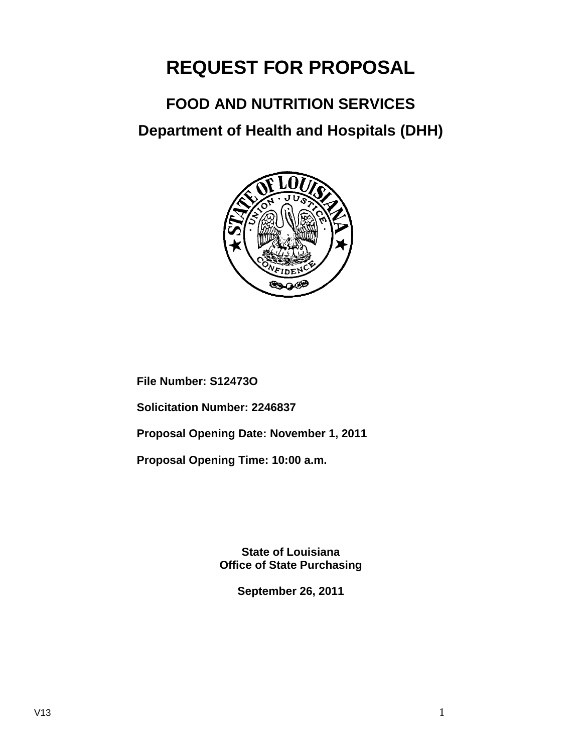# REQUEST FOR PROPOSAL

## FOOD AND NUTRITION SERVICES

## Department of Health and Hospitals (DHH)

**File Number: S12473O**

**Solicitation Number: 2246837**

**Proposal Opening Date: November 1, 2011**

**Proposal Opening Time: 10:00 a.m.**

**State of Louisiana**
**Office of State Purchasing**

**September 26, 2011**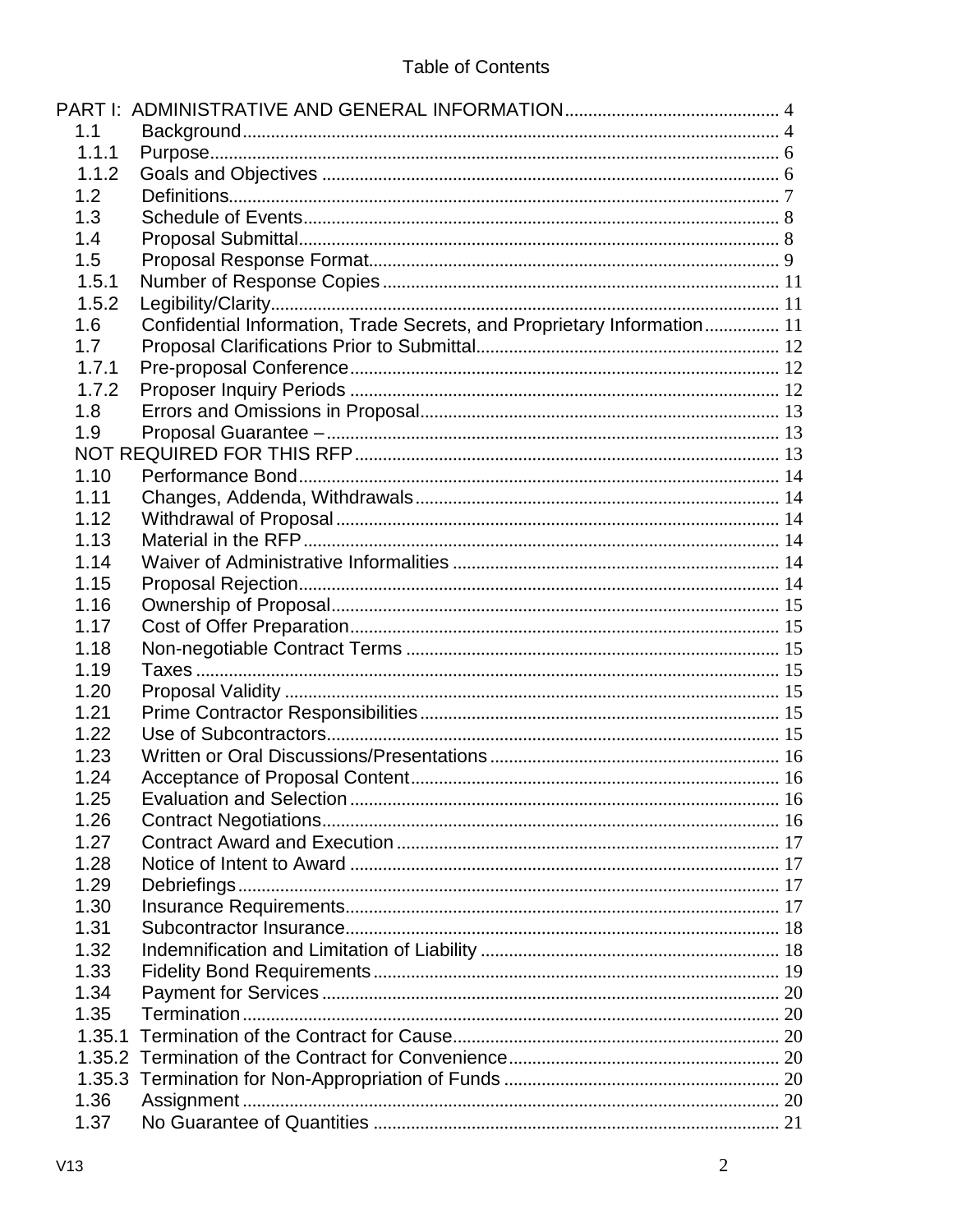Table of Contents

| | | |
|---|---|---|
| PART I: ADMINISTRATIVE AND GENERAL INFORMATION | | 4 |
| 1.1 | Background | 4 |
| 1.1.1 | Purpose | 6 |
| 1.1.2 | Goals and Objectives | 6 |
| 1.2 | Definitions | 7 |
| 1.3 | Schedule of Events | 8 |
| 1.4 | Proposal Submittal | 8 |
| 1.5 | Proposal Response Format | 9 |
| 1.5.1 | Number of Response Copies | 11 |
| 1.5.2 | Legibility/Clarity | 11 |
| 1.6 | Confidential Information, Trade Secrets, and Proprietary Information | 11 |
| 1.7 | Proposal Clarifications Prior to Submittal | 12 |
| 1.7.1 | Pre-proposal Conference | 12 |
| 1.7.2 | Proposer Inquiry Periods | 12 |
| 1.8 | Errors and Omissions in Proposal | 13 |
| 1.9 | Proposal Guarantee – | 13 |
| | NOT REQUIRED FOR THIS RFP | 13 |
| 1.10 | Performance Bond | 14 |
| 1.11 | Changes, Addenda, Withdrawals | 14 |
| 1.12 | Withdrawal of Proposal | 14 |
| 1.13 | Material in the RFP | 14 |
| 1.14 | Waiver of Administrative Informalities | 14 |
| 1.15 | Proposal Rejection | 14 |
| 1.16 | Ownership of Proposal | 15 |
| 1.17 | Cost of Offer Preparation | 15 |
| 1.18 | Non-negotiable Contract Terms | 15 |
| 1.19 | Taxes | 15 |
| 1.20 | Proposal Validity | 15 |
| 1.21 | Prime Contractor Responsibilities | 15 |
| 1.22 | Use of Subcontractors | 15 |
| 1.23 | Written or Oral Discussions/Presentations | 16 |
| 1.24 | Acceptance of Proposal Content | 16 |
| 1.25 | Evaluation and Selection | 16 |
| 1.26 | Contract Negotiations | 16 |
| 1.27 | Contract Award and Execution | 17 |
| 1.28 | Notice of Intent to Award | 17 |
| 1.29 | Debriefings | 17 |
| 1.30 | Insurance Requirements | 17 |
| 1.31 | Subcontractor Insurance | 18 |
| 1.32 | Indemnification and Limitation of Liability | 18 |
| 1.33 | Fidelity Bond Requirements | 19 |
| 1.34 | Payment for Services | 20 |
| 1.35 | Termination | 20 |
| 1.35.1 | Termination of the Contract for Cause | 20 |
| 1.35.2 | Termination of the Contract for Convenience | 20 |
| 1.35.3 | Termination for Non-Appropriation of Funds | 20 |
| 1.36 | Assignment | 20 |
| 1.37 | No Guarantee of Quantities | 21 |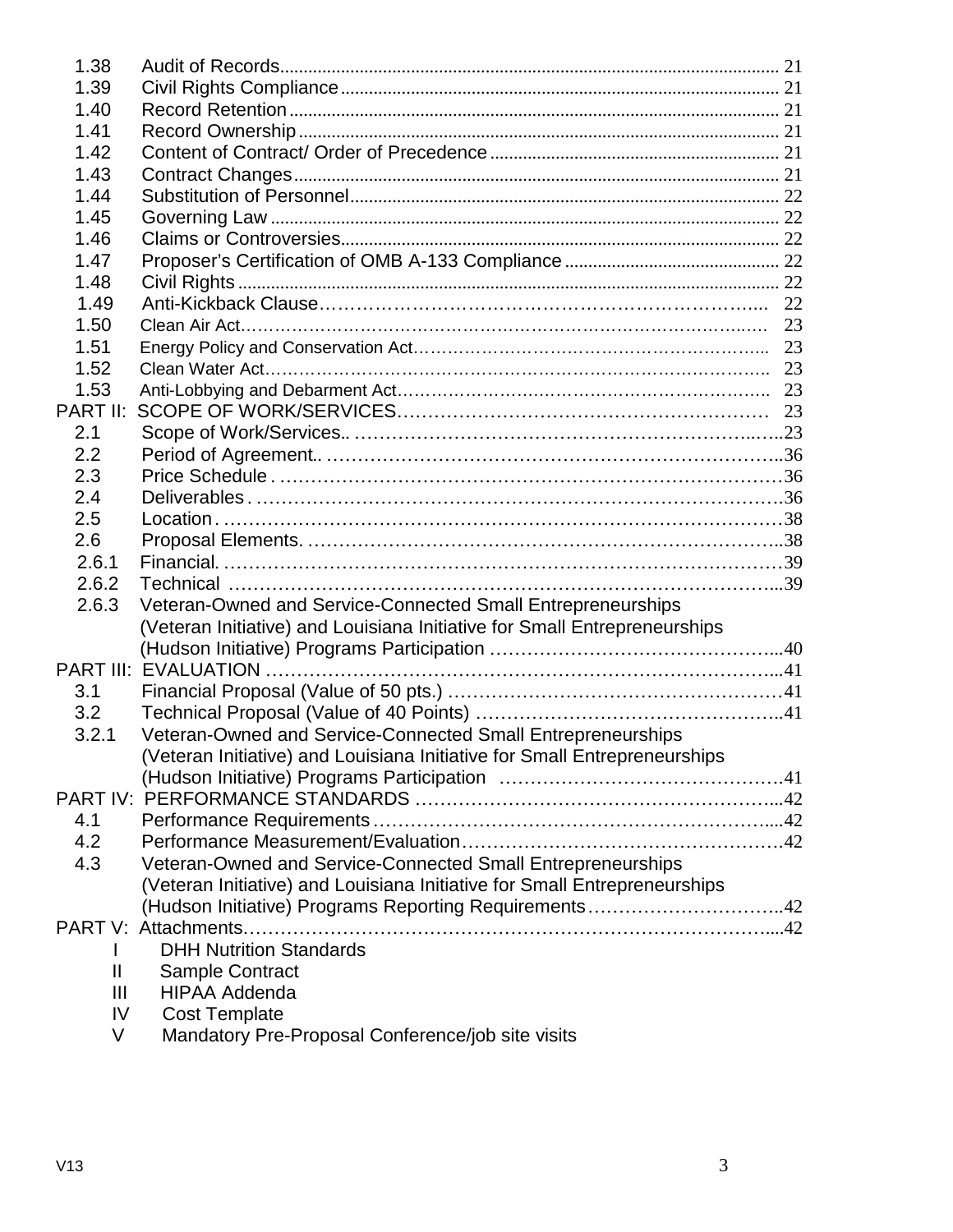| | | |
|---|---|---|
| 1.38 | Audit of Records | 21 |
| 1.39 | Civil Rights Compliance | 21 |
| 1.40 | Record Retention | 21 |
| 1.41 | Record Ownership | 21 |
| 1.42 | Content of Contract/ Order of Precedence | 21 |
| 1.43 | Contract Changes | 21 |
| 1.44 | Substitution of Personnel | 22 |
| 1.45 | Governing Law | 22 |
| 1.46 | Claims or Controversies | 22 |
| 1.47 | Proposer's Certification of OMB A-133 Compliance | 22 |
| 1.48 | Civil Rights | 22 |
| 1.49 | Anti-Kickback Clause | 22 |
| 1.50 | Clean Air Act | 23 |
| 1.51 | Energy Policy and Conservation Act | 23 |
| 1.52 | Clean Water Act | 23 |
| 1.53 | Anti-Lobbying and Debarment Act | 23 |
| PART II: | SCOPE OF WORK/SERVICES | 23 |
| 2.1 | Scope of Work/Services. | 23 |
| 2.2 | Period of Agreement. | 36 |
| 2.3 | Price Schedule | 36 |
| 2.4 | Deliverables | 36 |
| 2.5 | Location | 38 |
| 2.6 | Proposal Elements. | 38 |
| 2.6.1 | Financial. | 39 |
| 2.6.2 | Technical | 39 |
| 2.6.3 | Veteran-Owned and Service-Connected Small Entrepreneurships (Veteran Initiative) and Louisiana Initiative for Small Entrepreneurships (Hudson Initiative) Programs Participation | 40 |
| PART III: | EVALUATION | 41 |
| 3.1 | Financial Proposal (Value of 50 pts.) | 41 |
| 3.2 | Technical Proposal (Value of 40 Points) | 41 |
| 3.2.1 | Veteran-Owned and Service-Connected Small Entrepreneurships (Veteran Initiative) and Louisiana Initiative for Small Entrepreneurships (Hudson Initiative) Programs Participation | 41 |
| PART IV: | PERFORMANCE STANDARDS | 42 |
| 4.1 | Performance Requirements | 42 |
| 4.2 | Performance Measurement/Evaluation | 42 |
| 4.3 | Veteran-Owned and Service-Connected Small Entrepreneurships (Veteran Initiative) and Louisiana Initiative for Small Entrepreneurships (Hudson Initiative) Programs Reporting Requirements | 42 |
| PART V: | Attachments | 42 |
| I | DHH Nutrition Standards | |
| II | Sample Contract | |
| III | HIPAA Addenda | |
| IV | Cost Template | |
| V | Mandatory Pre-Proposal Conference/job site visits | |

V13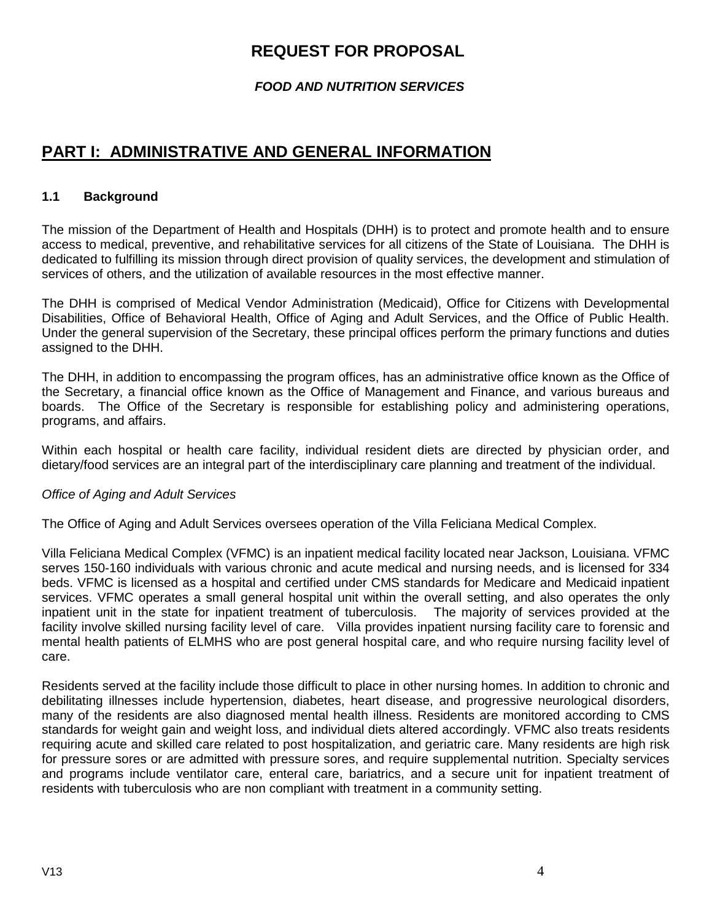# REQUEST FOR PROPOSAL

***FOOD AND NUTRITION SERVICES***

## PART I: ADMINISTRATIVE AND GENERAL INFORMATION

### 1.1 Background

The mission of the Department of Health and Hospitals (DHH) is to protect and promote health and to ensure access to medical, preventive, and rehabilitative services for all citizens of the State of Louisiana. The DHH is dedicated to fulfilling its mission through direct provision of quality services, the development and stimulation of services of others, and the utilization of available resources in the most effective manner.

The DHH is comprised of Medical Vendor Administration (Medicaid), Office for Citizens with Developmental Disabilities, Office of Behavioral Health, Office of Aging and Adult Services, and the Office of Public Health. Under the general supervision of the Secretary, these principal offices perform the primary functions and duties assigned to the DHH.

The DHH, in addition to encompassing the program offices, has an administrative office known as the Office of the Secretary, a financial office known as the Office of Management and Finance, and various bureaus and boards. The Office of the Secretary is responsible for establishing policy and administering operations, programs, and affairs.

Within each hospital or health care facility, individual resident diets are directed by physician order, and dietary/food services are an integral part of the interdisciplinary care planning and treatment of the individual.

*Office of Aging and Adult Services*

The Office of Aging and Adult Services oversees operation of the Villa Feliciana Medical Complex.

Villa Feliciana Medical Complex (VFMC) is an inpatient medical facility located near Jackson, Louisiana. VFMC serves 150-160 individuals with various chronic and acute medical and nursing needs, and is licensed for 334 beds. VFMC is licensed as a hospital and certified under CMS standards for Medicare and Medicaid inpatient services. VFMC operates a small general hospital unit within the overall setting, and also operates the only inpatient unit in the state for inpatient treatment of tuberculosis. The majority of services provided at the facility involve skilled nursing facility level of care. Villa provides inpatient nursing facility care to forensic and mental health patients of ELMHS who are post general hospital care, and who require nursing facility level of care.

Residents served at the facility include those difficult to place in other nursing homes. In addition to chronic and debilitating illnesses include hypertension, diabetes, heart disease, and progressive neurological disorders, many of the residents are also diagnosed mental health illness. Residents are monitored according to CMS standards for weight gain and weight loss, and individual diets altered accordingly. VFMC also treats residents requiring acute and skilled care related to post hospitalization, and geriatric care. Many residents are high risk for pressure sores or are admitted with pressure sores, and require supplemental nutrition. Specialty services and programs include ventilator care, enteral care, bariatrics, and a secure unit for inpatient treatment of residents with tuberculosis who are non compliant with treatment in a community setting.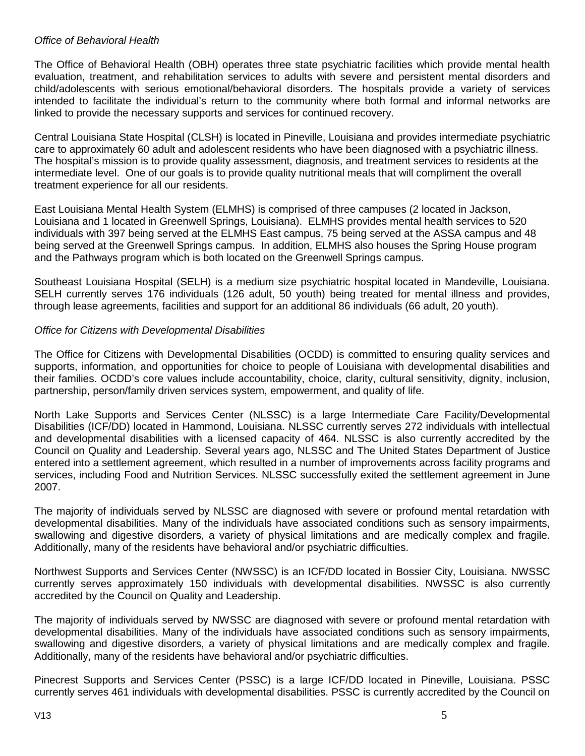*Office of Behavioral Health*

The Office of Behavioral Health (OBH) operates three state psychiatric facilities which provide mental health evaluation, treatment, and rehabilitation services to adults with severe and persistent mental disorders and child/adolescents with serious emotional/behavioral disorders. The hospitals provide a variety of services intended to facilitate the individual's return to the community where both formal and informal networks are linked to provide the necessary supports and services for continued recovery.

Central Louisiana State Hospital (CLSH) is located in Pineville, Louisiana and provides intermediate psychiatric care to approximately 60 adult and adolescent residents who have been diagnosed with a psychiatric illness. The hospital's mission is to provide quality assessment, diagnosis, and treatment services to residents at the intermediate level. One of our goals is to provide quality nutritional meals that will compliment the overall treatment experience for all our residents.

East Louisiana Mental Health System (ELMHS) is comprised of three campuses (2 located in Jackson, Louisiana and 1 located in Greenwell Springs, Louisiana). ELMHS provides mental health services to 520 individuals with 397 being served at the ELMHS East campus, 75 being served at the ASSA campus and 48 being served at the Greenwell Springs campus. In addition, ELMHS also houses the Spring House program and the Pathways program which is both located on the Greenwell Springs campus.

Southeast Louisiana Hospital (SELH) is a medium size psychiatric hospital located in Mandeville, Louisiana. SELH currently serves 176 individuals (126 adult, 50 youth) being treated for mental illness and provides, through lease agreements, facilities and support for an additional 86 individuals (66 adult, 20 youth).

*Office for Citizens with Developmental Disabilities*

The Office for Citizens with Developmental Disabilities (OCDD) is committed to ensuring quality services and supports, information, and opportunities for choice to people of Louisiana with developmental disabilities and their families. OCDD's core values include accountability, choice, clarity, cultural sensitivity, dignity, inclusion, partnership, person/family driven services system, empowerment, and quality of life.

North Lake Supports and Services Center (NLSSC) is a large Intermediate Care Facility/Developmental Disabilities (ICF/DD) located in Hammond, Louisiana. NLSSC currently serves 272 individuals with intellectual and developmental disabilities with a licensed capacity of 464. NLSSC is also currently accredited by the Council on Quality and Leadership. Several years ago, NLSSC and The United States Department of Justice entered into a settlement agreement, which resulted in a number of improvements across facility programs and services, including Food and Nutrition Services. NLSSC successfully exited the settlement agreement in June 2007.

The majority of individuals served by NLSSC are diagnosed with severe or profound mental retardation with developmental disabilities. Many of the individuals have associated conditions such as sensory impairments, swallowing and digestive disorders, a variety of physical limitations and are medically complex and fragile. Additionally, many of the residents have behavioral and/or psychiatric difficulties.

Northwest Supports and Services Center (NWSSC) is an ICF/DD located in Bossier City, Louisiana. NWSSC currently serves approximately 150 individuals with developmental disabilities. NWSSC is also currently accredited by the Council on Quality and Leadership.

The majority of individuals served by NWSSC are diagnosed with severe or profound mental retardation with developmental disabilities. Many of the individuals have associated conditions such as sensory impairments, swallowing and digestive disorders, a variety of physical limitations and are medically complex and fragile. Additionally, many of the residents have behavioral and/or psychiatric difficulties.

Pinecrest Supports and Services Center (PSSC) is a large ICF/DD located in Pineville, Louisiana. PSSC currently serves 461 individuals with developmental disabilities. PSSC is currently accredited by the Council on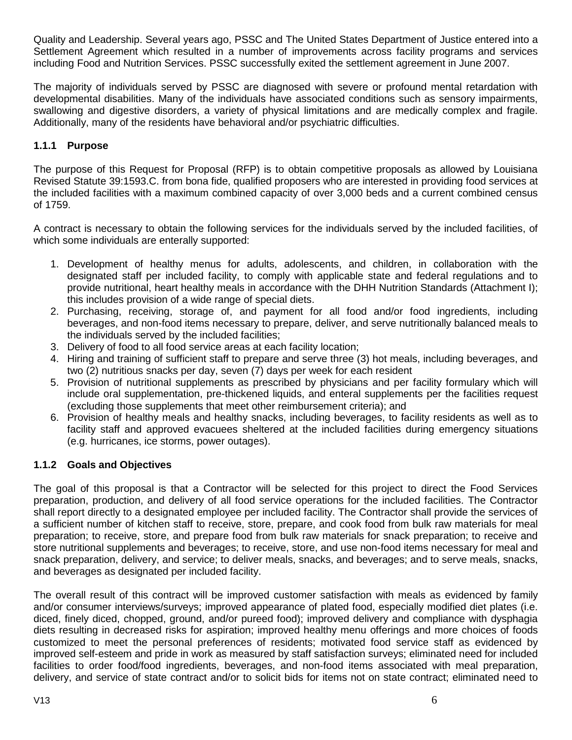Quality and Leadership. Several years ago, PSSC and The United States Department of Justice entered into a Settlement Agreement which resulted in a number of improvements across facility programs and services including Food and Nutrition Services. PSSC successfully exited the settlement agreement in June 2007.

The majority of individuals served by PSSC are diagnosed with severe or profound mental retardation with developmental disabilities. Many of the individuals have associated conditions such as sensory impairments, swallowing and digestive disorders, a variety of physical limitations and are medically complex and fragile. Additionally, many of the residents have behavioral and/or psychiatric difficulties.

### 1.1.1 Purpose

The purpose of this Request for Proposal (RFP) is to obtain competitive proposals as allowed by Louisiana Revised Statute 39:1593.C. from bona fide, qualified proposers who are interested in providing food services at the included facilities with a maximum combined capacity of over 3,000 beds and a current combined census of 1759.

A contract is necessary to obtain the following services for the individuals served by the included facilities, of which some individuals are enterally supported:

1. Development of healthy menus for adults, adolescents, and children, in collaboration with the designated staff per included facility, to comply with applicable state and federal regulations and to provide nutritional, heart healthy meals in accordance with the DHH Nutrition Standards (Attachment I); this includes provision of a wide range of special diets.
2. Purchasing, receiving, storage of, and payment for all food and/or food ingredients, including beverages, and non-food items necessary to prepare, deliver, and serve nutritionally balanced meals to the individuals served by the included facilities;
3. Delivery of food to all food service areas at each facility location;
4. Hiring and training of sufficient staff to prepare and serve three (3) hot meals, including beverages, and two (2) nutritious snacks per day, seven (7) days per week for each resident
5. Provision of nutritional supplements as prescribed by physicians and per facility formulary which will include oral supplementation, pre-thickened liquids, and enteral supplements per the facilities request (excluding those supplements that meet other reimbursement criteria); and
6. Provision of healthy meals and healthy snacks, including beverages, to facility residents as well as to facility staff and approved evacuees sheltered at the included facilities during emergency situations (e.g. hurricanes, ice storms, power outages).

### 1.1.2 Goals and Objectives

The goal of this proposal is that a Contractor will be selected for this project to direct the Food Services preparation, production, and delivery of all food service operations for the included facilities. The Contractor shall report directly to a designated employee per included facility. The Contractor shall provide the services of a sufficient number of kitchen staff to receive, store, prepare, and cook food from bulk raw materials for meal preparation; to receive, store, and prepare food from bulk raw materials for snack preparation; to receive and store nutritional supplements and beverages; to receive, store, and use non-food items necessary for meal and snack preparation, delivery, and service; to deliver meals, snacks, and beverages; and to serve meals, snacks, and beverages as designated per included facility.

The overall result of this contract will be improved customer satisfaction with meals as evidenced by family and/or consumer interviews/surveys; improved appearance of plated food, especially modified diet plates (i.e. diced, finely diced, chopped, ground, and/or pureed food); improved delivery and compliance with dysphagia diets resulting in decreased risks for aspiration; improved healthy menu offerings and more choices of foods customized to meet the personal preferences of residents; motivated food service staff as evidenced by improved self-esteem and pride in work as measured by staff satisfaction surveys; eliminated need for included facilities to order food/food ingredients, beverages, and non-food items associated with meal preparation, delivery, and service of state contract and/or to solicit bids for items not on state contract; eliminated need to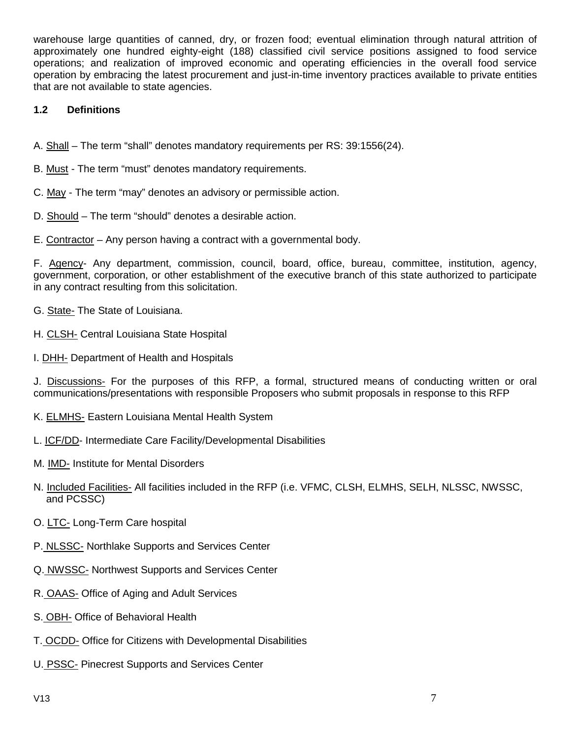warehouse large quantities of canned, dry, or frozen food; eventual elimination through natural attrition of approximately one hundred eighty-eight (188) classified civil service positions assigned to food service operations; and realization of improved economic and operating efficiencies in the overall food service operation by embracing the latest procurement and just-in-time inventory practices available to private entities that are not available to state agencies.

### 1.2 Definitions

A. Shall – The term "shall" denotes mandatory requirements per RS: 39:1556(24).

B. Must - The term "must" denotes mandatory requirements.

C. May - The term "may" denotes an advisory or permissible action.

D. Should – The term "should" denotes a desirable action.

E. Contractor – Any person having a contract with a governmental body.

F. Agency- Any department, commission, council, board, office, bureau, committee, institution, agency, government, corporation, or other establishment of the executive branch of this state authorized to participate in any contract resulting from this solicitation.

G. State- The State of Louisiana.

H. CLSH- Central Louisiana State Hospital

I. DHH- Department of Health and Hospitals

J. Discussions- For the purposes of this RFP, a formal, structured means of conducting written or oral communications/presentations with responsible Proposers who submit proposals in response to this RFP

K. ELMHS- Eastern Louisiana Mental Health System

L. ICF/DD- Intermediate Care Facility/Developmental Disabilities

M. IMD- Institute for Mental Disorders

N. Included Facilities- All facilities included in the RFP (i.e. VFMC, CLSH, ELMHS, SELH, NLSSC, NWSSC, and PCSSC)

O. LTC- Long-Term Care hospital

P. NLSSC- Northlake Supports and Services Center

Q. NWSSC- Northwest Supports and Services Center

R. OAAS- Office of Aging and Adult Services

S. OBH- Office of Behavioral Health

T. OCDD- Office for Citizens with Developmental Disabilities

U. PSSC- Pinecrest Supports and Services Center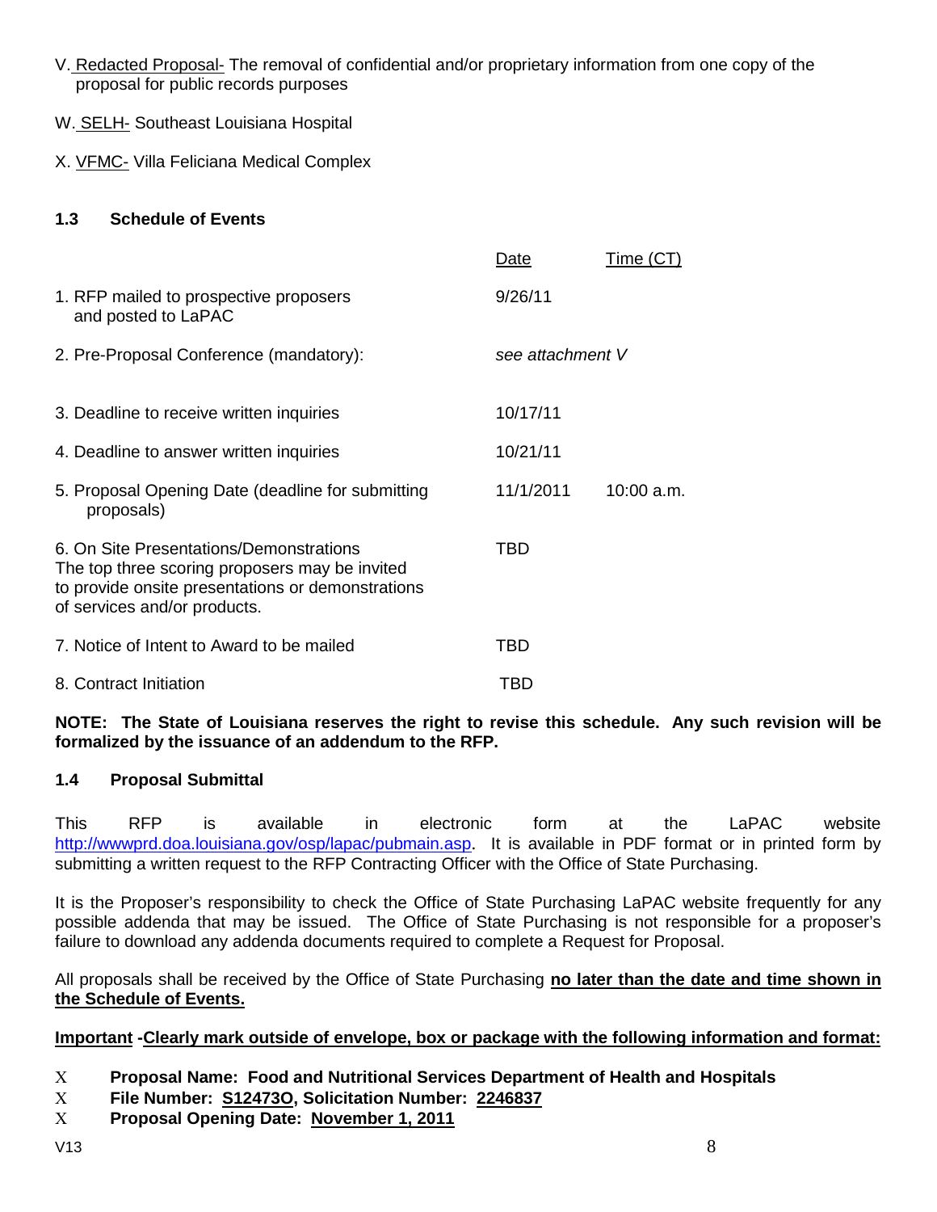V. Redacted Proposal- The removal of confidential and/or proprietary information from one copy of the proposal for public records purposes

W. SELH- Southeast Louisiana Hospital

X. VFMC- Villa Feliciana Medical Complex

### 1.3 Schedule of Events

| | Date | Time (CT) |
|---|---|---|
| 1. RFP mailed to prospective proposers and posted to LaPAC | 9/26/11 | |
| 2. Pre-Proposal Conference (mandatory): | *see attachment V* | |
| 3. Deadline to receive written inquiries | 10/17/11 | |
| 4. Deadline to answer written inquiries | 10/21/11 | |
| 5. Proposal Opening Date (deadline for submitting proposals) | 11/1/2011 | 10:00 a.m. |
| 6. On Site Presentations/Demonstrations The top three scoring proposers may be invited to provide onsite presentations or demonstrations of services and/or products. | TBD | |
| 7. Notice of Intent to Award to be mailed | TBD | |
| 8. Contract Initiation | TBD | |

**NOTE: The State of Louisiana reserves the right to revise this schedule. Any such revision will be formalized by the issuance of an addendum to the RFP.**

### 1.4 Proposal Submittal

This RFP is available in electronic form at the LaPAC website http://wwwprd.doa.louisiana.gov/osp/lapac/pubmain.asp. It is available in PDF format or in printed form by submitting a written request to the RFP Contracting Officer with the Office of State Purchasing.

It is the Proposer's responsibility to check the Office of State Purchasing LaPAC website frequently for any possible addenda that may be issued. The Office of State Purchasing is not responsible for a proposer's failure to download any addenda documents required to complete a Request for Proposal.

All proposals shall be received by the Office of State Purchasing **no later than the date and time shown in the Schedule of Events.**

**Important -Clearly mark outside of envelope, box or package with the following information and format:**

- **Proposal Name: Food and Nutritional Services Department of Health and Hospitals**
- **File Number: S12473O, Solicitation Number: 2246837**
- **Proposal Opening Date: November 1, 2011**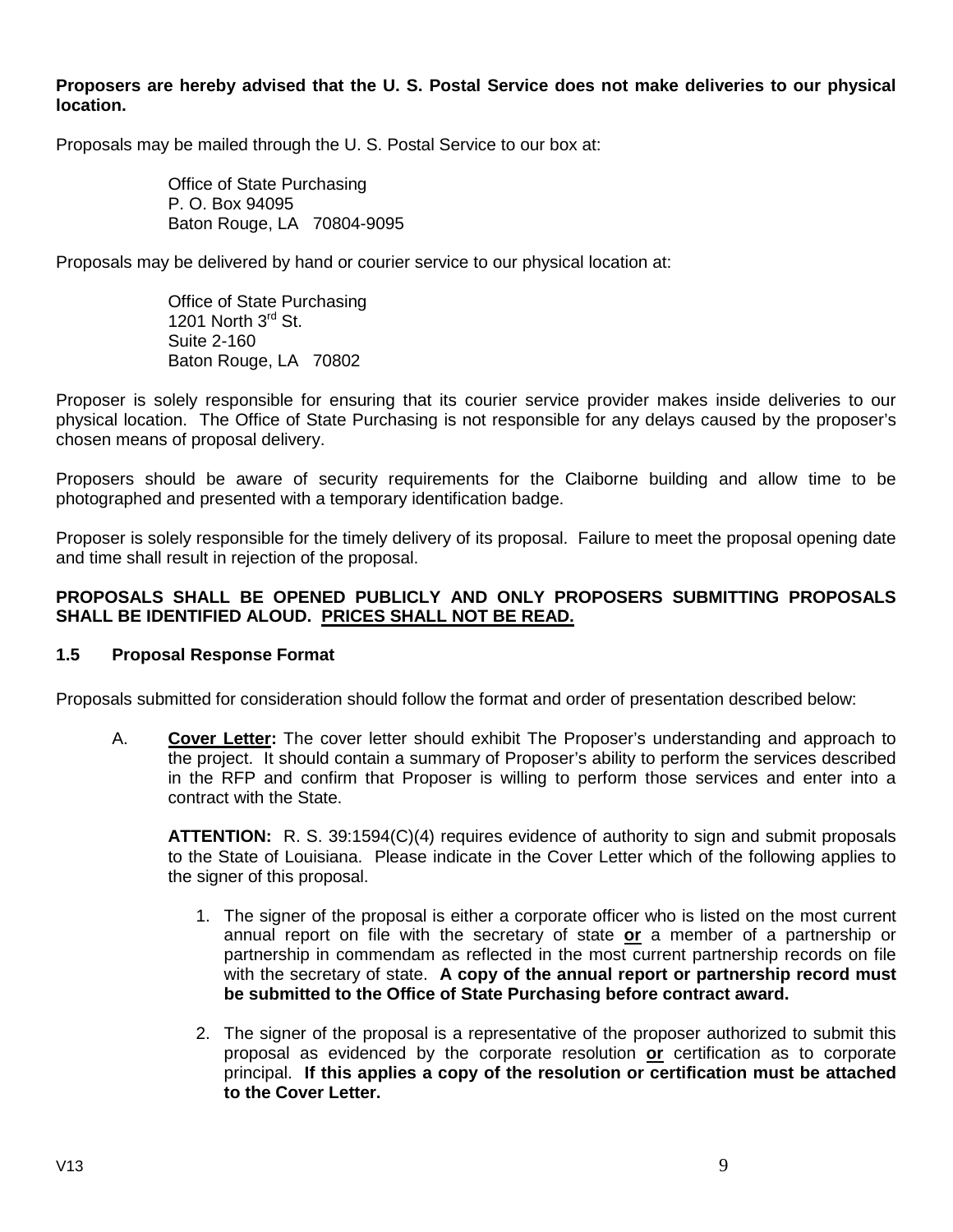**Proposers are hereby advised that the U. S. Postal Service does not make deliveries to our physical location.**

Proposals may be mailed through the U. S. Postal Service to our box at:

Office of State Purchasing
P. O. Box 94095
Baton Rouge, LA 70804-9095

Proposals may be delivered by hand or courier service to our physical location at:

Office of State Purchasing
1201 North 3rd St.
Suite 2-160
Baton Rouge, LA 70802

Proposer is solely responsible for ensuring that its courier service provider makes inside deliveries to our physical location. The Office of State Purchasing is not responsible for any delays caused by the proposer's chosen means of proposal delivery.

Proposers should be aware of security requirements for the Claiborne building and allow time to be photographed and presented with a temporary identification badge.

Proposer is solely responsible for the timely delivery of its proposal. Failure to meet the proposal opening date and time shall result in rejection of the proposal.

**PROPOSALS SHALL BE OPENED PUBLICLY AND ONLY PROPOSERS SUBMITTING PROPOSALS SHALL BE IDENTIFIED ALOUD. PRICES SHALL NOT BE READ.**

### 1.5 Proposal Response Format

Proposals submitted for consideration should follow the format and order of presentation described below:

A. **Cover Letter:** The cover letter should exhibit The Proposer's understanding and approach to the project. It should contain a summary of Proposer's ability to perform the services described in the RFP and confirm that Proposer is willing to perform those services and enter into a contract with the State.

**ATTENTION:** R. S. 39:1594(C)(4) requires evidence of authority to sign and submit proposals to the State of Louisiana. Please indicate in the Cover Letter which of the following applies to the signer of this proposal.

1. The signer of the proposal is either a corporate officer who is listed on the most current annual report on file with the secretary of state **or** a member of a partnership or partnership in commendam as reflected in the most current partnership records on file with the secretary of state. **A copy of the annual report or partnership record must be submitted to the Office of State Purchasing before contract award.**

2. The signer of the proposal is a representative of the proposer authorized to submit this proposal as evidenced by the corporate resolution **or** certification as to corporate principal. **If this applies a copy of the resolution or certification must be attached to the Cover Letter.**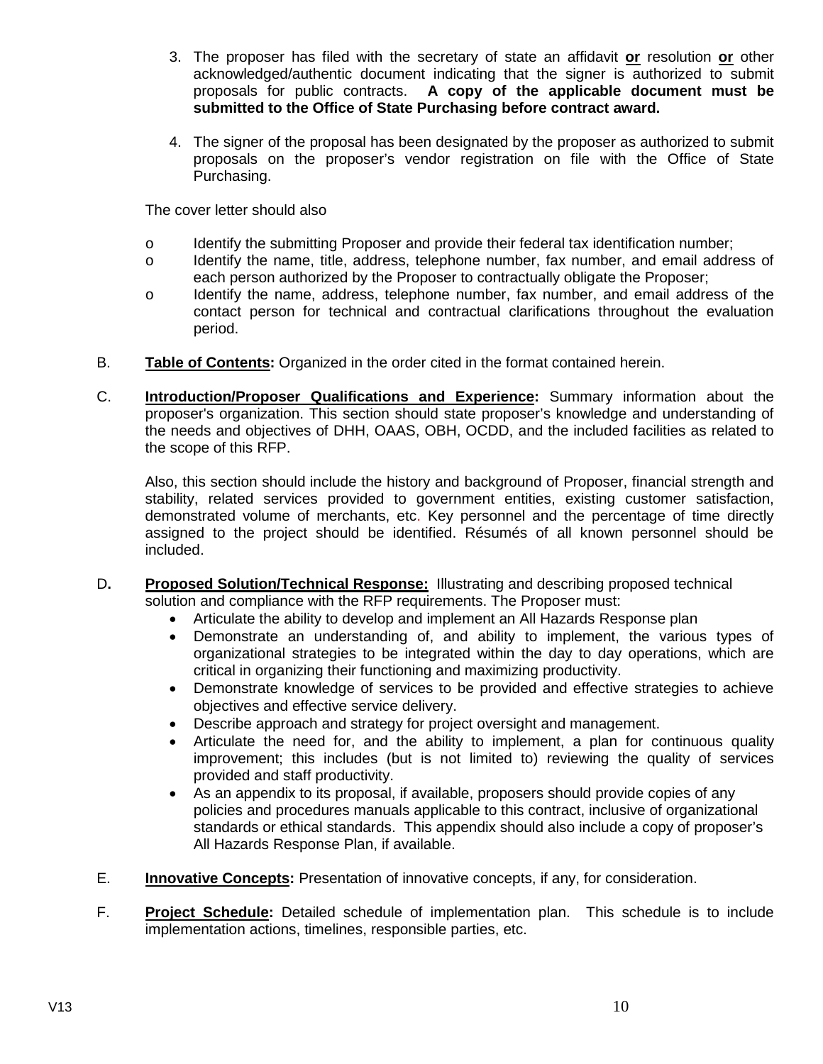3. The proposer has filed with the secretary of state an affidavit **<u>or</u>** resolution **<u>or</u>** other acknowledged/authentic document indicating that the signer is authorized to submit proposals for public contracts. **A copy of the applicable document must be submitted to the Office of State Purchasing before contract award.**

4. The signer of the proposal has been designated by the proposer as authorized to submit proposals on the proposer's vendor registration on file with the Office of State Purchasing.

The cover letter should also

- Identify the submitting Proposer and provide their federal tax identification number;
- Identify the name, title, address, telephone number, fax number, and email address of each person authorized by the Proposer to contractually obligate the Proposer;
- Identify the name, address, telephone number, fax number, and email address of the contact person for technical and contractual clarifications throughout the evaluation period.

B. **<u>Table of Contents</u>:** Organized in the order cited in the format contained herein.

C. **<u>Introduction/Proposer Qualifications and Experience</u>:** Summary information about the proposer's organization. This section should state proposer's knowledge and understanding of the needs and objectives of DHH, OAAS, OBH, OCDD, and the included facilities as related to the scope of this RFP.

Also, this section should include the history and background of Proposer, financial strength and stability, related services provided to government entities, existing customer satisfaction, demonstrated volume of merchants, etc. Key personnel and the percentage of time directly assigned to the project should be identified. Résumés of all known personnel should be included.

D. **<u>Proposed Solution/Technical Response:</u>** Illustrating and describing proposed technical solution and compliance with the RFP requirements. The Proposer must:

- Articulate the ability to develop and implement an All Hazards Response plan
- Demonstrate an understanding of, and ability to implement, the various types of organizational strategies to be integrated within the day to day operations, which are critical in organizing their functioning and maximizing productivity.
- Demonstrate knowledge of services to be provided and effective strategies to achieve objectives and effective service delivery.
- Describe approach and strategy for project oversight and management.
- Articulate the need for, and the ability to implement, a plan for continuous quality improvement; this includes (but is not limited to) reviewing the quality of services provided and staff productivity.
- As an appendix to its proposal, if available, proposers should provide copies of any policies and procedures manuals applicable to this contract, inclusive of organizational standards or ethical standards. This appendix should also include a copy of proposer's All Hazards Response Plan, if available.

E. **<u>Innovative Concepts</u>:** Presentation of innovative concepts, if any, for consideration.

F. **<u>Project Schedule</u>:** Detailed schedule of implementation plan. This schedule is to include implementation actions, timelines, responsible parties, etc.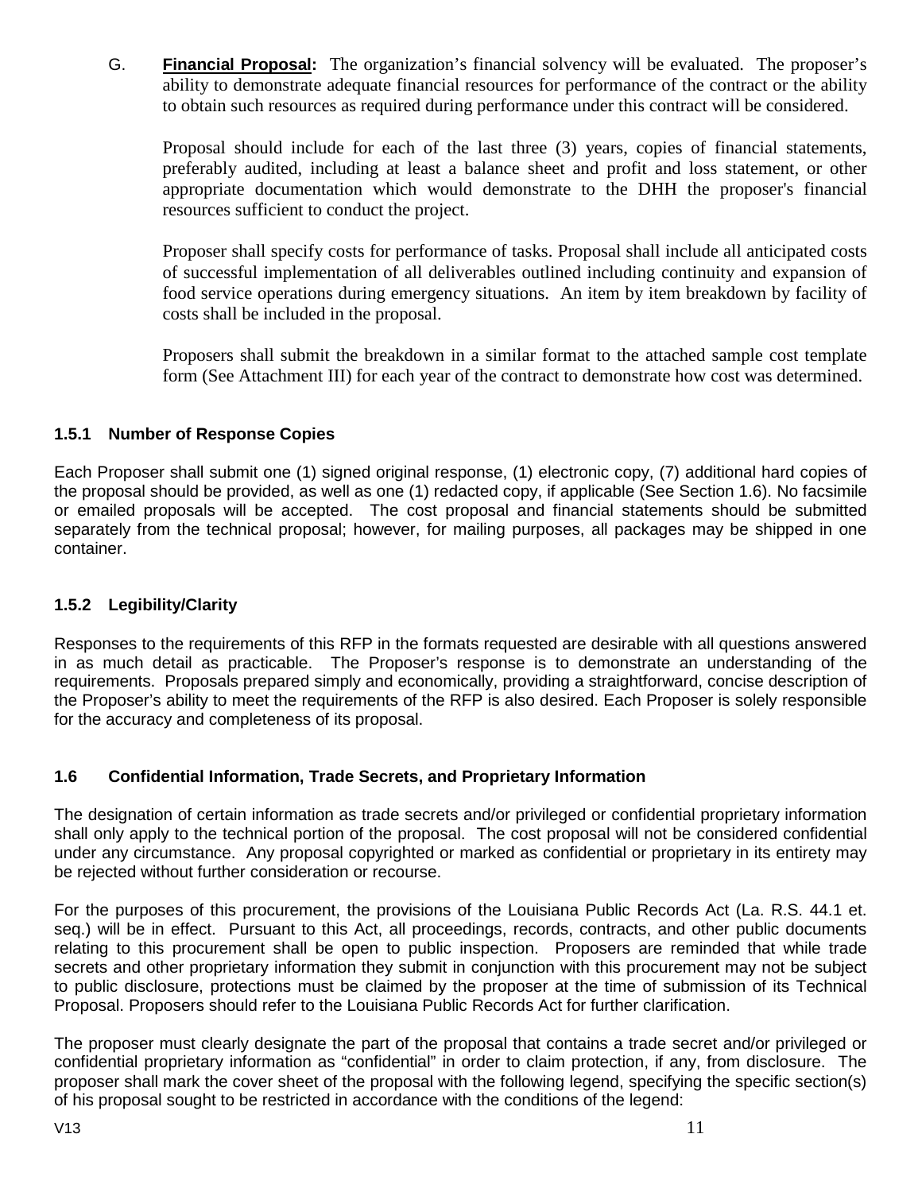G. **Financial Proposal:** The organization's financial solvency will be evaluated. The proposer's ability to demonstrate adequate financial resources for performance of the contract or the ability to obtain such resources as required during performance under this contract will be considered.

Proposal should include for each of the last three (3) years, copies of financial statements, preferably audited, including at least a balance sheet and profit and loss statement, or other appropriate documentation which would demonstrate to the DHH the proposer's financial resources sufficient to conduct the project.

Proposer shall specify costs for performance of tasks. Proposal shall include all anticipated costs of successful implementation of all deliverables outlined including continuity and expansion of food service operations during emergency situations. An item by item breakdown by facility of costs shall be included in the proposal.

Proposers shall submit the breakdown in a similar format to the attached sample cost template form (See Attachment III) for each year of the contract to demonstrate how cost was determined.

### 1.5.1 Number of Response Copies

Each Proposer shall submit one (1) signed original response, (1) electronic copy, (7) additional hard copies of the proposal should be provided, as well as one (1) redacted copy, if applicable (See Section 1.6). No facsimile or emailed proposals will be accepted. The cost proposal and financial statements should be submitted separately from the technical proposal; however, for mailing purposes, all packages may be shipped in one container.

### 1.5.2 Legibility/Clarity

Responses to the requirements of this RFP in the formats requested are desirable with all questions answered in as much detail as practicable. The Proposer's response is to demonstrate an understanding of the requirements. Proposals prepared simply and economically, providing a straightforward, concise description of the Proposer's ability to meet the requirements of the RFP is also desired. Each Proposer is solely responsible for the accuracy and completeness of its proposal.

## 1.6 Confidential Information, Trade Secrets, and Proprietary Information

The designation of certain information as trade secrets and/or privileged or confidential proprietary information shall only apply to the technical portion of the proposal. The cost proposal will not be considered confidential under any circumstance. Any proposal copyrighted or marked as confidential or proprietary in its entirety may be rejected without further consideration or recourse.

For the purposes of this procurement, the provisions of the Louisiana Public Records Act (La. R.S. 44.1 et. seq.) will be in effect. Pursuant to this Act, all proceedings, records, contracts, and other public documents relating to this procurement shall be open to public inspection. Proposers are reminded that while trade secrets and other proprietary information they submit in conjunction with this procurement may not be subject to public disclosure, protections must be claimed by the proposer at the time of submission of its Technical Proposal. Proposers should refer to the Louisiana Public Records Act for further clarification.

The proposer must clearly designate the part of the proposal that contains a trade secret and/or privileged or confidential proprietary information as "confidential" in order to claim protection, if any, from disclosure. The proposer shall mark the cover sheet of the proposal with the following legend, specifying the specific section(s) of his proposal sought to be restricted in accordance with the conditions of the legend: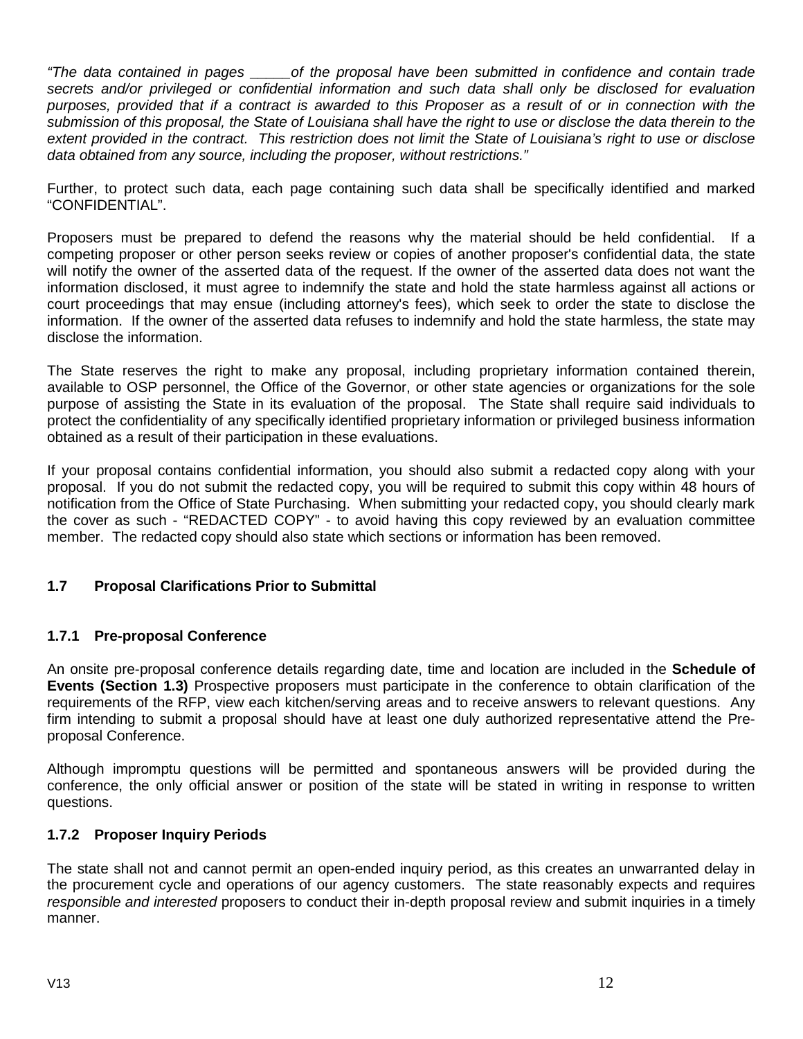*"The data contained in pages _____of the proposal have been submitted in confidence and contain trade secrets and/or privileged or confidential information and such data shall only be disclosed for evaluation purposes, provided that if a contract is awarded to this Proposer as a result of or in connection with the submission of this proposal, the State of Louisiana shall have the right to use or disclose the data therein to the extent provided in the contract. This restriction does not limit the State of Louisiana's right to use or disclose data obtained from any source, including the proposer, without restrictions."*

Further, to protect such data, each page containing such data shall be specifically identified and marked "CONFIDENTIAL".

Proposers must be prepared to defend the reasons why the material should be held confidential. If a competing proposer or other person seeks review or copies of another proposer's confidential data, the state will notify the owner of the asserted data of the request. If the owner of the asserted data does not want the information disclosed, it must agree to indemnify the state and hold the state harmless against all actions or court proceedings that may ensue (including attorney's fees), which seek to order the state to disclose the information. If the owner of the asserted data refuses to indemnify and hold the state harmless, the state may disclose the information.

The State reserves the right to make any proposal, including proprietary information contained therein, available to OSP personnel, the Office of the Governor, or other state agencies or organizations for the sole purpose of assisting the State in its evaluation of the proposal. The State shall require said individuals to protect the confidentiality of any specifically identified proprietary information or privileged business information obtained as a result of their participation in these evaluations.

If your proposal contains confidential information, you should also submit a redacted copy along with your proposal. If you do not submit the redacted copy, you will be required to submit this copy within 48 hours of notification from the Office of State Purchasing. When submitting your redacted copy, you should clearly mark the cover as such - "REDACTED COPY" - to avoid having this copy reviewed by an evaluation committee member. The redacted copy should also state which sections or information has been removed.

## 1.7 Proposal Clarifications Prior to Submittal

### 1.7.1 Pre-proposal Conference

An onsite pre-proposal conference details regarding date, time and location are included in the **Schedule of Events (Section 1.3)** Prospective proposers must participate in the conference to obtain clarification of the requirements of the RFP, view each kitchen/serving areas and to receive answers to relevant questions. Any firm intending to submit a proposal should have at least one duly authorized representative attend the Pre-proposal Conference.

Although impromptu questions will be permitted and spontaneous answers will be provided during the conference, the only official answer or position of the state will be stated in writing in response to written questions.

### 1.7.2 Proposer Inquiry Periods

The state shall not and cannot permit an open-ended inquiry period, as this creates an unwarranted delay in the procurement cycle and operations of our agency customers. The state reasonably expects and requires *responsible and interested* proposers to conduct their in-depth proposal review and submit inquiries in a timely manner.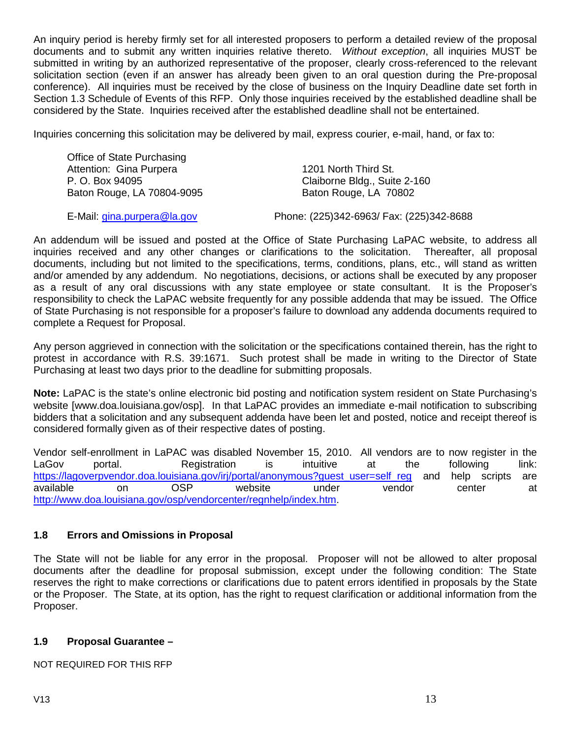An inquiry period is hereby firmly set for all interested proposers to perform a detailed review of the proposal documents and to submit any written inquiries relative thereto. *Without exception*, all inquiries MUST be submitted in writing by an authorized representative of the proposer, clearly cross-referenced to the relevant solicitation section (even if an answer has already been given to an oral question during the Pre-proposal conference). All inquiries must be received by the close of business on the Inquiry Deadline date set forth in Section 1.3 Schedule of Events of this RFP. Only those inquiries received by the established deadline shall be considered by the State. Inquiries received after the established deadline shall not be entertained.

Inquiries concerning this solicitation may be delivered by mail, express courier, e-mail, hand, or fax to:

Office of State Purchasing
Attention: Gina Purpera
P. O. Box 94095
Baton Rouge, LA 70804-9095

1201 North Third St.
Claiborne Bldg., Suite 2-160
Baton Rouge, LA 70802

E-Mail: gina.purpera@la.gov

Phone: (225)342-6963/ Fax: (225)342-8688

An addendum will be issued and posted at the Office of State Purchasing LaPAC website, to address all inquiries received and any other changes or clarifications to the solicitation. Thereafter, all proposal documents, including but not limited to the specifications, terms, conditions, plans, etc., will stand as written and/or amended by any addendum. No negotiations, decisions, or actions shall be executed by any proposer as a result of any oral discussions with any state employee or state consultant. It is the Proposer's responsibility to check the LaPAC website frequently for any possible addenda that may be issued. The Office of State Purchasing is not responsible for a proposer's failure to download any addenda documents required to complete a Request for Proposal.

Any person aggrieved in connection with the solicitation or the specifications contained therein, has the right to protest in accordance with R.S. 39:1671. Such protest shall be made in writing to the Director of State Purchasing at least two days prior to the deadline for submitting proposals.

**Note:** LaPAC is the state's online electronic bid posting and notification system resident on State Purchasing's website [www.doa.louisiana.gov/osp]. In that LaPAC provides an immediate e-mail notification to subscribing bidders that a solicitation and any subsequent addenda have been let and posted, notice and receipt thereof is considered formally given as of their respective dates of posting.

Vendor self-enrollment in LaPAC was disabled November 15, 2010. All vendors are to now register in the LaGov portal. Registration is intuitive at the following link: https://lagoverpvendor.doa.louisiana.gov/irj/portal/anonymous?guest_user=self_reg and help scripts are available on OSP website under vendor center at http://www.doa.louisiana.gov/osp/vendorcenter/regnhelp/index.htm.

## 1.8 Errors and Omissions in Proposal

The State will not be liable for any error in the proposal. Proposer will not be allowed to alter proposal documents after the deadline for proposal submission, except under the following condition: The State reserves the right to make corrections or clarifications due to patent errors identified in proposals by the State or the Proposer. The State, at its option, has the right to request clarification or additional information from the Proposer.

## 1.9 Proposal Guarantee –

NOT REQUIRED FOR THIS RFP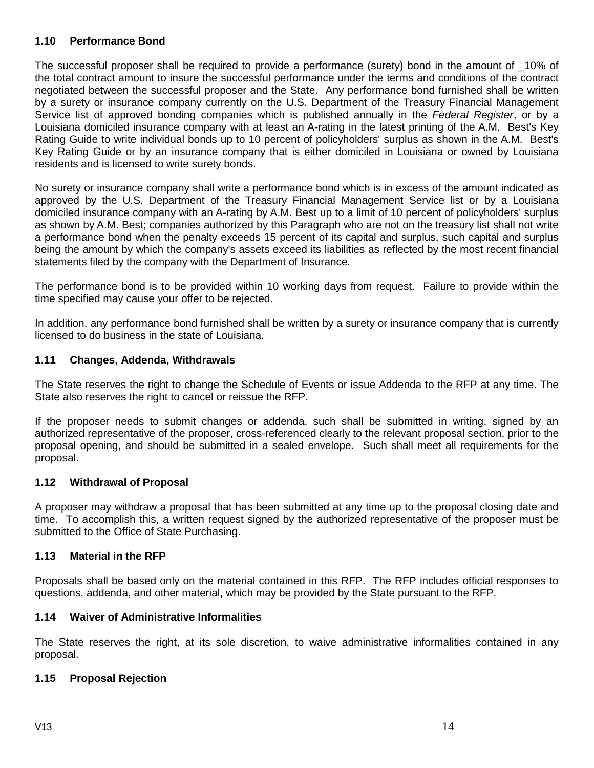### 1.10 Performance Bond

The successful proposer shall be required to provide a performance (surety) bond in the amount of 10% of the total contract amount to insure the successful performance under the terms and conditions of the contract negotiated between the successful proposer and the State. Any performance bond furnished shall be written by a surety or insurance company currently on the U.S. Department of the Treasury Financial Management Service list of approved bonding companies which is published annually in the *Federal Register*, or by a Louisiana domiciled insurance company with at least an A-rating in the latest printing of the A.M. Best's Key Rating Guide to write individual bonds up to 10 percent of policyholders' surplus as shown in the A.M. Best's Key Rating Guide or by an insurance company that is either domiciled in Louisiana or owned by Louisiana residents and is licensed to write surety bonds.

No surety or insurance company shall write a performance bond which is in excess of the amount indicated as approved by the U.S. Department of the Treasury Financial Management Service list or by a Louisiana domiciled insurance company with an A-rating by A.M. Best up to a limit of 10 percent of policyholders' surplus as shown by A.M. Best; companies authorized by this Paragraph who are not on the treasury list shall not write a performance bond when the penalty exceeds 15 percent of its capital and surplus, such capital and surplus being the amount by which the company's assets exceed its liabilities as reflected by the most recent financial statements filed by the company with the Department of Insurance.

The performance bond is to be provided within 10 working days from request. Failure to provide within the time specified may cause your offer to be rejected.

In addition, any performance bond furnished shall be written by a surety or insurance company that is currently licensed to do business in the state of Louisiana.

### 1.11 Changes, Addenda, Withdrawals

The State reserves the right to change the Schedule of Events or issue Addenda to the RFP at any time. The State also reserves the right to cancel or reissue the RFP.

If the proposer needs to submit changes or addenda, such shall be submitted in writing, signed by an authorized representative of the proposer, cross-referenced clearly to the relevant proposal section, prior to the proposal opening, and should be submitted in a sealed envelope. Such shall meet all requirements for the proposal.

### 1.12 Withdrawal of Proposal

A proposer may withdraw a proposal that has been submitted at any time up to the proposal closing date and time. To accomplish this, a written request signed by the authorized representative of the proposer must be submitted to the Office of State Purchasing.

### 1.13 Material in the RFP

Proposals shall be based only on the material contained in this RFP. The RFP includes official responses to questions, addenda, and other material, which may be provided by the State pursuant to the RFP.

### 1.14 Waiver of Administrative Informalities

The State reserves the right, at its sole discretion, to waive administrative informalities contained in any proposal.

### 1.15 Proposal Rejection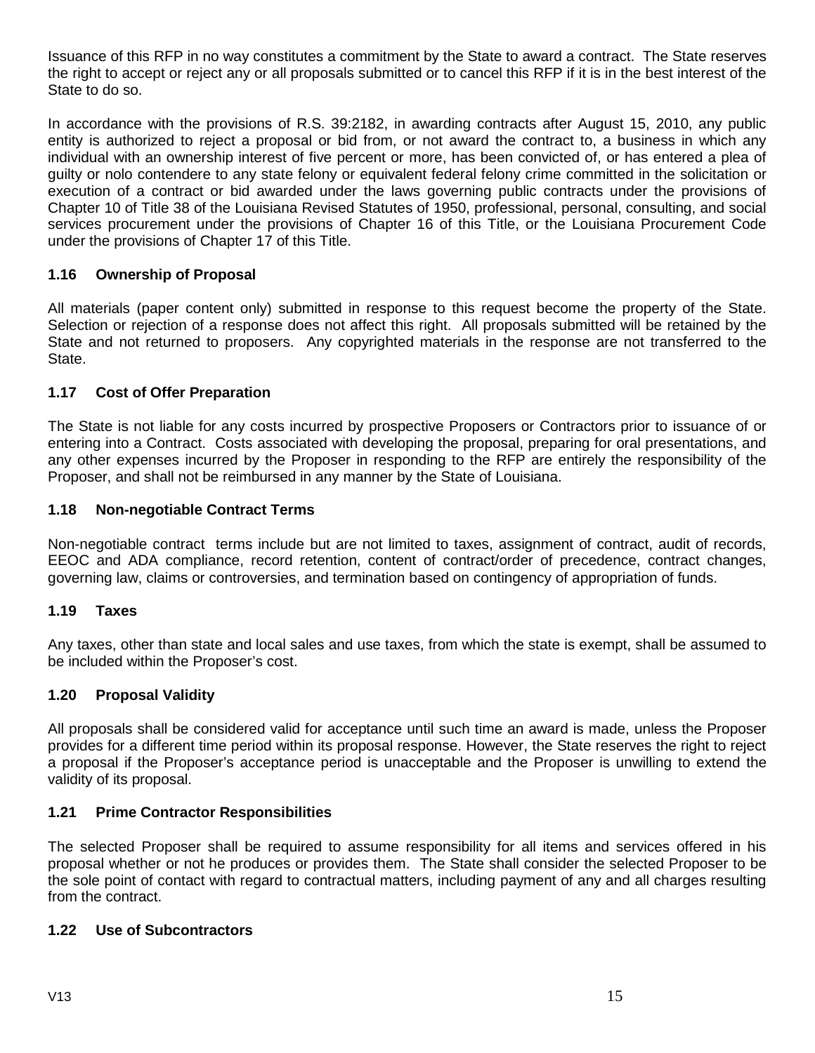Issuance of this RFP in no way constitutes a commitment by the State to award a contract. The State reserves the right to accept or reject any or all proposals submitted or to cancel this RFP if it is in the best interest of the State to do so.

In accordance with the provisions of R.S. 39:2182, in awarding contracts after August 15, 2010, any public entity is authorized to reject a proposal or bid from, or not award the contract to, a business in which any individual with an ownership interest of five percent or more, has been convicted of, or has entered a plea of guilty or nolo contendere to any state felony or equivalent federal felony crime committed in the solicitation or execution of a contract or bid awarded under the laws governing public contracts under the provisions of Chapter 10 of Title 38 of the Louisiana Revised Statutes of 1950, professional, personal, consulting, and social services procurement under the provisions of Chapter 16 of this Title, or the Louisiana Procurement Code under the provisions of Chapter 17 of this Title.

### 1.16 Ownership of Proposal

All materials (paper content only) submitted in response to this request become the property of the State. Selection or rejection of a response does not affect this right. All proposals submitted will be retained by the State and not returned to proposers. Any copyrighted materials in the response are not transferred to the State.

### 1.17 Cost of Offer Preparation

The State is not liable for any costs incurred by prospective Proposers or Contractors prior to issuance of or entering into a Contract. Costs associated with developing the proposal, preparing for oral presentations, and any other expenses incurred by the Proposer in responding to the RFP are entirely the responsibility of the Proposer, and shall not be reimbursed in any manner by the State of Louisiana.

### 1.18 Non-negotiable Contract Terms

Non-negotiable contract terms include but are not limited to taxes, assignment of contract, audit of records, EEOC and ADA compliance, record retention, content of contract/order of precedence, contract changes, governing law, claims or controversies, and termination based on contingency of appropriation of funds.

### 1.19 Taxes

Any taxes, other than state and local sales and use taxes, from which the state is exempt, shall be assumed to be included within the Proposer's cost.

### 1.20 Proposal Validity

All proposals shall be considered valid for acceptance until such time an award is made, unless the Proposer provides for a different time period within its proposal response. However, the State reserves the right to reject a proposal if the Proposer's acceptance period is unacceptable and the Proposer is unwilling to extend the validity of its proposal.

### 1.21 Prime Contractor Responsibilities

The selected Proposer shall be required to assume responsibility for all items and services offered in his proposal whether or not he produces or provides them. The State shall consider the selected Proposer to be the sole point of contact with regard to contractual matters, including payment of any and all charges resulting from the contract.

### 1.22 Use of Subcontractors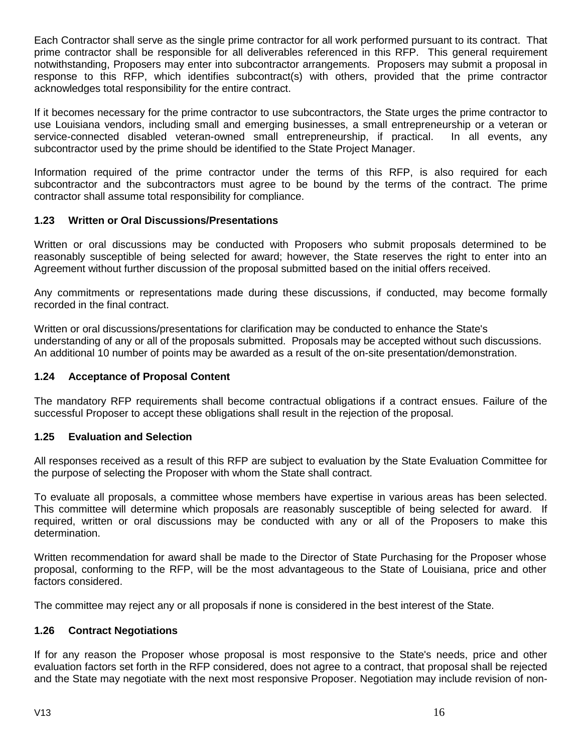Each Contractor shall serve as the single prime contractor for all work performed pursuant to its contract. That prime contractor shall be responsible for all deliverables referenced in this RFP. This general requirement notwithstanding, Proposers may enter into subcontractor arrangements. Proposers may submit a proposal in response to this RFP, which identifies subcontract(s) with others, provided that the prime contractor acknowledges total responsibility for the entire contract.

If it becomes necessary for the prime contractor to use subcontractors, the State urges the prime contractor to use Louisiana vendors, including small and emerging businesses, a small entrepreneurship or a veteran or service-connected disabled veteran-owned small entrepreneurship, if practical. In all events, any subcontractor used by the prime should be identified to the State Project Manager.

Information required of the prime contractor under the terms of this RFP, is also required for each subcontractor and the subcontractors must agree to be bound by the terms of the contract. The prime contractor shall assume total responsibility for compliance.

### 1.23 Written or Oral Discussions/Presentations

Written or oral discussions may be conducted with Proposers who submit proposals determined to be reasonably susceptible of being selected for award; however, the State reserves the right to enter into an Agreement without further discussion of the proposal submitted based on the initial offers received.

Any commitments or representations made during these discussions, if conducted, may become formally recorded in the final contract.

Written or oral discussions/presentations for clarification may be conducted to enhance the State's understanding of any or all of the proposals submitted. Proposals may be accepted without such discussions. An additional 10 number of points may be awarded as a result of the on-site presentation/demonstration.

### 1.24 Acceptance of Proposal Content

The mandatory RFP requirements shall become contractual obligations if a contract ensues. Failure of the successful Proposer to accept these obligations shall result in the rejection of the proposal.

### 1.25 Evaluation and Selection

All responses received as a result of this RFP are subject to evaluation by the State Evaluation Committee for the purpose of selecting the Proposer with whom the State shall contract.

To evaluate all proposals, a committee whose members have expertise in various areas has been selected. This committee will determine which proposals are reasonably susceptible of being selected for award. If required, written or oral discussions may be conducted with any or all of the Proposers to make this determination.

Written recommendation for award shall be made to the Director of State Purchasing for the Proposer whose proposal, conforming to the RFP, will be the most advantageous to the State of Louisiana, price and other factors considered.

The committee may reject any or all proposals if none is considered in the best interest of the State.

### 1.26 Contract Negotiations

If for any reason the Proposer whose proposal is most responsive to the State's needs, price and other evaluation factors set forth in the RFP considered, does not agree to a contract, that proposal shall be rejected and the State may negotiate with the next most responsive Proposer. Negotiation may include revision of non-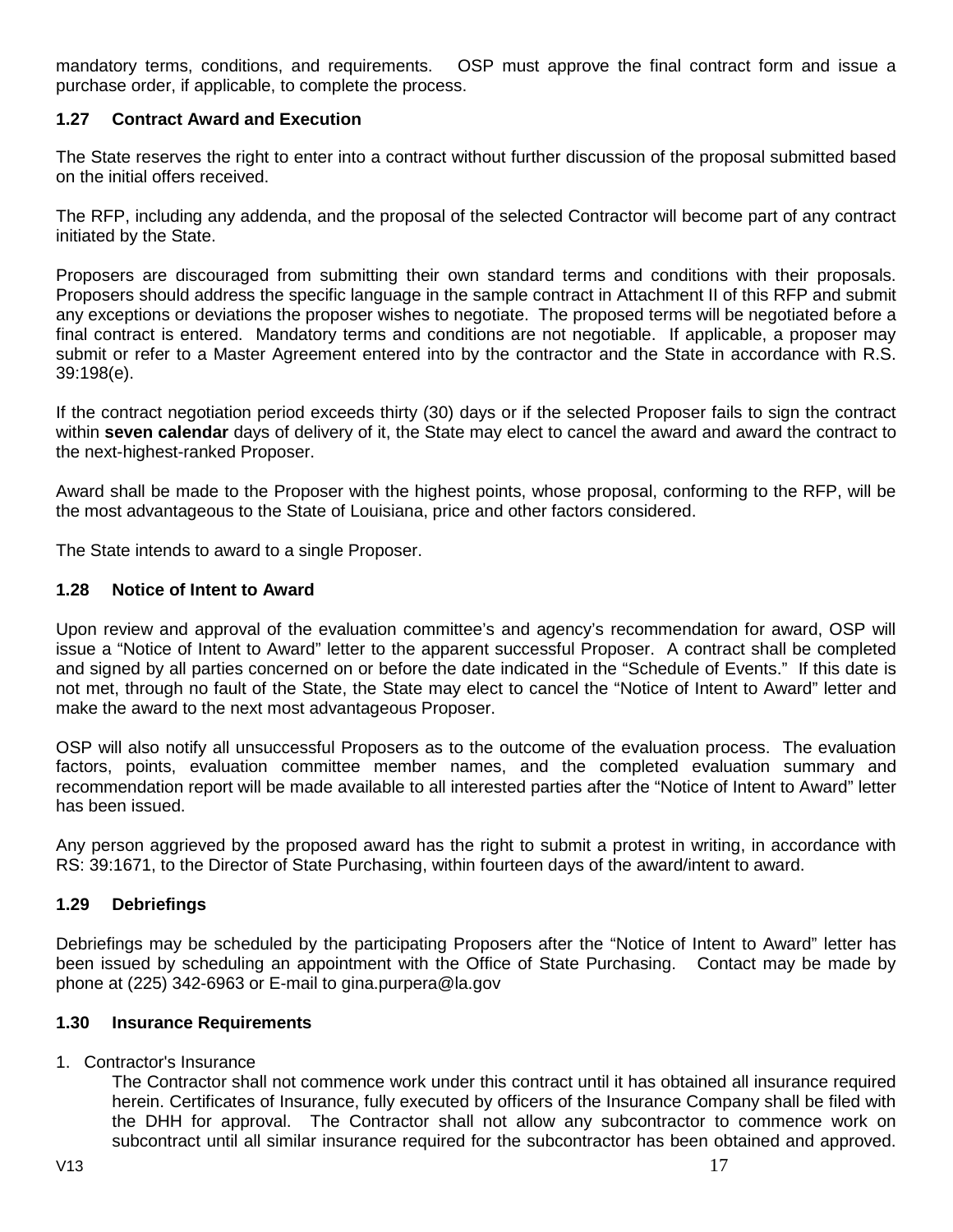mandatory terms, conditions, and requirements. OSP must approve the final contract form and issue a purchase order, if applicable, to complete the process.

### 1.27 Contract Award and Execution

The State reserves the right to enter into a contract without further discussion of the proposal submitted based on the initial offers received.

The RFP, including any addenda, and the proposal of the selected Contractor will become part of any contract initiated by the State.

Proposers are discouraged from submitting their own standard terms and conditions with their proposals. Proposers should address the specific language in the sample contract in Attachment II of this RFP and submit any exceptions or deviations the proposer wishes to negotiate. The proposed terms will be negotiated before a final contract is entered. Mandatory terms and conditions are not negotiable. If applicable, a proposer may submit or refer to a Master Agreement entered into by the contractor and the State in accordance with R.S. 39:198(e).

If the contract negotiation period exceeds thirty (30) days or if the selected Proposer fails to sign the contract within **seven calendar** days of delivery of it, the State may elect to cancel the award and award the contract to the next-highest-ranked Proposer.

Award shall be made to the Proposer with the highest points, whose proposal, conforming to the RFP, will be the most advantageous to the State of Louisiana, price and other factors considered.

The State intends to award to a single Proposer.

### 1.28 Notice of Intent to Award

Upon review and approval of the evaluation committee's and agency's recommendation for award, OSP will issue a "Notice of Intent to Award" letter to the apparent successful Proposer. A contract shall be completed and signed by all parties concerned on or before the date indicated in the "Schedule of Events." If this date is not met, through no fault of the State, the State may elect to cancel the "Notice of Intent to Award" letter and make the award to the next most advantageous Proposer.

OSP will also notify all unsuccessful Proposers as to the outcome of the evaluation process. The evaluation factors, points, evaluation committee member names, and the completed evaluation summary and recommendation report will be made available to all interested parties after the "Notice of Intent to Award" letter has been issued.

Any person aggrieved by the proposed award has the right to submit a protest in writing, in accordance with RS: 39:1671, to the Director of State Purchasing, within fourteen days of the award/intent to award.

### 1.29 Debriefings

Debriefings may be scheduled by the participating Proposers after the "Notice of Intent to Award" letter has been issued by scheduling an appointment with the Office of State Purchasing. Contact may be made by phone at (225) 342-6963 or E-mail to gina.purpera@la.gov

### 1.30 Insurance Requirements

1. Contractor's Insurance

   The Contractor shall not commence work under this contract until it has obtained all insurance required herein. Certificates of Insurance, fully executed by officers of the Insurance Company shall be filed with the DHH for approval. The Contractor shall not allow any subcontractor to commence work on subcontract until all similar insurance required for the subcontractor has been obtained and approved.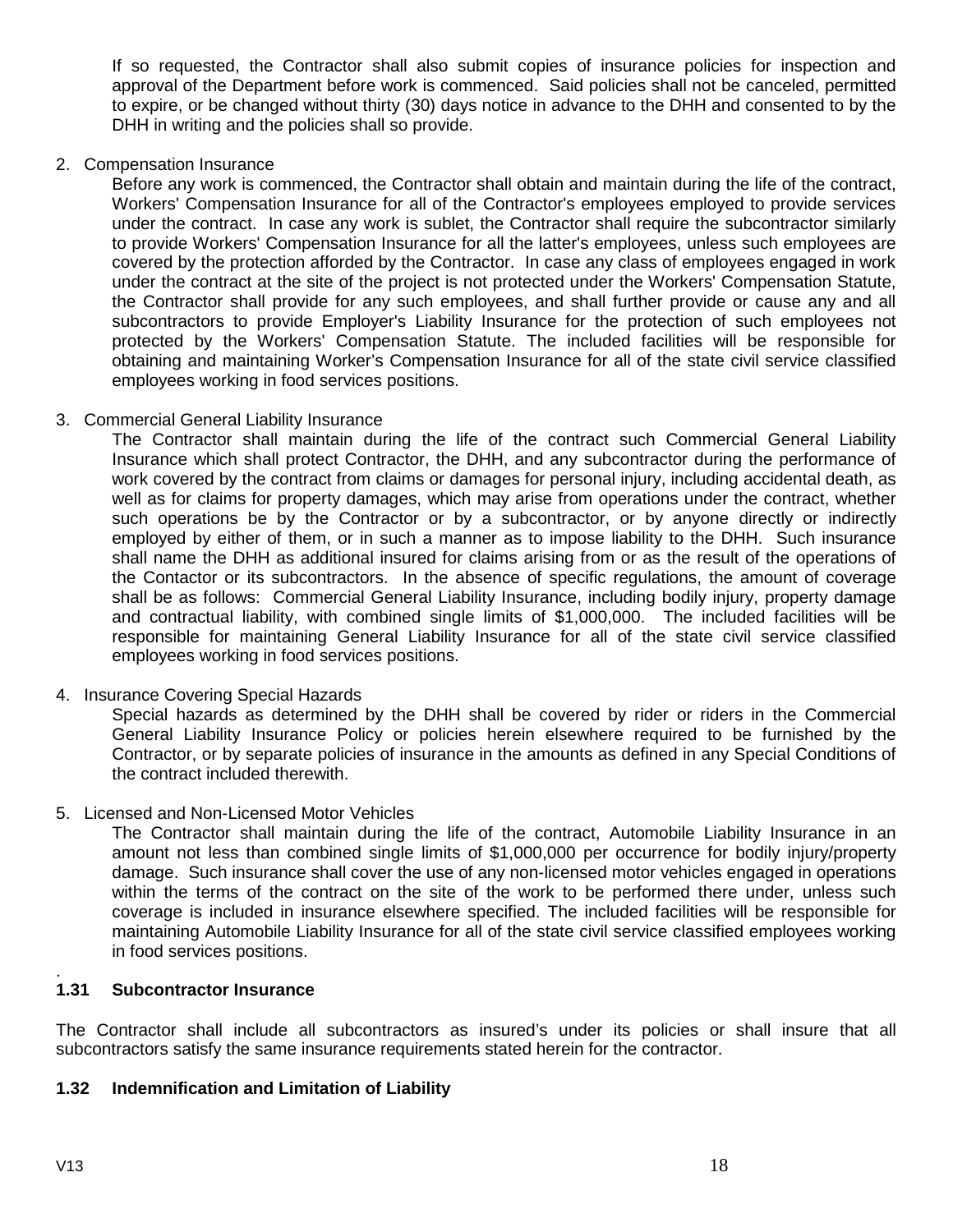If so requested, the Contractor shall also submit copies of insurance policies for inspection and approval of the Department before work is commenced. Said policies shall not be canceled, permitted to expire, or be changed without thirty (30) days notice in advance to the DHH and consented to by the DHH in writing and the policies shall so provide.

2. Compensation Insurance

   Before any work is commenced, the Contractor shall obtain and maintain during the life of the contract, Workers' Compensation Insurance for all of the Contractor's employees employed to provide services under the contract. In case any work is sublet, the Contractor shall require the subcontractor similarly to provide Workers' Compensation Insurance for all the latter's employees, unless such employees are covered by the protection afforded by the Contractor. In case any class of employees engaged in work under the contract at the site of the project is not protected under the Workers' Compensation Statute, the Contractor shall provide for any such employees, and shall further provide or cause any and all subcontractors to provide Employer's Liability Insurance for the protection of such employees not protected by the Workers' Compensation Statute. The included facilities will be responsible for obtaining and maintaining Worker's Compensation Insurance for all of the state civil service classified employees working in food services positions.

3. Commercial General Liability Insurance

   The Contractor shall maintain during the life of the contract such Commercial General Liability Insurance which shall protect Contractor, the DHH, and any subcontractor during the performance of work covered by the contract from claims or damages for personal injury, including accidental death, as well as for claims for property damages, which may arise from operations under the contract, whether such operations be by the Contractor or by a subcontractor, or by anyone directly or indirectly employed by either of them, or in such a manner as to impose liability to the DHH. Such insurance shall name the DHH as additional insured for claims arising from or as the result of the operations of the Contactor or its subcontractors. In the absence of specific regulations, the amount of coverage shall be as follows: Commercial General Liability Insurance, including bodily injury, property damage and contractual liability, with combined single limits of $1,000,000. The included facilities will be responsible for maintaining General Liability Insurance for all of the state civil service classified employees working in food services positions.

4. Insurance Covering Special Hazards

   Special hazards as determined by the DHH shall be covered by rider or riders in the Commercial General Liability Insurance Policy or policies herein elsewhere required to be furnished by the Contractor, or by separate policies of insurance in the amounts as defined in any Special Conditions of the contract included therewith.

5. Licensed and Non-Licensed Motor Vehicles

   The Contractor shall maintain during the life of the contract, Automobile Liability Insurance in an amount not less than combined single limits of $1,000,000 per occurrence for bodily injury/property damage. Such insurance shall cover the use of any non-licensed motor vehicles engaged in operations within the terms of the contract on the site of the work to be performed there under, unless such coverage is included in insurance elsewhere specified. The included facilities will be responsible for maintaining Automobile Liability Insurance for all of the state civil service classified employees working in food services positions.

.

### 1.31 Subcontractor Insurance

The Contractor shall include all subcontractors as insured's under its policies or shall insure that all subcontractors satisfy the same insurance requirements stated herein for the contractor.

### 1.32 Indemnification and Limitation of Liability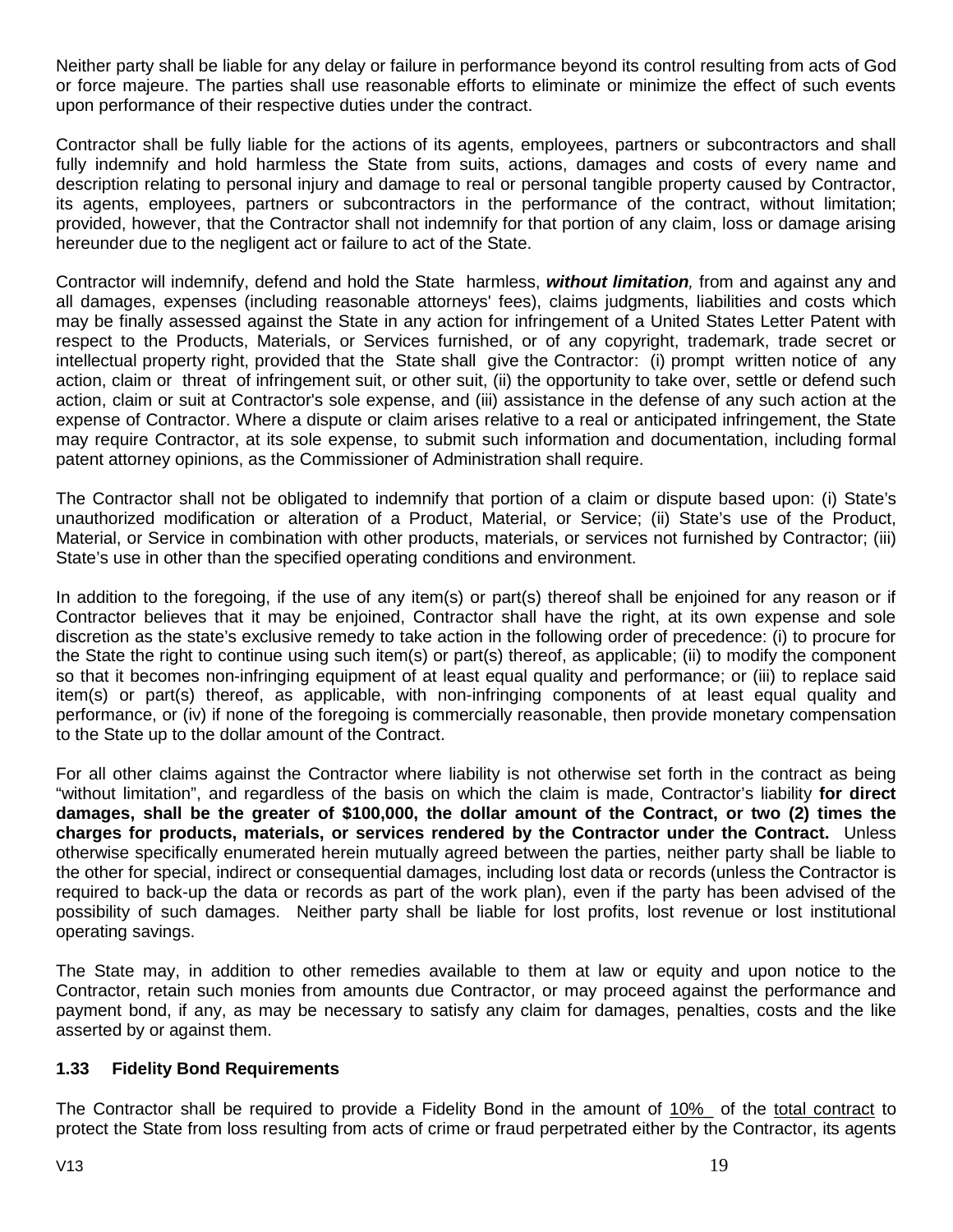Neither party shall be liable for any delay or failure in performance beyond its control resulting from acts of God or force majeure. The parties shall use reasonable efforts to eliminate or minimize the effect of such events upon performance of their respective duties under the contract.

Contractor shall be fully liable for the actions of its agents, employees, partners or subcontractors and shall fully indemnify and hold harmless the State from suits, actions, damages and costs of every name and description relating to personal injury and damage to real or personal tangible property caused by Contractor, its agents, employees, partners or subcontractors in the performance of the contract, without limitation; provided, however, that the Contractor shall not indemnify for that portion of any claim, loss or damage arising hereunder due to the negligent act or failure to act of the State.

Contractor will indemnify, defend and hold the State harmless, ***without limitation***, from and against any and all damages, expenses (including reasonable attorneys' fees), claims judgments, liabilities and costs which may be finally assessed against the State in any action for infringement of a United States Letter Patent with respect to the Products, Materials, or Services furnished, or of any copyright, trademark, trade secret or intellectual property right, provided that the State shall give the Contractor: (i) prompt written notice of any action, claim or threat of infringement suit, or other suit, (ii) the opportunity to take over, settle or defend such action, claim or suit at Contractor's sole expense, and (iii) assistance in the defense of any such action at the expense of Contractor. Where a dispute or claim arises relative to a real or anticipated infringement, the State may require Contractor, at its sole expense, to submit such information and documentation, including formal patent attorney opinions, as the Commissioner of Administration shall require.

The Contractor shall not be obligated to indemnify that portion of a claim or dispute based upon: (i) State's unauthorized modification or alteration of a Product, Material, or Service; (ii) State's use of the Product, Material, or Service in combination with other products, materials, or services not furnished by Contractor; (iii) State's use in other than the specified operating conditions and environment.

In addition to the foregoing, if the use of any item(s) or part(s) thereof shall be enjoined for any reason or if Contractor believes that it may be enjoined, Contractor shall have the right, at its own expense and sole discretion as the state's exclusive remedy to take action in the following order of precedence: (i) to procure for the State the right to continue using such item(s) or part(s) thereof, as applicable; (ii) to modify the component so that it becomes non-infringing equipment of at least equal quality and performance; or (iii) to replace said item(s) or part(s) thereof, as applicable, with non-infringing components of at least equal quality and performance, or (iv) if none of the foregoing is commercially reasonable, then provide monetary compensation to the State up to the dollar amount of the Contract.

For all other claims against the Contractor where liability is not otherwise set forth in the contract as being "without limitation", and regardless of the basis on which the claim is made, Contractor's liability **for direct damages, shall be the greater of $100,000, the dollar amount of the Contract, or two (2) times the charges for products, materials, or services rendered by the Contractor under the Contract.** Unless otherwise specifically enumerated herein mutually agreed between the parties, neither party shall be liable to the other for special, indirect or consequential damages, including lost data or records (unless the Contractor is required to back-up the data or records as part of the work plan), even if the party has been advised of the possibility of such damages. Neither party shall be liable for lost profits, lost revenue or lost institutional operating savings.

The State may, in addition to other remedies available to them at law or equity and upon notice to the Contractor, retain such monies from amounts due Contractor, or may proceed against the performance and payment bond, if any, as may be necessary to satisfy any claim for damages, penalties, costs and the like asserted by or against them.

### 1.33 Fidelity Bond Requirements

The Contractor shall be required to provide a Fidelity Bond in the amount of 10% of the total contract to protect the State from loss resulting from acts of crime or fraud perpetrated either by the Contractor, its agents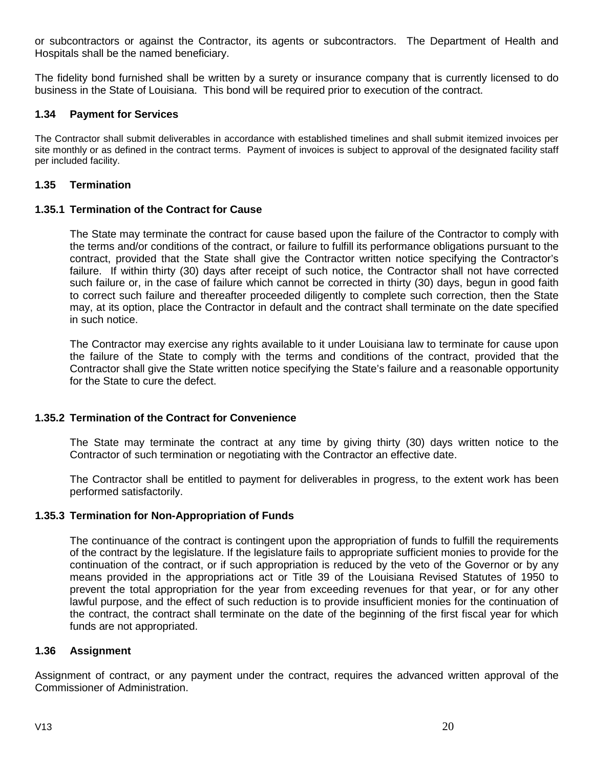or subcontractors or against the Contractor, its agents or subcontractors. The Department of Health and Hospitals shall be the named beneficiary.

The fidelity bond furnished shall be written by a surety or insurance company that is currently licensed to do business in the State of Louisiana. This bond will be required prior to execution of the contract.

### 1.34 Payment for Services

The Contractor shall submit deliverables in accordance with established timelines and shall submit itemized invoices per site monthly or as defined in the contract terms. Payment of invoices is subject to approval of the designated facility staff per included facility.

### 1.35 Termination

#### 1.35.1 Termination of the Contract for Cause

The State may terminate the contract for cause based upon the failure of the Contractor to comply with the terms and/or conditions of the contract, or failure to fulfill its performance obligations pursuant to the contract, provided that the State shall give the Contractor written notice specifying the Contractor's failure. If within thirty (30) days after receipt of such notice, the Contractor shall not have corrected such failure or, in the case of failure which cannot be corrected in thirty (30) days, begun in good faith to correct such failure and thereafter proceeded diligently to complete such correction, then the State may, at its option, place the Contractor in default and the contract shall terminate on the date specified in such notice.

The Contractor may exercise any rights available to it under Louisiana law to terminate for cause upon the failure of the State to comply with the terms and conditions of the contract, provided that the Contractor shall give the State written notice specifying the State's failure and a reasonable opportunity for the State to cure the defect.

#### 1.35.2 Termination of the Contract for Convenience

The State may terminate the contract at any time by giving thirty (30) days written notice to the Contractor of such termination or negotiating with the Contractor an effective date.

The Contractor shall be entitled to payment for deliverables in progress, to the extent work has been performed satisfactorily.

#### 1.35.3 Termination for Non-Appropriation of Funds

The continuance of the contract is contingent upon the appropriation of funds to fulfill the requirements of the contract by the legislature. If the legislature fails to appropriate sufficient monies to provide for the continuation of the contract, or if such appropriation is reduced by the veto of the Governor or by any means provided in the appropriations act or Title 39 of the Louisiana Revised Statutes of 1950 to prevent the total appropriation for the year from exceeding revenues for that year, or for any other lawful purpose, and the effect of such reduction is to provide insufficient monies for the continuation of the contract, the contract shall terminate on the date of the beginning of the first fiscal year for which funds are not appropriated.

### 1.36 Assignment

Assignment of contract, or any payment under the contract, requires the advanced written approval of the Commissioner of Administration.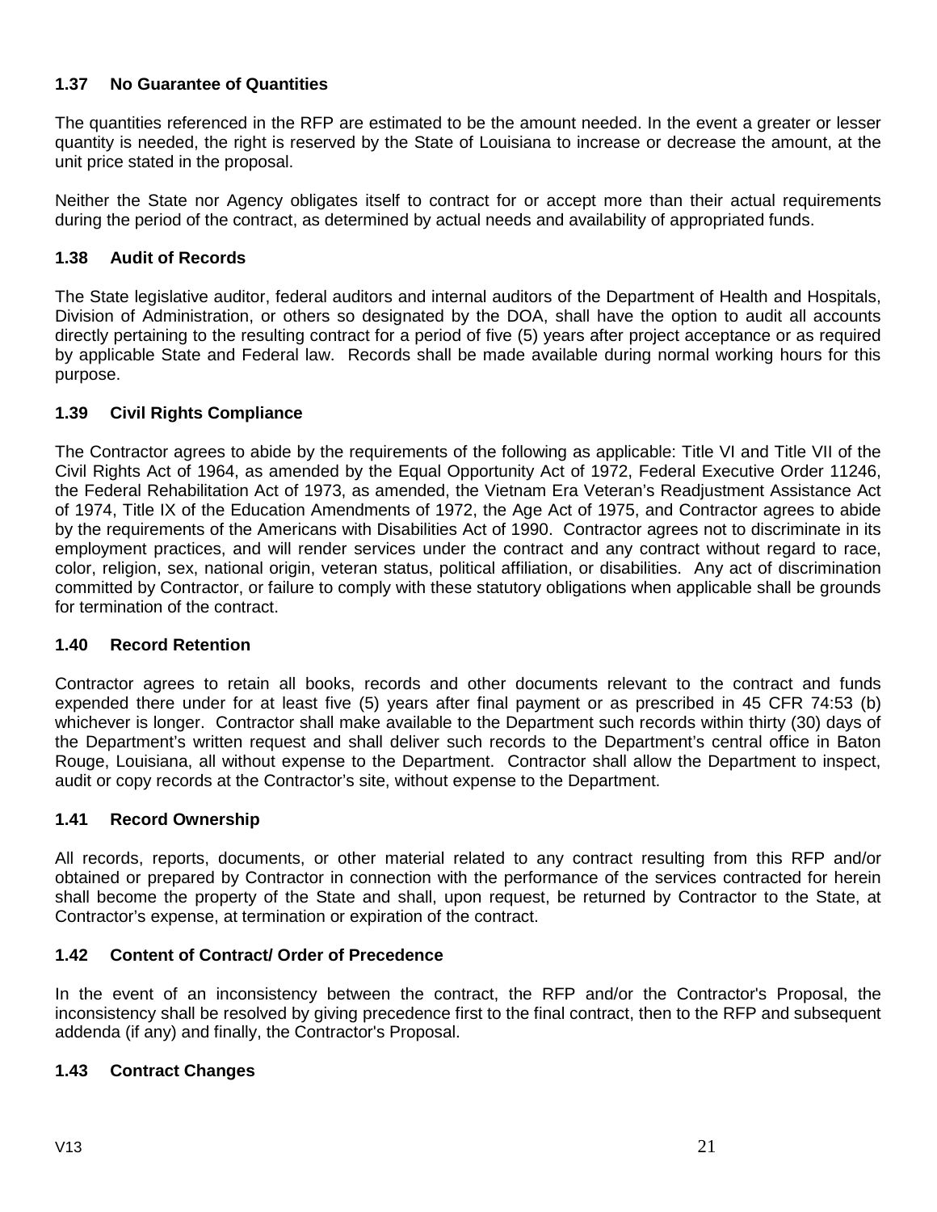### 1.37 No Guarantee of Quantities

The quantities referenced in the RFP are estimated to be the amount needed. In the event a greater or lesser quantity is needed, the right is reserved by the State of Louisiana to increase or decrease the amount, at the unit price stated in the proposal.

Neither the State nor Agency obligates itself to contract for or accept more than their actual requirements during the period of the contract, as determined by actual needs and availability of appropriated funds.

### 1.38 Audit of Records

The State legislative auditor, federal auditors and internal auditors of the Department of Health and Hospitals, Division of Administration, or others so designated by the DOA, shall have the option to audit all accounts directly pertaining to the resulting contract for a period of five (5) years after project acceptance or as required by applicable State and Federal law. Records shall be made available during normal working hours for this purpose.

### 1.39 Civil Rights Compliance

The Contractor agrees to abide by the requirements of the following as applicable: Title VI and Title VII of the Civil Rights Act of 1964, as amended by the Equal Opportunity Act of 1972, Federal Executive Order 11246, the Federal Rehabilitation Act of 1973, as amended, the Vietnam Era Veteran's Readjustment Assistance Act of 1974, Title IX of the Education Amendments of 1972, the Age Act of 1975, and Contractor agrees to abide by the requirements of the Americans with Disabilities Act of 1990. Contractor agrees not to discriminate in its employment practices, and will render services under the contract and any contract without regard to race, color, religion, sex, national origin, veteran status, political affiliation, or disabilities. Any act of discrimination committed by Contractor, or failure to comply with these statutory obligations when applicable shall be grounds for termination of the contract.

### 1.40 Record Retention

Contractor agrees to retain all books, records and other documents relevant to the contract and funds expended there under for at least five (5) years after final payment or as prescribed in 45 CFR 74:53 (b) whichever is longer. Contractor shall make available to the Department such records within thirty (30) days of the Department's written request and shall deliver such records to the Department's central office in Baton Rouge, Louisiana, all without expense to the Department. Contractor shall allow the Department to inspect, audit or copy records at the Contractor's site, without expense to the Department.

### 1.41 Record Ownership

All records, reports, documents, or other material related to any contract resulting from this RFP and/or obtained or prepared by Contractor in connection with the performance of the services contracted for herein shall become the property of the State and shall, upon request, be returned by Contractor to the State, at Contractor's expense, at termination or expiration of the contract.

### 1.42 Content of Contract/ Order of Precedence

In the event of an inconsistency between the contract, the RFP and/or the Contractor's Proposal, the inconsistency shall be resolved by giving precedence first to the final contract, then to the RFP and subsequent addenda (if any) and finally, the Contractor's Proposal.

### 1.43 Contract Changes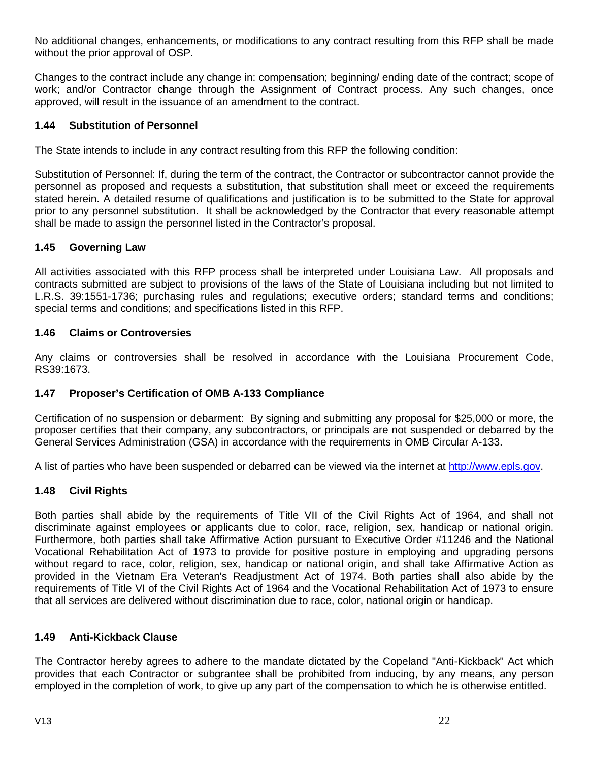No additional changes, enhancements, or modifications to any contract resulting from this RFP shall be made without the prior approval of OSP.

Changes to the contract include any change in: compensation; beginning/ ending date of the contract; scope of work; and/or Contractor change through the Assignment of Contract process. Any such changes, once approved, will result in the issuance of an amendment to the contract.

### 1.44 Substitution of Personnel

The State intends to include in any contract resulting from this RFP the following condition:

Substitution of Personnel: If, during the term of the contract, the Contractor or subcontractor cannot provide the personnel as proposed and requests a substitution, that substitution shall meet or exceed the requirements stated herein. A detailed resume of qualifications and justification is to be submitted to the State for approval prior to any personnel substitution. It shall be acknowledged by the Contractor that every reasonable attempt shall be made to assign the personnel listed in the Contractor's proposal.

### 1.45 Governing Law

All activities associated with this RFP process shall be interpreted under Louisiana Law. All proposals and contracts submitted are subject to provisions of the laws of the State of Louisiana including but not limited to L.R.S. 39:1551-1736; purchasing rules and regulations; executive orders; standard terms and conditions; special terms and conditions; and specifications listed in this RFP.

### 1.46 Claims or Controversies

Any claims or controversies shall be resolved in accordance with the Louisiana Procurement Code, RS39:1673.

### 1.47 Proposer's Certification of OMB A-133 Compliance

Certification of no suspension or debarment: By signing and submitting any proposal for $25,000 or more, the proposer certifies that their company, any subcontractors, or principals are not suspended or debarred by the General Services Administration (GSA) in accordance with the requirements in OMB Circular A-133.

A list of parties who have been suspended or debarred can be viewed via the internet at http://www.epls.gov.

### 1.48 Civil Rights

Both parties shall abide by the requirements of Title VII of the Civil Rights Act of 1964, and shall not discriminate against employees or applicants due to color, race, religion, sex, handicap or national origin. Furthermore, both parties shall take Affirmative Action pursuant to Executive Order #11246 and the National Vocational Rehabilitation Act of 1973 to provide for positive posture in employing and upgrading persons without regard to race, color, religion, sex, handicap or national origin, and shall take Affirmative Action as provided in the Vietnam Era Veteran's Readjustment Act of 1974. Both parties shall also abide by the requirements of Title VI of the Civil Rights Act of 1964 and the Vocational Rehabilitation Act of 1973 to ensure that all services are delivered without discrimination due to race, color, national origin or handicap.

### 1.49 Anti-Kickback Clause

The Contractor hereby agrees to adhere to the mandate dictated by the Copeland "Anti-Kickback" Act which provides that each Contractor or subgrantee shall be prohibited from inducing, by any means, any person employed in the completion of work, to give up any part of the compensation to which he is otherwise entitled.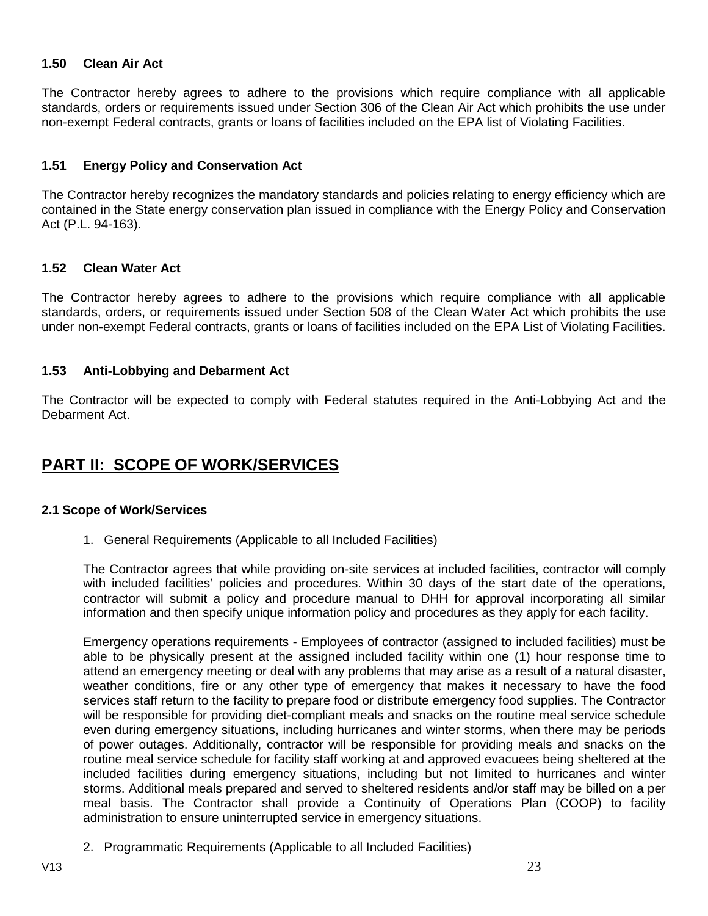### 1.50 Clean Air Act

The Contractor hereby agrees to adhere to the provisions which require compliance with all applicable standards, orders or requirements issued under Section 306 of the Clean Air Act which prohibits the use under non-exempt Federal contracts, grants or loans of facilities included on the EPA list of Violating Facilities.

### 1.51 Energy Policy and Conservation Act

The Contractor hereby recognizes the mandatory standards and policies relating to energy efficiency which are contained in the State energy conservation plan issued in compliance with the Energy Policy and Conservation Act (P.L. 94-163).

### 1.52 Clean Water Act

The Contractor hereby agrees to adhere to the provisions which require compliance with all applicable standards, orders, or requirements issued under Section 508 of the Clean Water Act which prohibits the use under non-exempt Federal contracts, grants or loans of facilities included on the EPA List of Violating Facilities.

### 1.53 Anti-Lobbying and Debarment Act

The Contractor will be expected to comply with Federal statutes required in the Anti-Lobbying Act and the Debarment Act.

## PART II: SCOPE OF WORK/SERVICES

### 2.1 Scope of Work/Services

1. General Requirements (Applicable to all Included Facilities)

   The Contractor agrees that while providing on-site services at included facilities, contractor will comply with included facilities' policies and procedures. Within 30 days of the start date of the operations, contractor will submit a policy and procedure manual to DHH for approval incorporating all similar information and then specify unique information policy and procedures as they apply for each facility.

   Emergency operations requirements - Employees of contractor (assigned to included facilities) must be able to be physically present at the assigned included facility within one (1) hour response time to attend an emergency meeting or deal with any problems that may arise as a result of a natural disaster, weather conditions, fire or any other type of emergency that makes it necessary to have the food services staff return to the facility to prepare food or distribute emergency food supplies. The Contractor will be responsible for providing diet-compliant meals and snacks on the routine meal service schedule even during emergency situations, including hurricanes and winter storms, when there may be periods of power outages. Additionally, contractor will be responsible for providing meals and snacks on the routine meal service schedule for facility staff working at and approved evacuees being sheltered at the included facilities during emergency situations, including but not limited to hurricanes and winter storms. Additional meals prepared and served to sheltered residents and/or staff may be billed on a per meal basis. The Contractor shall provide a Continuity of Operations Plan (COOP) to facility administration to ensure uninterrupted service in emergency situations.

2. Programmatic Requirements (Applicable to all Included Facilities)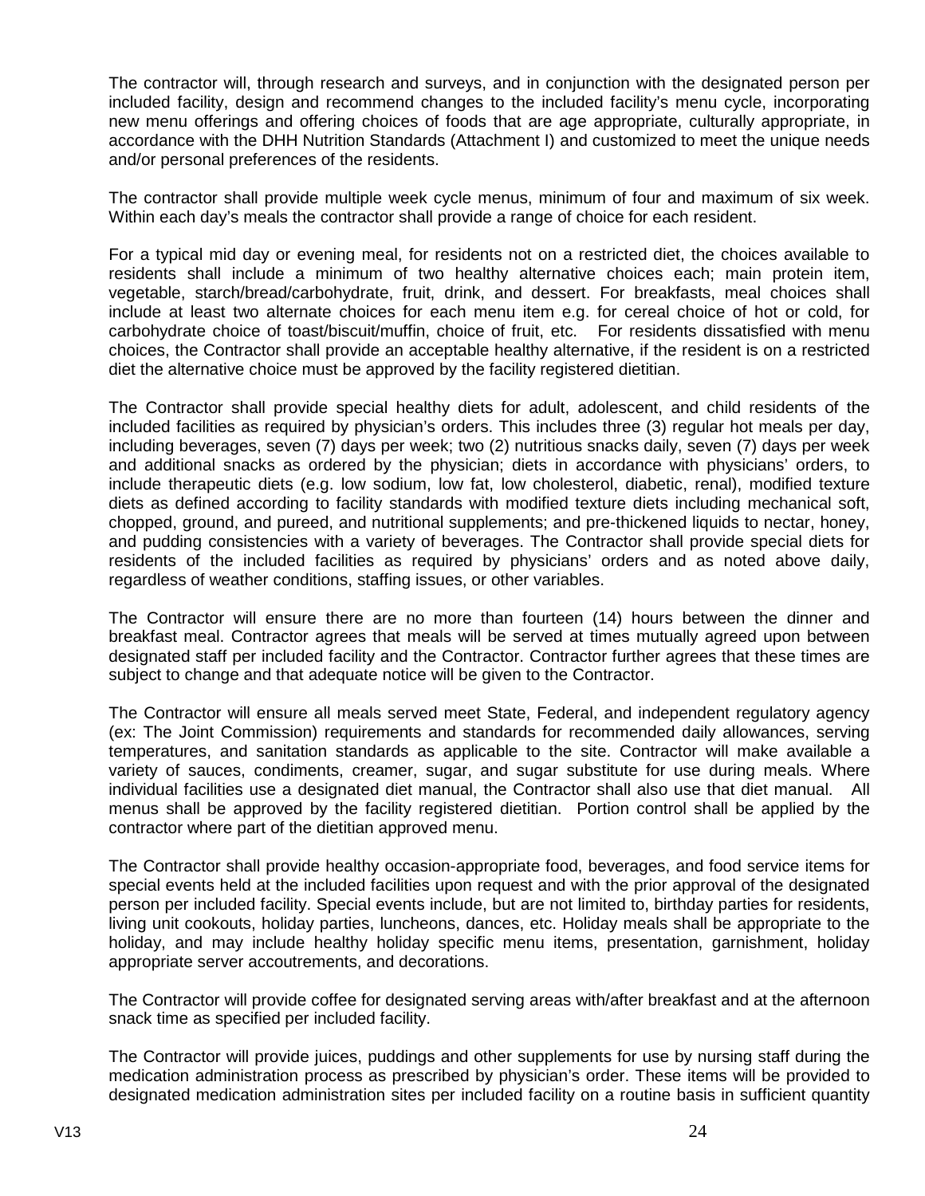The contractor will, through research and surveys, and in conjunction with the designated person per included facility, design and recommend changes to the included facility's menu cycle, incorporating new menu offerings and offering choices of foods that are age appropriate, culturally appropriate, in accordance with the DHH Nutrition Standards (Attachment I) and customized to meet the unique needs and/or personal preferences of the residents.

The contractor shall provide multiple week cycle menus, minimum of four and maximum of six week. Within each day's meals the contractor shall provide a range of choice for each resident.

For a typical mid day or evening meal, for residents not on a restricted diet, the choices available to residents shall include a minimum of two healthy alternative choices each; main protein item, vegetable, starch/bread/carbohydrate, fruit, drink, and dessert. For breakfasts, meal choices shall include at least two alternate choices for each menu item e.g. for cereal choice of hot or cold, for carbohydrate choice of toast/biscuit/muffin, choice of fruit, etc. For residents dissatisfied with menu choices, the Contractor shall provide an acceptable healthy alternative, if the resident is on a restricted diet the alternative choice must be approved by the facility registered dietitian.

The Contractor shall provide special healthy diets for adult, adolescent, and child residents of the included facilities as required by physician's orders. This includes three (3) regular hot meals per day, including beverages, seven (7) days per week; two (2) nutritious snacks daily, seven (7) days per week and additional snacks as ordered by the physician; diets in accordance with physicians' orders, to include therapeutic diets (e.g. low sodium, low fat, low cholesterol, diabetic, renal), modified texture diets as defined according to facility standards with modified texture diets including mechanical soft, chopped, ground, and pureed, and nutritional supplements; and pre-thickened liquids to nectar, honey, and pudding consistencies with a variety of beverages. The Contractor shall provide special diets for residents of the included facilities as required by physicians' orders and as noted above daily, regardless of weather conditions, staffing issues, or other variables.

The Contractor will ensure there are no more than fourteen (14) hours between the dinner and breakfast meal. Contractor agrees that meals will be served at times mutually agreed upon between designated staff per included facility and the Contractor. Contractor further agrees that these times are subject to change and that adequate notice will be given to the Contractor.

The Contractor will ensure all meals served meet State, Federal, and independent regulatory agency (ex: The Joint Commission) requirements and standards for recommended daily allowances, serving temperatures, and sanitation standards as applicable to the site. Contractor will make available a variety of sauces, condiments, creamer, sugar, and sugar substitute for use during meals. Where individual facilities use a designated diet manual, the Contractor shall also use that diet manual. All menus shall be approved by the facility registered dietitian. Portion control shall be applied by the contractor where part of the dietitian approved menu.

The Contractor shall provide healthy occasion-appropriate food, beverages, and food service items for special events held at the included facilities upon request and with the prior approval of the designated person per included facility. Special events include, but are not limited to, birthday parties for residents, living unit cookouts, holiday parties, luncheons, dances, etc. Holiday meals shall be appropriate to the holiday, and may include healthy holiday specific menu items, presentation, garnishment, holiday appropriate server accoutrements, and decorations.

The Contractor will provide coffee for designated serving areas with/after breakfast and at the afternoon snack time as specified per included facility.

The Contractor will provide juices, puddings and other supplements for use by nursing staff during the medication administration process as prescribed by physician's order. These items will be provided to designated medication administration sites per included facility on a routine basis in sufficient quantity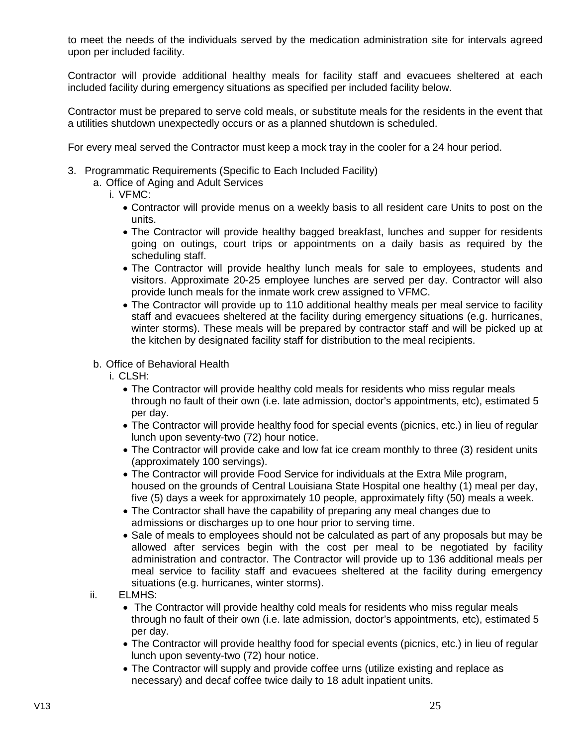to meet the needs of the individuals served by the medication administration site for intervals agreed upon per included facility.

Contractor will provide additional healthy meals for facility staff and evacuees sheltered at each included facility during emergency situations as specified per included facility below.

Contractor must be prepared to serve cold meals, or substitute meals for the residents in the event that a utilities shutdown unexpectedly occurs or as a planned shutdown is scheduled.

For every meal served the Contractor must keep a mock tray in the cooler for a 24 hour period.

3. Programmatic Requirements (Specific to Each Included Facility)
   a. Office of Aging and Adult Services
      i. VFMC:
         - Contractor will provide menus on a weekly basis to all resident care Units to post on the units.
         - The Contractor will provide healthy bagged breakfast, lunches and supper for residents going on outings, court trips or appointments on a daily basis as required by the scheduling staff.
         - The Contractor will provide healthy lunch meals for sale to employees, students and visitors. Approximate 20-25 employee lunches are served per day. Contractor will also provide lunch meals for the inmate work crew assigned to VFMC.
         - The Contractor will provide up to 110 additional healthy meals per meal service to facility staff and evacuees sheltered at the facility during emergency situations (e.g. hurricanes, winter storms). These meals will be prepared by contractor staff and will be picked up at the kitchen by designated facility staff for distribution to the meal recipients.

   b. Office of Behavioral Health
      i. CLSH:
         - The Contractor will provide healthy cold meals for residents who miss regular meals through no fault of their own (i.e. late admission, doctor's appointments, etc), estimated 5 per day.
         - The Contractor will provide healthy food for special events (picnics, etc.) in lieu of regular lunch upon seventy-two (72) hour notice.
         - The Contractor will provide cake and low fat ice cream monthly to three (3) resident units (approximately 100 servings).
         - The Contractor will provide Food Service for individuals at the Extra Mile program, housed on the grounds of Central Louisiana State Hospital one healthy (1) meal per day, five (5) days a week for approximately 10 people, approximately fifty (50) meals a week.
         - The Contractor shall have the capability of preparing any meal changes due to admissions or discharges up to one hour prior to serving time.
         - Sale of meals to employees should not be calculated as part of any proposals but may be allowed after services begin with the cost per meal to be negotiated by facility administration and contractor. The Contractor will provide up to 136 additional meals per meal service to facility staff and evacuees sheltered at the facility during emergency situations (e.g. hurricanes, winter storms).

      ii. ELMHS:
         - The Contractor will provide healthy cold meals for residents who miss regular meals through no fault of their own (i.e. late admission, doctor's appointments, etc), estimated 5 per day.
         - The Contractor will provide healthy food for special events (picnics, etc.) in lieu of regular lunch upon seventy-two (72) hour notice.
         - The Contractor will supply and provide coffee urns (utilize existing and replace as necessary) and decaf coffee twice daily to 18 adult inpatient units.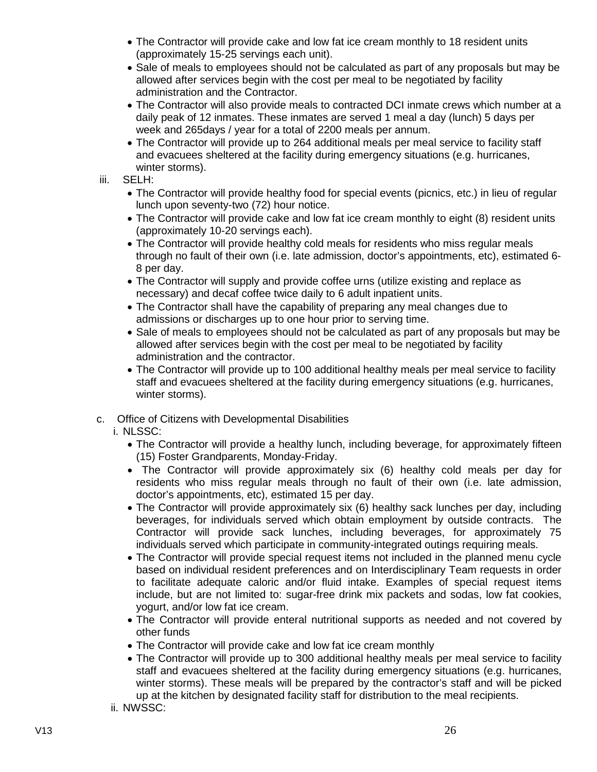- The Contractor will provide cake and low fat ice cream monthly to 18 resident units (approximately 15-25 servings each unit).
- Sale of meals to employees should not be calculated as part of any proposals but may be allowed after services begin with the cost per meal to be negotiated by facility administration and the Contractor.
- The Contractor will also provide meals to contracted DCI inmate crews which number at a daily peak of 12 inmates. These inmates are served 1 meal a day (lunch) 5 days per week and 265days / year for a total of 2200 meals per annum.
- The Contractor will provide up to 264 additional meals per meal service to facility staff and evacuees sheltered at the facility during emergency situations (e.g. hurricanes, winter storms).

iii. SELH:

- The Contractor will provide healthy food for special events (picnics, etc.) in lieu of regular lunch upon seventy-two (72) hour notice.
- The Contractor will provide cake and low fat ice cream monthly to eight (8) resident units (approximately 10-20 servings each).
- The Contractor will provide healthy cold meals for residents who miss regular meals through no fault of their own (i.e. late admission, doctor's appointments, etc), estimated 6-8 per day.
- The Contractor will supply and provide coffee urns (utilize existing and replace as necessary) and decaf coffee twice daily to 6 adult inpatient units.
- The Contractor shall have the capability of preparing any meal changes due to admissions or discharges up to one hour prior to serving time.
- Sale of meals to employees should not be calculated as part of any proposals but may be allowed after services begin with the cost per meal to be negotiated by facility administration and the contractor.
- The Contractor will provide up to 100 additional healthy meals per meal service to facility staff and evacuees sheltered at the facility during emergency situations (e.g. hurricanes, winter storms).

c. Office of Citizens with Developmental Disabilities

i. NLSSC:

- The Contractor will provide a healthy lunch, including beverage, for approximately fifteen (15) Foster Grandparents, Monday-Friday.
- The Contractor will provide approximately six (6) healthy cold meals per day for residents who miss regular meals through no fault of their own (i.e. late admission, doctor's appointments, etc), estimated 15 per day.
- The Contractor will provide approximately six (6) healthy sack lunches per day, including beverages, for individuals served which obtain employment by outside contracts. The Contractor will provide sack lunches, including beverages, for approximately 75 individuals served which participate in community-integrated outings requiring meals.
- The Contractor will provide special request items not included in the planned menu cycle based on individual resident preferences and on Interdisciplinary Team requests in order to facilitate adequate caloric and/or fluid intake. Examples of special request items include, but are not limited to: sugar-free drink mix packets and sodas, low fat cookies, yogurt, and/or low fat ice cream.
- The Contractor will provide enteral nutritional supports as needed and not covered by other funds
- The Contractor will provide cake and low fat ice cream monthly
- The Contractor will provide up to 300 additional healthy meals per meal service to facility staff and evacuees sheltered at the facility during emergency situations (e.g. hurricanes, winter storms). These meals will be prepared by the contractor's staff and will be picked up at the kitchen by designated facility staff for distribution to the meal recipients.

ii. NWSSC: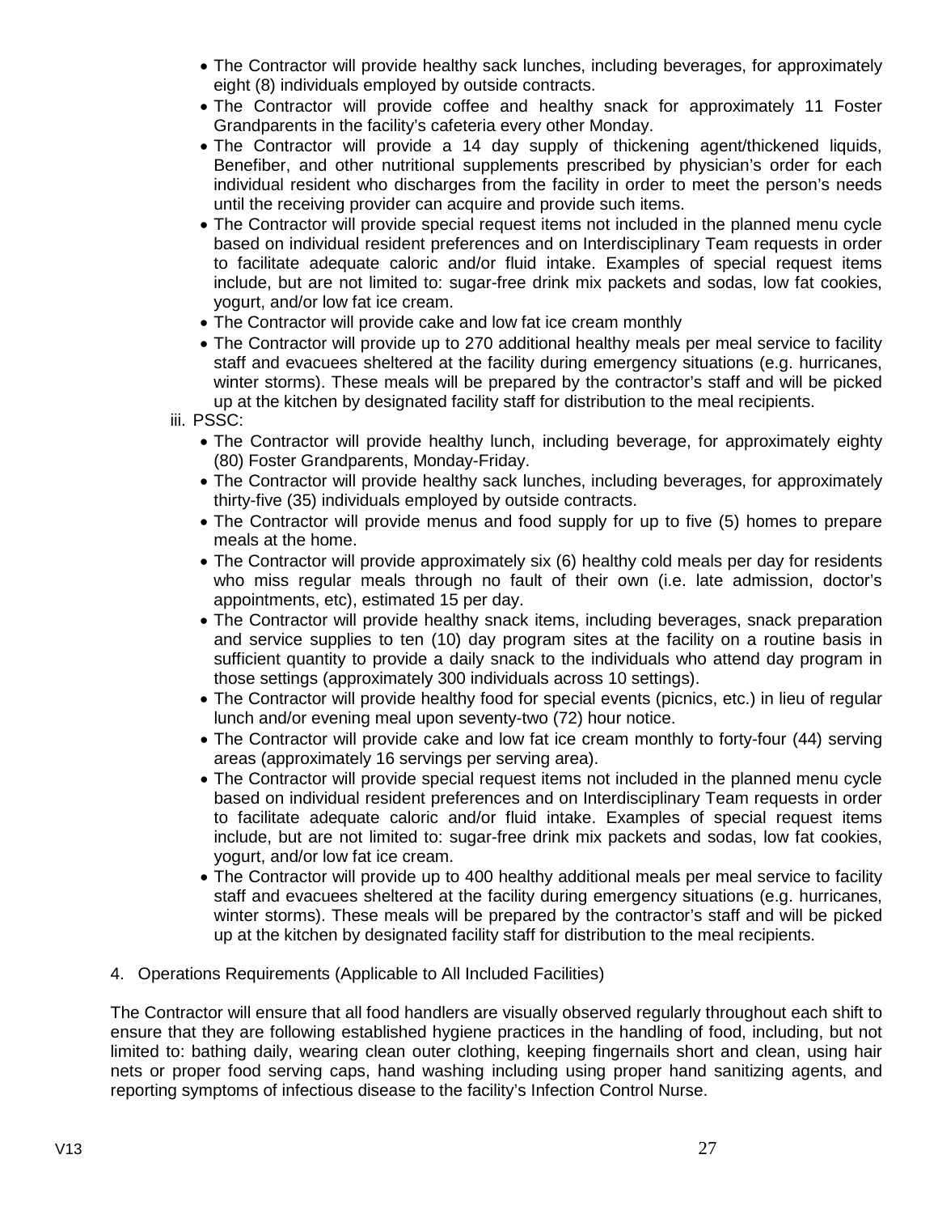- The Contractor will provide healthy sack lunches, including beverages, for approximately eight (8) individuals employed by outside contracts.
- The Contractor will provide coffee and healthy snack for approximately 11 Foster Grandparents in the facility's cafeteria every other Monday.
- The Contractor will provide a 14 day supply of thickening agent/thickened liquids, Benefiber, and other nutritional supplements prescribed by physician's order for each individual resident who discharges from the facility in order to meet the person's needs until the receiving provider can acquire and provide such items.
- The Contractor will provide special request items not included in the planned menu cycle based on individual resident preferences and on Interdisciplinary Team requests in order to facilitate adequate caloric and/or fluid intake. Examples of special request items include, but are not limited to: sugar-free drink mix packets and sodas, low fat cookies, yogurt, and/or low fat ice cream.
- The Contractor will provide cake and low fat ice cream monthly
- The Contractor will provide up to 270 additional healthy meals per meal service to facility staff and evacuees sheltered at the facility during emergency situations (e.g. hurricanes, winter storms). These meals will be prepared by the contractor's staff and will be picked up at the kitchen by designated facility staff for distribution to the meal recipients.

iii. PSSC:

- The Contractor will provide healthy lunch, including beverage, for approximately eighty (80) Foster Grandparents, Monday-Friday.
- The Contractor will provide healthy sack lunches, including beverages, for approximately thirty-five (35) individuals employed by outside contracts.
- The Contractor will provide menus and food supply for up to five (5) homes to prepare meals at the home.
- The Contractor will provide approximately six (6) healthy cold meals per day for residents who miss regular meals through no fault of their own (i.e. late admission, doctor's appointments, etc), estimated 15 per day.
- The Contractor will provide healthy snack items, including beverages, snack preparation and service supplies to ten (10) day program sites at the facility on a routine basis in sufficient quantity to provide a daily snack to the individuals who attend day program in those settings (approximately 300 individuals across 10 settings).
- The Contractor will provide healthy food for special events (picnics, etc.) in lieu of regular lunch and/or evening meal upon seventy-two (72) hour notice.
- The Contractor will provide cake and low fat ice cream monthly to forty-four (44) serving areas (approximately 16 servings per serving area).
- The Contractor will provide special request items not included in the planned menu cycle based on individual resident preferences and on Interdisciplinary Team requests in order to facilitate adequate caloric and/or fluid intake. Examples of special request items include, but are not limited to: sugar-free drink mix packets and sodas, low fat cookies, yogurt, and/or low fat ice cream.
- The Contractor will provide up to 400 healthy additional meals per meal service to facility staff and evacuees sheltered at the facility during emergency situations (e.g. hurricanes, winter storms). These meals will be prepared by the contractor's staff and will be picked up at the kitchen by designated facility staff for distribution to the meal recipients.

4. Operations Requirements (Applicable to All Included Facilities)

The Contractor will ensure that all food handlers are visually observed regularly throughout each shift to ensure that they are following established hygiene practices in the handling of food, including, but not limited to: bathing daily, wearing clean outer clothing, keeping fingernails short and clean, using hair nets or proper food serving caps, hand washing including using proper hand sanitizing agents, and reporting symptoms of infectious disease to the facility's Infection Control Nurse.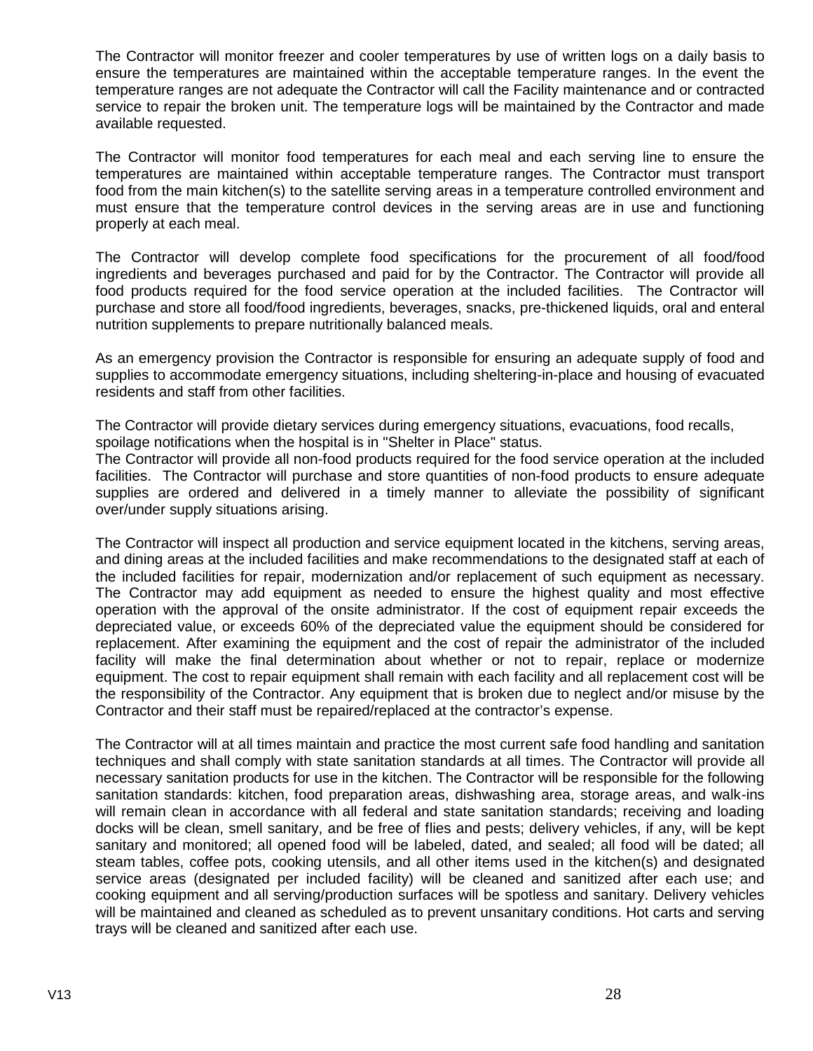The Contractor will monitor freezer and cooler temperatures by use of written logs on a daily basis to ensure the temperatures are maintained within the acceptable temperature ranges. In the event the temperature ranges are not adequate the Contractor will call the Facility maintenance and or contracted service to repair the broken unit. The temperature logs will be maintained by the Contractor and made available requested.

The Contractor will monitor food temperatures for each meal and each serving line to ensure the temperatures are maintained within acceptable temperature ranges. The Contractor must transport food from the main kitchen(s) to the satellite serving areas in a temperature controlled environment and must ensure that the temperature control devices in the serving areas are in use and functioning properly at each meal.

The Contractor will develop complete food specifications for the procurement of all food/food ingredients and beverages purchased and paid for by the Contractor. The Contractor will provide all food products required for the food service operation at the included facilities. The Contractor will purchase and store all food/food ingredients, beverages, snacks, pre-thickened liquids, oral and enteral nutrition supplements to prepare nutritionally balanced meals.

As an emergency provision the Contractor is responsible for ensuring an adequate supply of food and supplies to accommodate emergency situations, including sheltering-in-place and housing of evacuated residents and staff from other facilities.

The Contractor will provide dietary services during emergency situations, evacuations, food recalls, spoilage notifications when the hospital is in "Shelter in Place" status.
The Contractor will provide all non-food products required for the food service operation at the included facilities. The Contractor will purchase and store quantities of non-food products to ensure adequate supplies are ordered and delivered in a timely manner to alleviate the possibility of significant over/under supply situations arising.

The Contractor will inspect all production and service equipment located in the kitchens, serving areas, and dining areas at the included facilities and make recommendations to the designated staff at each of the included facilities for repair, modernization and/or replacement of such equipment as necessary. The Contractor may add equipment as needed to ensure the highest quality and most effective operation with the approval of the onsite administrator. If the cost of equipment repair exceeds the depreciated value, or exceeds 60% of the depreciated value the equipment should be considered for replacement. After examining the equipment and the cost of repair the administrator of the included facility will make the final determination about whether or not to repair, replace or modernize equipment. The cost to repair equipment shall remain with each facility and all replacement cost will be the responsibility of the Contractor. Any equipment that is broken due to neglect and/or misuse by the Contractor and their staff must be repaired/replaced at the contractor's expense.

The Contractor will at all times maintain and practice the most current safe food handling and sanitation techniques and shall comply with state sanitation standards at all times. The Contractor will provide all necessary sanitation products for use in the kitchen. The Contractor will be responsible for the following sanitation standards: kitchen, food preparation areas, dishwashing area, storage areas, and walk-ins will remain clean in accordance with all federal and state sanitation standards; receiving and loading docks will be clean, smell sanitary, and be free of flies and pests; delivery vehicles, if any, will be kept sanitary and monitored; all opened food will be labeled, dated, and sealed; all food will be dated; all steam tables, coffee pots, cooking utensils, and all other items used in the kitchen(s) and designated service areas (designated per included facility) will be cleaned and sanitized after each use; and cooking equipment and all serving/production surfaces will be spotless and sanitary. Delivery vehicles will be maintained and cleaned as scheduled as to prevent unsanitary conditions. Hot carts and serving trays will be cleaned and sanitized after each use.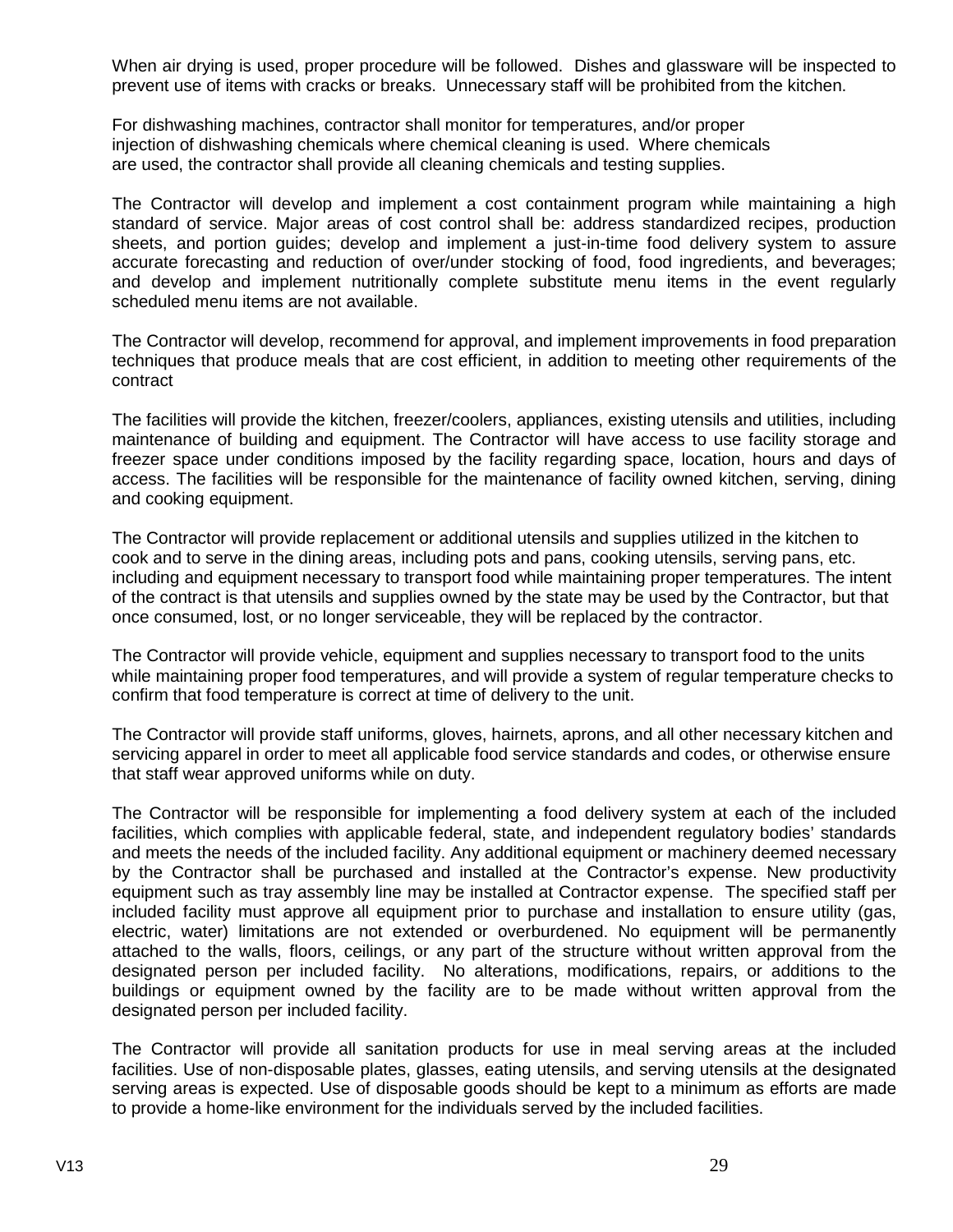When air drying is used, proper procedure will be followed. Dishes and glassware will be inspected to prevent use of items with cracks or breaks. Unnecessary staff will be prohibited from the kitchen.

For dishwashing machines, contractor shall monitor for temperatures, and/or proper injection of dishwashing chemicals where chemical cleaning is used. Where chemicals are used, the contractor shall provide all cleaning chemicals and testing supplies.

The Contractor will develop and implement a cost containment program while maintaining a high standard of service. Major areas of cost control shall be: address standardized recipes, production sheets, and portion guides; develop and implement a just-in-time food delivery system to assure accurate forecasting and reduction of over/under stocking of food, food ingredients, and beverages; and develop and implement nutritionally complete substitute menu items in the event regularly scheduled menu items are not available.

The Contractor will develop, recommend for approval, and implement improvements in food preparation techniques that produce meals that are cost efficient, in addition to meeting other requirements of the contract

The facilities will provide the kitchen, freezer/coolers, appliances, existing utensils and utilities, including maintenance of building and equipment. The Contractor will have access to use facility storage and freezer space under conditions imposed by the facility regarding space, location, hours and days of access. The facilities will be responsible for the maintenance of facility owned kitchen, serving, dining and cooking equipment.

The Contractor will provide replacement or additional utensils and supplies utilized in the kitchen to cook and to serve in the dining areas, including pots and pans, cooking utensils, serving pans, etc. including and equipment necessary to transport food while maintaining proper temperatures. The intent of the contract is that utensils and supplies owned by the state may be used by the Contractor, but that once consumed, lost, or no longer serviceable, they will be replaced by the contractor.

The Contractor will provide vehicle, equipment and supplies necessary to transport food to the units while maintaining proper food temperatures, and will provide a system of regular temperature checks to confirm that food temperature is correct at time of delivery to the unit.

The Contractor will provide staff uniforms, gloves, hairnets, aprons, and all other necessary kitchen and servicing apparel in order to meet all applicable food service standards and codes, or otherwise ensure that staff wear approved uniforms while on duty.

The Contractor will be responsible for implementing a food delivery system at each of the included facilities, which complies with applicable federal, state, and independent regulatory bodies' standards and meets the needs of the included facility. Any additional equipment or machinery deemed necessary by the Contractor shall be purchased and installed at the Contractor's expense. New productivity equipment such as tray assembly line may be installed at Contractor expense. The specified staff per included facility must approve all equipment prior to purchase and installation to ensure utility (gas, electric, water) limitations are not extended or overburdened. No equipment will be permanently attached to the walls, floors, ceilings, or any part of the structure without written approval from the designated person per included facility. No alterations, modifications, repairs, or additions to the buildings or equipment owned by the facility are to be made without written approval from the designated person per included facility.

The Contractor will provide all sanitation products for use in meal serving areas at the included facilities. Use of non-disposable plates, glasses, eating utensils, and serving utensils at the designated serving areas is expected. Use of disposable goods should be kept to a minimum as efforts are made to provide a home-like environment for the individuals served by the included facilities.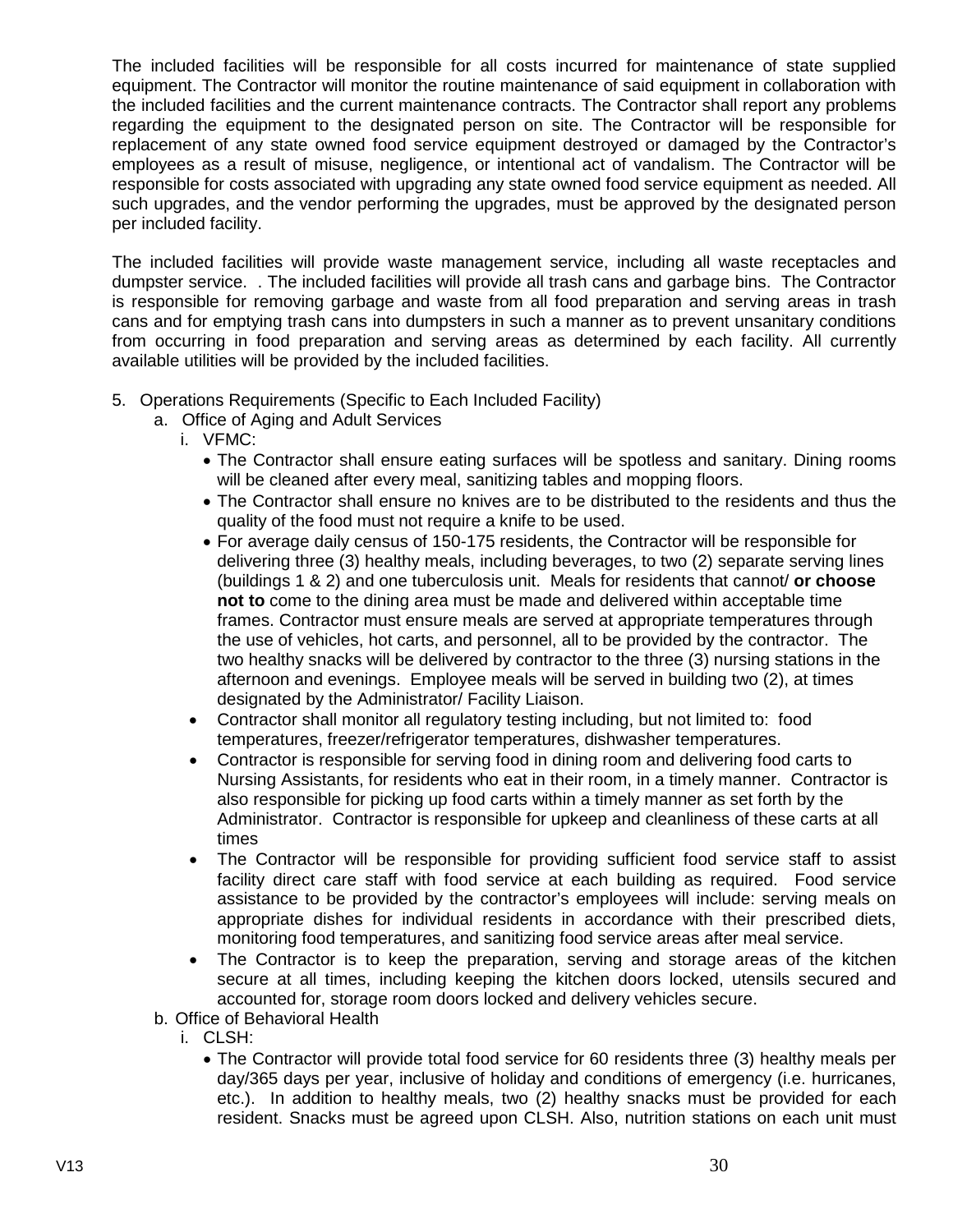The included facilities will be responsible for all costs incurred for maintenance of state supplied equipment. The Contractor will monitor the routine maintenance of said equipment in collaboration with the included facilities and the current maintenance contracts. The Contractor shall report any problems regarding the equipment to the designated person on site. The Contractor will be responsible for replacement of any state owned food service equipment destroyed or damaged by the Contractor's employees as a result of misuse, negligence, or intentional act of vandalism. The Contractor will be responsible for costs associated with upgrading any state owned food service equipment as needed. All such upgrades, and the vendor performing the upgrades, must be approved by the designated person per included facility.

The included facilities will provide waste management service, including all waste receptacles and dumpster service. . The included facilities will provide all trash cans and garbage bins. The Contractor is responsible for removing garbage and waste from all food preparation and serving areas in trash cans and for emptying trash cans into dumpsters in such a manner as to prevent unsanitary conditions from occurring in food preparation and serving areas as determined by each facility. All currently available utilities will be provided by the included facilities.

5. Operations Requirements (Specific to Each Included Facility)
   a. Office of Aging and Adult Services
      i. VFMC:
         - The Contractor shall ensure eating surfaces will be spotless and sanitary. Dining rooms will be cleaned after every meal, sanitizing tables and mopping floors.
         - The Contractor shall ensure no knives are to be distributed to the residents and thus the quality of the food must not require a knife to be used.
         - For average daily census of 150-175 residents, the Contractor will be responsible for delivering three (3) healthy meals, including beverages, to two (2) separate serving lines (buildings 1 & 2) and one tuberculosis unit. Meals for residents that cannot/ **or choose not to** come to the dining area must be made and delivered within acceptable time frames. Contractor must ensure meals are served at appropriate temperatures through the use of vehicles, hot carts, and personnel, all to be provided by the contractor. The two healthy snacks will be delivered by contractor to the three (3) nursing stations in the afternoon and evenings. Employee meals will be served in building two (2), at times designated by the Administrator/ Facility Liaison.
         - Contractor shall monitor all regulatory testing including, but not limited to: food temperatures, freezer/refrigerator temperatures, dishwasher temperatures.
         - Contractor is responsible for serving food in dining room and delivering food carts to Nursing Assistants, for residents who eat in their room, in a timely manner. Contractor is also responsible for picking up food carts within a timely manner as set forth by the Administrator. Contractor is responsible for upkeep and cleanliness of these carts at all times
         - The Contractor will be responsible for providing sufficient food service staff to assist facility direct care staff with food service at each building as required. Food service assistance to be provided by the contractor's employees will include: serving meals on appropriate dishes for individual residents in accordance with their prescribed diets, monitoring food temperatures, and sanitizing food service areas after meal service.
         - The Contractor is to keep the preparation, serving and storage areas of the kitchen secure at all times, including keeping the kitchen doors locked, utensils secured and accounted for, storage room doors locked and delivery vehicles secure.
   b. Office of Behavioral Health
      i. CLSH:
         - The Contractor will provide total food service for 60 residents three (3) healthy meals per day/365 days per year, inclusive of holiday and conditions of emergency (i.e. hurricanes, etc.). In addition to healthy meals, two (2) healthy snacks must be provided for each resident. Snacks must be agreed upon CLSH. Also, nutrition stations on each unit must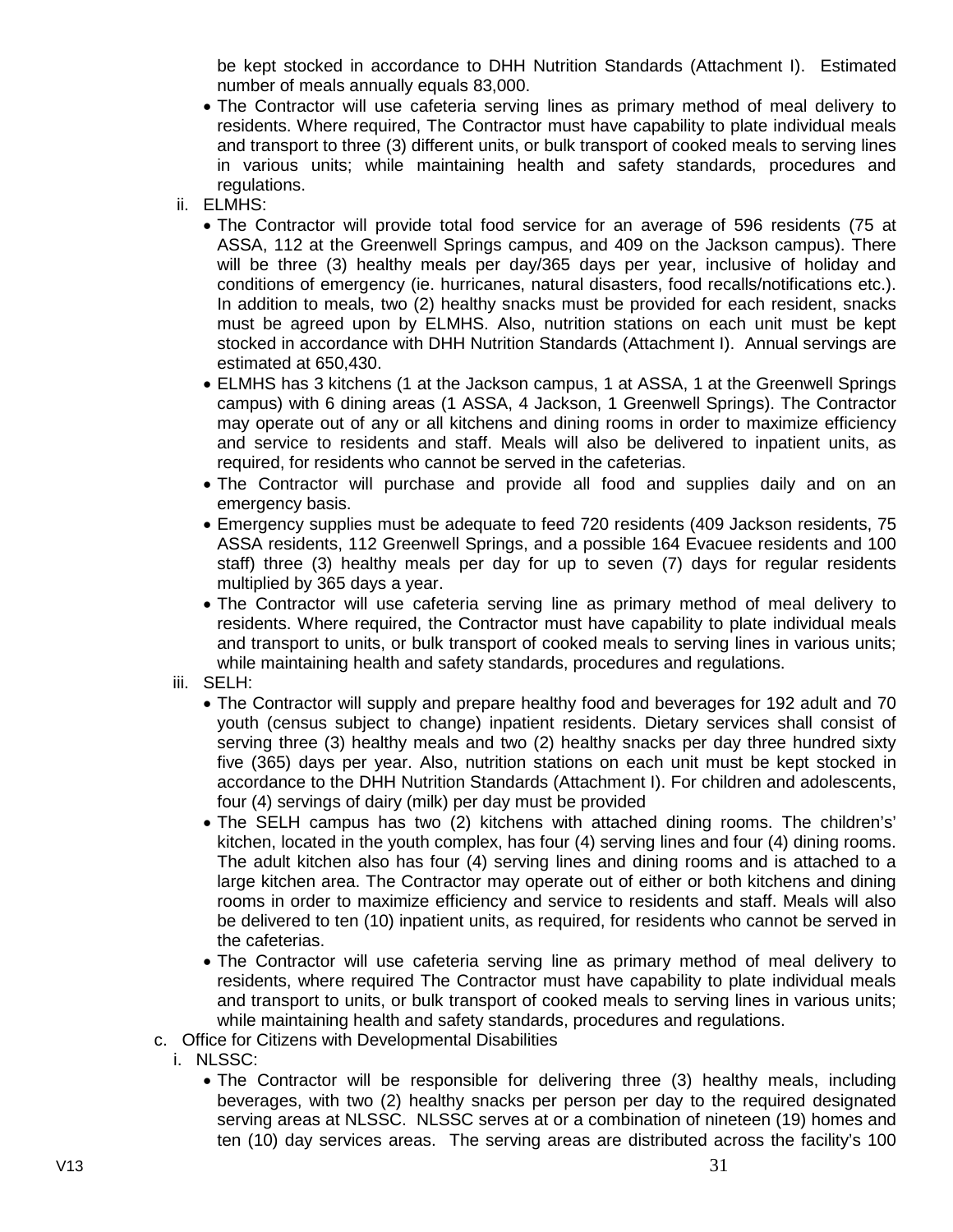be kept stocked in accordance to DHH Nutrition Standards (Attachment I). Estimated number of meals annually equals 83,000.

- The Contractor will use cafeteria serving lines as primary method of meal delivery to residents. Where required, The Contractor must have capability to plate individual meals and transport to three (3) different units, or bulk transport of cooked meals to serving lines in various units; while maintaining health and safety standards, procedures and regulations.

ii. ELMHS:

- The Contractor will provide total food service for an average of 596 residents (75 at ASSA, 112 at the Greenwell Springs campus, and 409 on the Jackson campus). There will be three (3) healthy meals per day/365 days per year, inclusive of holiday and conditions of emergency (ie. hurricanes, natural disasters, food recalls/notifications etc.). In addition to meals, two (2) healthy snacks must be provided for each resident, snacks must be agreed upon by ELMHS. Also, nutrition stations on each unit must be kept stocked in accordance with DHH Nutrition Standards (Attachment I). Annual servings are estimated at 650,430.
- ELMHS has 3 kitchens (1 at the Jackson campus, 1 at ASSA, 1 at the Greenwell Springs campus) with 6 dining areas (1 ASSA, 4 Jackson, 1 Greenwell Springs). The Contractor may operate out of any or all kitchens and dining rooms in order to maximize efficiency and service to residents and staff. Meals will also be delivered to inpatient units, as required, for residents who cannot be served in the cafeterias.
- The Contractor will purchase and provide all food and supplies daily and on an emergency basis.
- Emergency supplies must be adequate to feed 720 residents (409 Jackson residents, 75 ASSA residents, 112 Greenwell Springs, and a possible 164 Evacuee residents and 100 staff) three (3) healthy meals per day for up to seven (7) days for regular residents multiplied by 365 days a year.
- The Contractor will use cafeteria serving line as primary method of meal delivery to residents. Where required, the Contractor must have capability to plate individual meals and transport to units, or bulk transport of cooked meals to serving lines in various units; while maintaining health and safety standards, procedures and regulations.

iii. SELH:

- The Contractor will supply and prepare healthy food and beverages for 192 adult and 70 youth (census subject to change) inpatient residents. Dietary services shall consist of serving three (3) healthy meals and two (2) healthy snacks per day three hundred sixty five (365) days per year. Also, nutrition stations on each unit must be kept stocked in accordance to the DHH Nutrition Standards (Attachment I). For children and adolescents, four (4) servings of dairy (milk) per day must be provided
- The SELH campus has two (2) kitchens with attached dining rooms. The children's' kitchen, located in the youth complex, has four (4) serving lines and four (4) dining rooms. The adult kitchen also has four (4) serving lines and dining rooms and is attached to a large kitchen area. The Contractor may operate out of either or both kitchens and dining rooms in order to maximize efficiency and service to residents and staff. Meals will also be delivered to ten (10) inpatient units, as required, for residents who cannot be served in the cafeterias.
- The Contractor will use cafeteria serving line as primary method of meal delivery to residents, where required The Contractor must have capability to plate individual meals and transport to units, or bulk transport of cooked meals to serving lines in various units; while maintaining health and safety standards, procedures and regulations.

c. Office for Citizens with Developmental Disabilities

i. NLSSC:

- The Contractor will be responsible for delivering three (3) healthy meals, including beverages, with two (2) healthy snacks per person per day to the required designated serving areas at NLSSC. NLSSC serves at or a combination of nineteen (19) homes and ten (10) day services areas. The serving areas are distributed across the facility's 100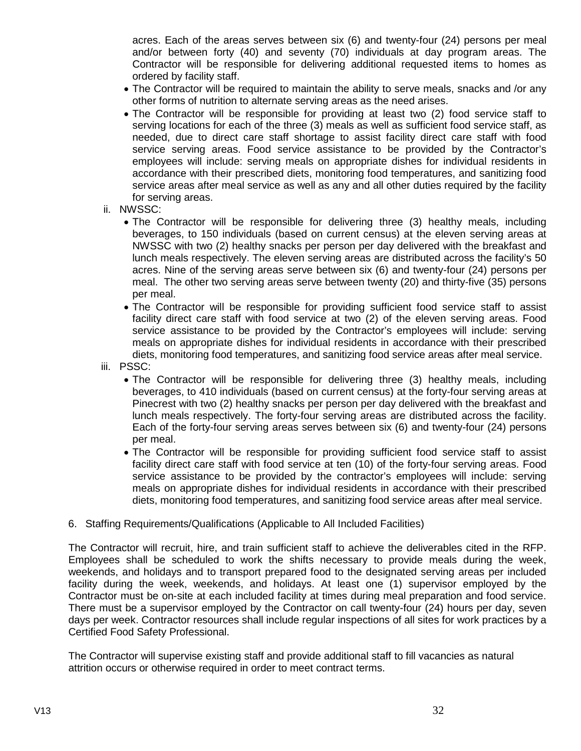acres. Each of the areas serves between six (6) and twenty-four (24) persons per meal and/or between forty (40) and seventy (70) individuals at day program areas. The Contractor will be responsible for delivering additional requested items to homes as ordered by facility staff.

- The Contractor will be required to maintain the ability to serve meals, snacks and /or any other forms of nutrition to alternate serving areas as the need arises.
- The Contractor will be responsible for providing at least two (2) food service staff to serving locations for each of the three (3) meals as well as sufficient food service staff, as needed, due to direct care staff shortage to assist facility direct care staff with food service serving areas. Food service assistance to be provided by the Contractor's employees will include: serving meals on appropriate dishes for individual residents in accordance with their prescribed diets, monitoring food temperatures, and sanitizing food service areas after meal service as well as any and all other duties required by the facility for serving areas.

ii. NWSSC:

- The Contractor will be responsible for delivering three (3) healthy meals, including beverages, to 150 individuals (based on current census) at the eleven serving areas at NWSSC with two (2) healthy snacks per person per day delivered with the breakfast and lunch meals respectively. The eleven serving areas are distributed across the facility's 50 acres. Nine of the serving areas serve between six (6) and twenty-four (24) persons per meal. The other two serving areas serve between twenty (20) and thirty-five (35) persons per meal.
- The Contractor will be responsible for providing sufficient food service staff to assist facility direct care staff with food service at two (2) of the eleven serving areas. Food service assistance to be provided by the Contractor's employees will include: serving meals on appropriate dishes for individual residents in accordance with their prescribed diets, monitoring food temperatures, and sanitizing food service areas after meal service.

iii. PSSC:

- The Contractor will be responsible for delivering three (3) healthy meals, including beverages, to 410 individuals (based on current census) at the forty-four serving areas at Pinecrest with two (2) healthy snacks per person per day delivered with the breakfast and lunch meals respectively. The forty-four serving areas are distributed across the facility. Each of the forty-four serving areas serves between six (6) and twenty-four (24) persons per meal.
- The Contractor will be responsible for providing sufficient food service staff to assist facility direct care staff with food service at ten (10) of the forty-four serving areas. Food service assistance to be provided by the contractor's employees will include: serving meals on appropriate dishes for individual residents in accordance with their prescribed diets, monitoring food temperatures, and sanitizing food service areas after meal service.

6. Staffing Requirements/Qualifications (Applicable to All Included Facilities)

The Contractor will recruit, hire, and train sufficient staff to achieve the deliverables cited in the RFP. Employees shall be scheduled to work the shifts necessary to provide meals during the week, weekends, and holidays and to transport prepared food to the designated serving areas per included facility during the week, weekends, and holidays. At least one (1) supervisor employed by the Contractor must be on-site at each included facility at times during meal preparation and food service. There must be a supervisor employed by the Contractor on call twenty-four (24) hours per day, seven days per week. Contractor resources shall include regular inspections of all sites for work practices by a Certified Food Safety Professional.

The Contractor will supervise existing staff and provide additional staff to fill vacancies as natural attrition occurs or otherwise required in order to meet contract terms.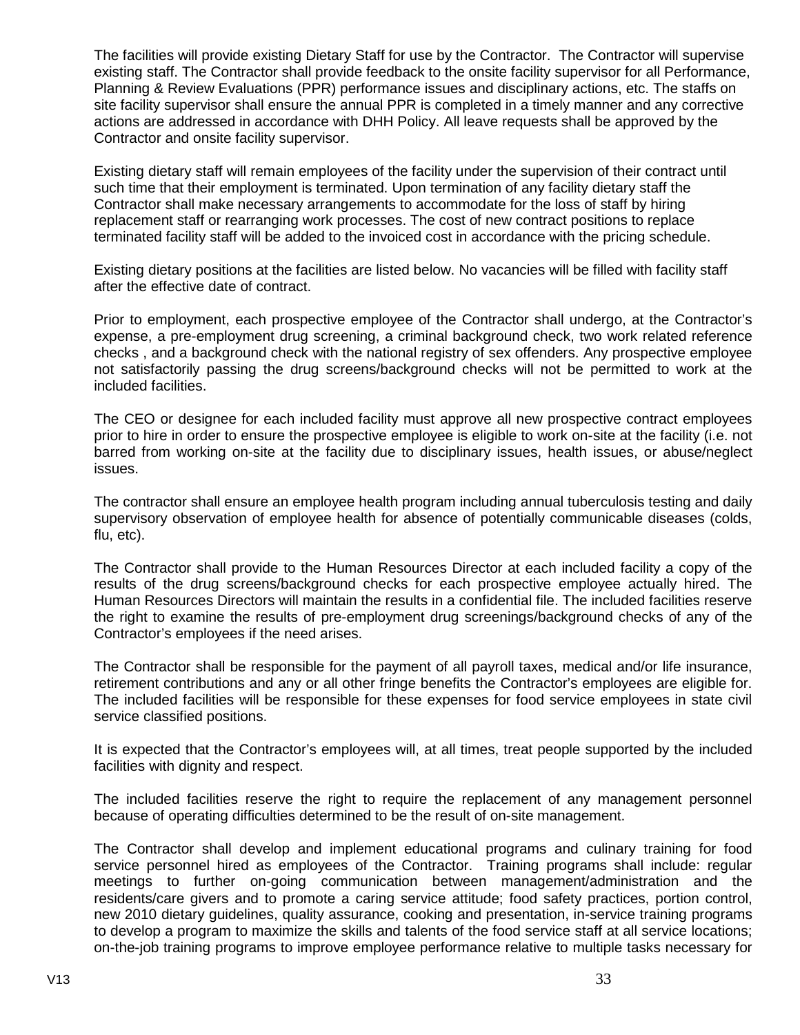The facilities will provide existing Dietary Staff for use by the Contractor. The Contractor will supervise existing staff. The Contractor shall provide feedback to the onsite facility supervisor for all Performance, Planning & Review Evaluations (PPR) performance issues and disciplinary actions, etc. The staffs on site facility supervisor shall ensure the annual PPR is completed in a timely manner and any corrective actions are addressed in accordance with DHH Policy. All leave requests shall be approved by the Contractor and onsite facility supervisor.

Existing dietary staff will remain employees of the facility under the supervision of their contract until such time that their employment is terminated. Upon termination of any facility dietary staff the Contractor shall make necessary arrangements to accommodate for the loss of staff by hiring replacement staff or rearranging work processes. The cost of new contract positions to replace terminated facility staff will be added to the invoiced cost in accordance with the pricing schedule.

Existing dietary positions at the facilities are listed below. No vacancies will be filled with facility staff after the effective date of contract.

Prior to employment, each prospective employee of the Contractor shall undergo, at the Contractor's expense, a pre-employment drug screening, a criminal background check, two work related reference checks , and a background check with the national registry of sex offenders. Any prospective employee not satisfactorily passing the drug screens/background checks will not be permitted to work at the included facilities.

The CEO or designee for each included facility must approve all new prospective contract employees prior to hire in order to ensure the prospective employee is eligible to work on-site at the facility (i.e. not barred from working on-site at the facility due to disciplinary issues, health issues, or abuse/neglect issues.

The contractor shall ensure an employee health program including annual tuberculosis testing and daily supervisory observation of employee health for absence of potentially communicable diseases (colds, flu, etc).

The Contractor shall provide to the Human Resources Director at each included facility a copy of the results of the drug screens/background checks for each prospective employee actually hired. The Human Resources Directors will maintain the results in a confidential file. The included facilities reserve the right to examine the results of pre-employment drug screenings/background checks of any of the Contractor's employees if the need arises.

The Contractor shall be responsible for the payment of all payroll taxes, medical and/or life insurance, retirement contributions and any or all other fringe benefits the Contractor's employees are eligible for. The included facilities will be responsible for these expenses for food service employees in state civil service classified positions.

It is expected that the Contractor's employees will, at all times, treat people supported by the included facilities with dignity and respect.

The included facilities reserve the right to require the replacement of any management personnel because of operating difficulties determined to be the result of on-site management.

The Contractor shall develop and implement educational programs and culinary training for food service personnel hired as employees of the Contractor. Training programs shall include: regular meetings to further on-going communication between management/administration and the residents/care givers and to promote a caring service attitude; food safety practices, portion control, new 2010 dietary guidelines, quality assurance, cooking and presentation, in-service training programs to develop a program to maximize the skills and talents of the food service staff at all service locations; on-the-job training programs to improve employee performance relative to multiple tasks necessary for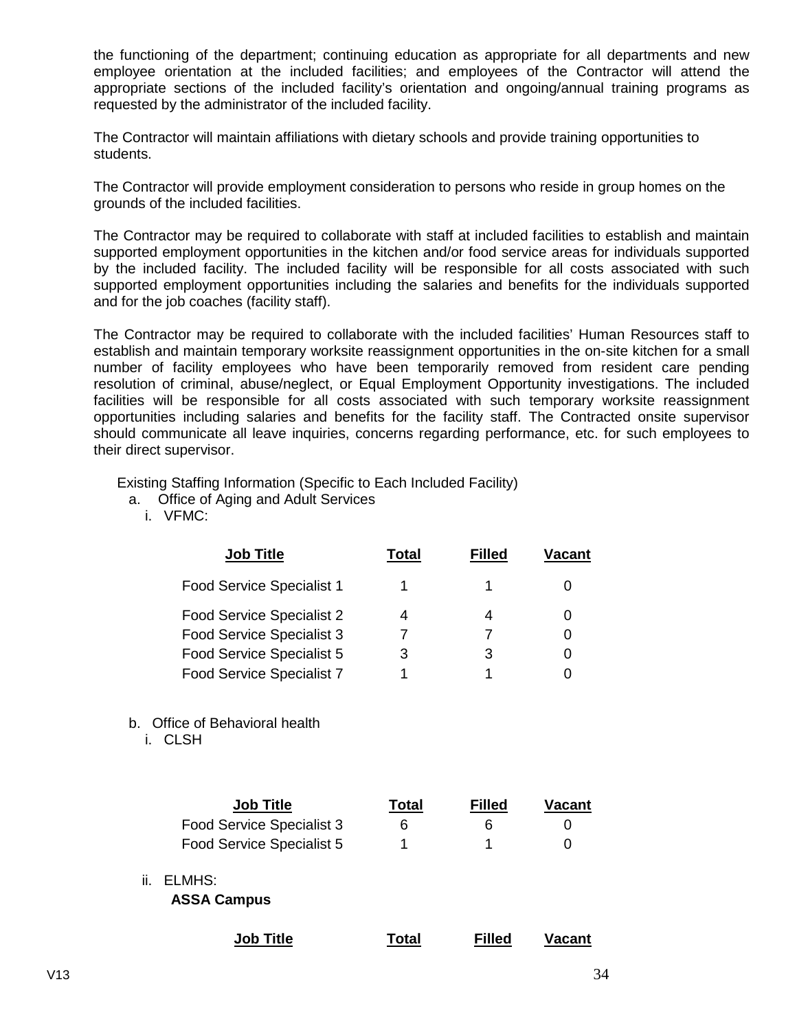the functioning of the department; continuing education as appropriate for all departments and new employee orientation at the included facilities; and employees of the Contractor will attend the appropriate sections of the included facility's orientation and ongoing/annual training programs as requested by the administrator of the included facility.

The Contractor will maintain affiliations with dietary schools and provide training opportunities to students.

The Contractor will provide employment consideration to persons who reside in group homes on the grounds of the included facilities.

The Contractor may be required to collaborate with staff at included facilities to establish and maintain supported employment opportunities in the kitchen and/or food service areas for individuals supported by the included facility. The included facility will be responsible for all costs associated with such supported employment opportunities including the salaries and benefits for the individuals supported and for the job coaches (facility staff).

The Contractor may be required to collaborate with the included facilities' Human Resources staff to establish and maintain temporary worksite reassignment opportunities in the on-site kitchen for a small number of facility employees who have been temporarily removed from resident care pending resolution of criminal, abuse/neglect, or Equal Employment Opportunity investigations. The included facilities will be responsible for all costs associated with such temporary worksite reassignment opportunities including salaries and benefits for the facility staff. The Contracted onsite supervisor should communicate all leave inquiries, concerns regarding performance, etc. for such employees to their direct supervisor.

Existing Staffing Information (Specific to Each Included Facility)

a. Office of Aging and Adult Services

i. VFMC:

| Job Title | Total | Filled | Vacant |
|---|---|---|---|
| Food Service Specialist 1 | 1 | 1 | 0 |
| Food Service Specialist 2 | 4 | 4 | 0 |
| Food Service Specialist 3 | 7 | 7 | 0 |
| Food Service Specialist 5 | 3 | 3 | 0 |
| Food Service Specialist 7 | 1 | 1 | 0 |

b. Office of Behavioral health

i. CLSH

| Job Title | Total | Filled | Vacant |
|---|---|---|---|
| Food Service Specialist 3 | 6 | 6 | 0 |
| Food Service Specialist 5 | 1 | 1 | 0 |

ii. ELMHS:

**ASSA Campus**

| Job Title | Total | Filled | Vacant |
|---|---|---|---|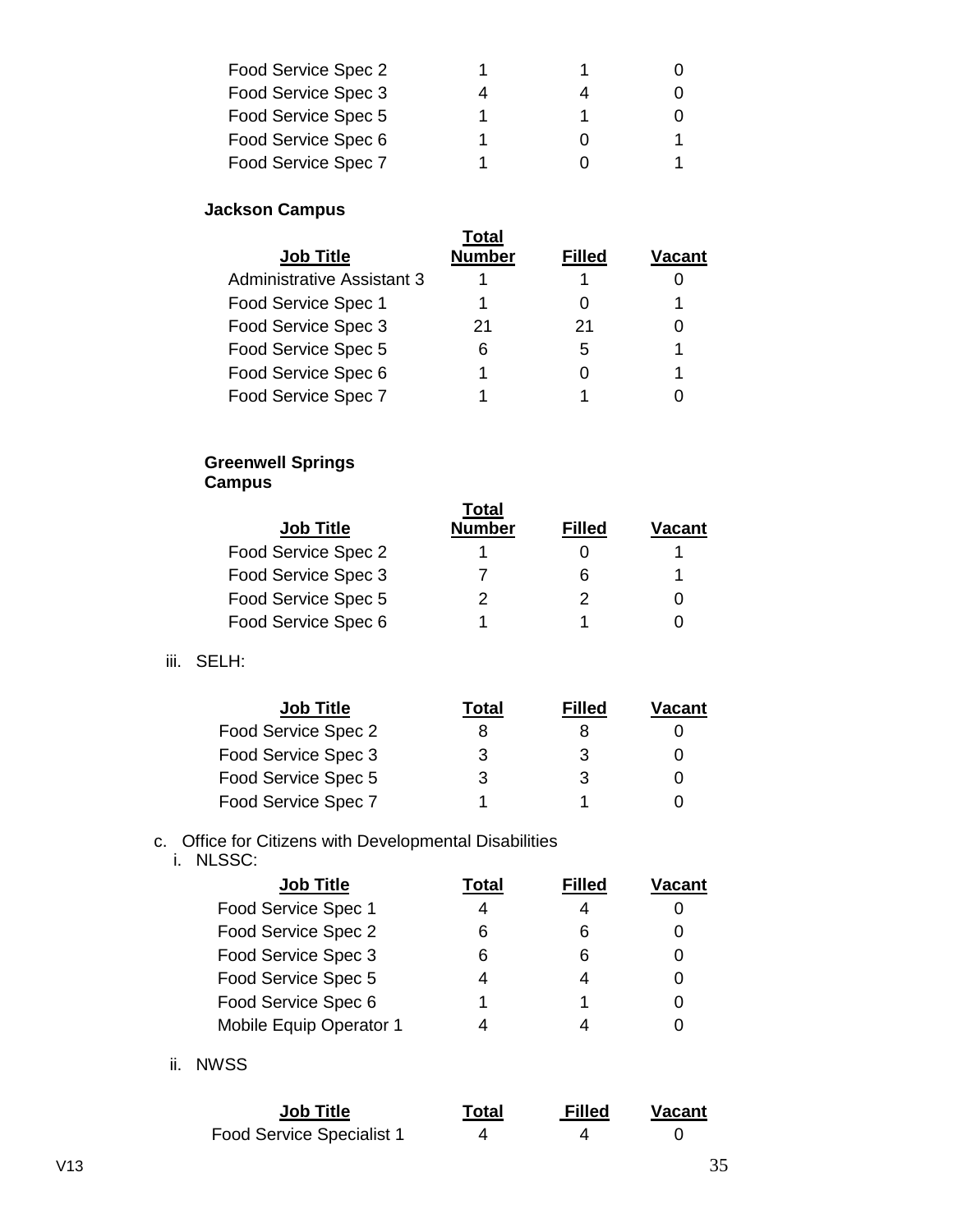| | | | |
|---|---|---|---|
| Food Service Spec 2 | 1 | 1 | 0 |
| Food Service Spec 3 | 4 | 4 | 0 |
| Food Service Spec 5 | 1 | 1 | 0 |
| Food Service Spec 6 | 1 | 0 | 1 |
| Food Service Spec 7 | 1 | 0 | 1 |

**Jackson Campus**

| Job Title | Total Number | Filled | Vacant |
|---|---|---|---|
| Administrative Assistant 3 | 1 | 1 | 0 |
| Food Service Spec 1 | 1 | 0 | 1 |
| Food Service Spec 3 | 21 | 21 | 0 |
| Food Service Spec 5 | 6 | 5 | 1 |
| Food Service Spec 6 | 1 | 0 | 1 |
| Food Service Spec 7 | 1 | 1 | 0 |

**Greenwell Springs Campus**

| Job Title | Total Number | Filled | Vacant |
|---|---|---|---|
| Food Service Spec 2 | 1 | 0 | 1 |
| Food Service Spec 3 | 7 | 6 | 1 |
| Food Service Spec 5 | 2 | 2 | 0 |
| Food Service Spec 6 | 1 | 1 | 0 |

iii. SELH:

| Job Title | Total | Filled | Vacant |
|---|---|---|---|
| Food Service Spec 2 | 8 | 8 | 0 |
| Food Service Spec 3 | 3 | 3 | 0 |
| Food Service Spec 5 | 3 | 3 | 0 |
| Food Service Spec 7 | 1 | 1 | 0 |

c. Office for Citizens with Developmental Disabilities

i. NLSSC:

| Job Title | Total | Filled | Vacant |
|---|---|---|---|
| Food Service Spec 1 | 4 | 4 | 0 |
| Food Service Spec 2 | 6 | 6 | 0 |
| Food Service Spec 3 | 6 | 6 | 0 |
| Food Service Spec 5 | 4 | 4 | 0 |
| Food Service Spec 6 | 1 | 1 | 0 |
| Mobile Equip Operator 1 | 4 | 4 | 0 |

ii. NWSS

| Job Title | Total | Filled | Vacant |
|---|---|---|---|
| Food Service Specialist 1 | 4 | 4 | 0 |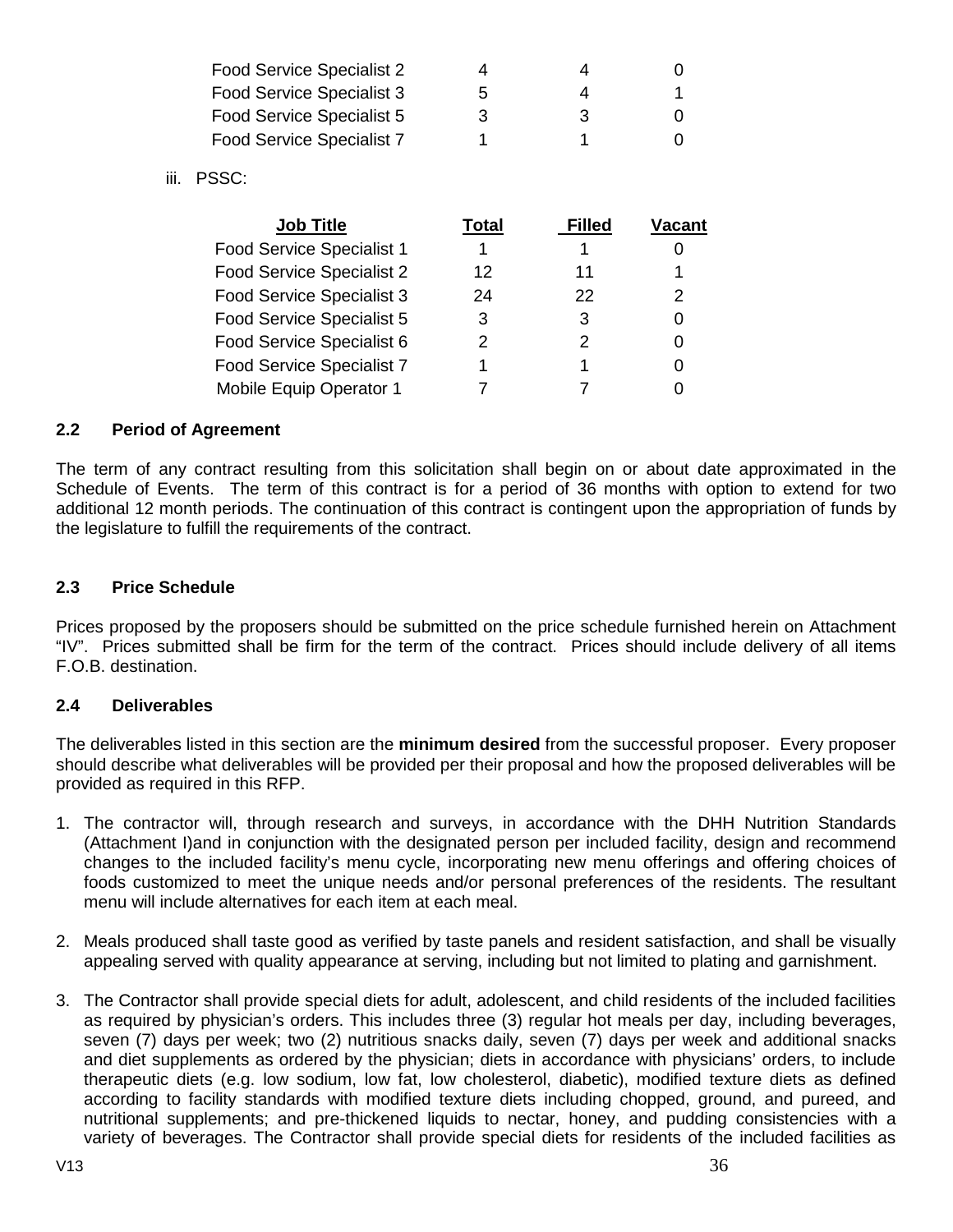| | | | |
|---|---|---|---|
| Food Service Specialist 2 | 4 | 4 | 0 |
| Food Service Specialist 3 | 5 | 4 | 1 |
| Food Service Specialist 5 | 3 | 3 | 0 |
| Food Service Specialist 7 | 1 | 1 | 0 |

iii. PSSC:

| Job Title | Total | Filled | Vacant |
|---|---|---|---|
| Food Service Specialist 1 | 1 | 1 | 0 |
| Food Service Specialist 2 | 12 | 11 | 1 |
| Food Service Specialist 3 | 24 | 22 | 2 |
| Food Service Specialist 5 | 3 | 3 | 0 |
| Food Service Specialist 6 | 2 | 2 | 0 |
| Food Service Specialist 7 | 1 | 1 | 0 |
| Mobile Equip Operator 1 | 7 | 7 | 0 |

### 2.2 Period of Agreement

The term of any contract resulting from this solicitation shall begin on or about date approximated in the Schedule of Events. The term of this contract is for a period of 36 months with option to extend for two additional 12 month periods. The continuation of this contract is contingent upon the appropriation of funds by the legislature to fulfill the requirements of the contract.

### 2.3 Price Schedule

Prices proposed by the proposers should be submitted on the price schedule furnished herein on Attachment "IV". Prices submitted shall be firm for the term of the contract. Prices should include delivery of all items F.O.B. destination.

### 2.4 Deliverables

The deliverables listed in this section are the **minimum desired** from the successful proposer. Every proposer should describe what deliverables will be provided per their proposal and how the proposed deliverables will be provided as required in this RFP.

1. The contractor will, through research and surveys, in accordance with the DHH Nutrition Standards (Attachment I)and in conjunction with the designated person per included facility, design and recommend changes to the included facility's menu cycle, incorporating new menu offerings and offering choices of foods customized to meet the unique needs and/or personal preferences of the residents. The resultant menu will include alternatives for each item at each meal.

2. Meals produced shall taste good as verified by taste panels and resident satisfaction, and shall be visually appealing served with quality appearance at serving, including but not limited to plating and garnishment.

3. The Contractor shall provide special diets for adult, adolescent, and child residents of the included facilities as required by physician's orders. This includes three (3) regular hot meals per day, including beverages, seven (7) days per week; two (2) nutritious snacks daily, seven (7) days per week and additional snacks and diet supplements as ordered by the physician; diets in accordance with physicians' orders, to include therapeutic diets (e.g. low sodium, low fat, low cholesterol, diabetic), modified texture diets as defined according to facility standards with modified texture diets including chopped, ground, and pureed, and nutritional supplements; and pre-thickened liquids to nectar, honey, and pudding consistencies with a variety of beverages. The Contractor shall provide special diets for residents of the included facilities as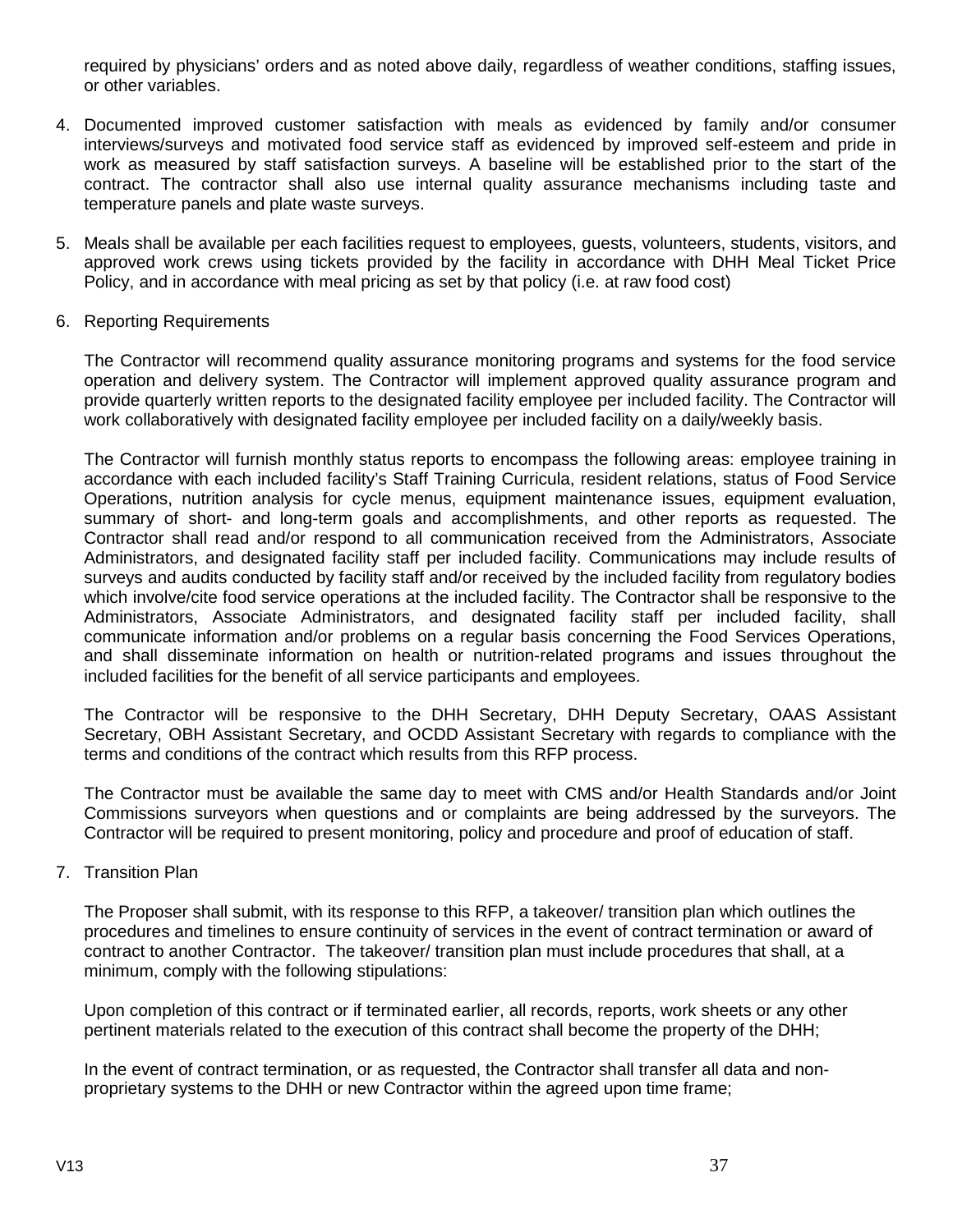required by physicians' orders and as noted above daily, regardless of weather conditions, staffing issues, or other variables.

4. Documented improved customer satisfaction with meals as evidenced by family and/or consumer interviews/surveys and motivated food service staff as evidenced by improved self-esteem and pride in work as measured by staff satisfaction surveys. A baseline will be established prior to the start of the contract. The contractor shall also use internal quality assurance mechanisms including taste and temperature panels and plate waste surveys.

5. Meals shall be available per each facilities request to employees, guests, volunteers, students, visitors, and approved work crews using tickets provided by the facility in accordance with DHH Meal Ticket Price Policy, and in accordance with meal pricing as set by that policy (i.e. at raw food cost)

6. Reporting Requirements

   The Contractor will recommend quality assurance monitoring programs and systems for the food service operation and delivery system. The Contractor will implement approved quality assurance program and provide quarterly written reports to the designated facility employee per included facility. The Contractor will work collaboratively with designated facility employee per included facility on a daily/weekly basis.

   The Contractor will furnish monthly status reports to encompass the following areas: employee training in accordance with each included facility's Staff Training Curricula, resident relations, status of Food Service Operations, nutrition analysis for cycle menus, equipment maintenance issues, equipment evaluation, summary of short- and long-term goals and accomplishments, and other reports as requested. The Contractor shall read and/or respond to all communication received from the Administrators, Associate Administrators, and designated facility staff per included facility. Communications may include results of surveys and audits conducted by facility staff and/or received by the included facility from regulatory bodies which involve/cite food service operations at the included facility. The Contractor shall be responsive to the Administrators, Associate Administrators, and designated facility staff per included facility, shall communicate information and/or problems on a regular basis concerning the Food Services Operations, and shall disseminate information on health or nutrition-related programs and issues throughout the included facilities for the benefit of all service participants and employees.

   The Contractor will be responsive to the DHH Secretary, DHH Deputy Secretary, OAAS Assistant Secretary, OBH Assistant Secretary, and OCDD Assistant Secretary with regards to compliance with the terms and conditions of the contract which results from this RFP process.

   The Contractor must be available the same day to meet with CMS and/or Health Standards and/or Joint Commissions surveyors when questions and or complaints are being addressed by the surveyors. The Contractor will be required to present monitoring, policy and procedure and proof of education of staff.

7. Transition Plan

   The Proposer shall submit, with its response to this RFP, a takeover/ transition plan which outlines the procedures and timelines to ensure continuity of services in the event of contract termination or award of contract to another Contractor. The takeover/ transition plan must include procedures that shall, at a minimum, comply with the following stipulations:

   Upon completion of this contract or if terminated earlier, all records, reports, work sheets or any other pertinent materials related to the execution of this contract shall become the property of the DHH;

   In the event of contract termination, or as requested, the Contractor shall transfer all data and non-proprietary systems to the DHH or new Contractor within the agreed upon time frame;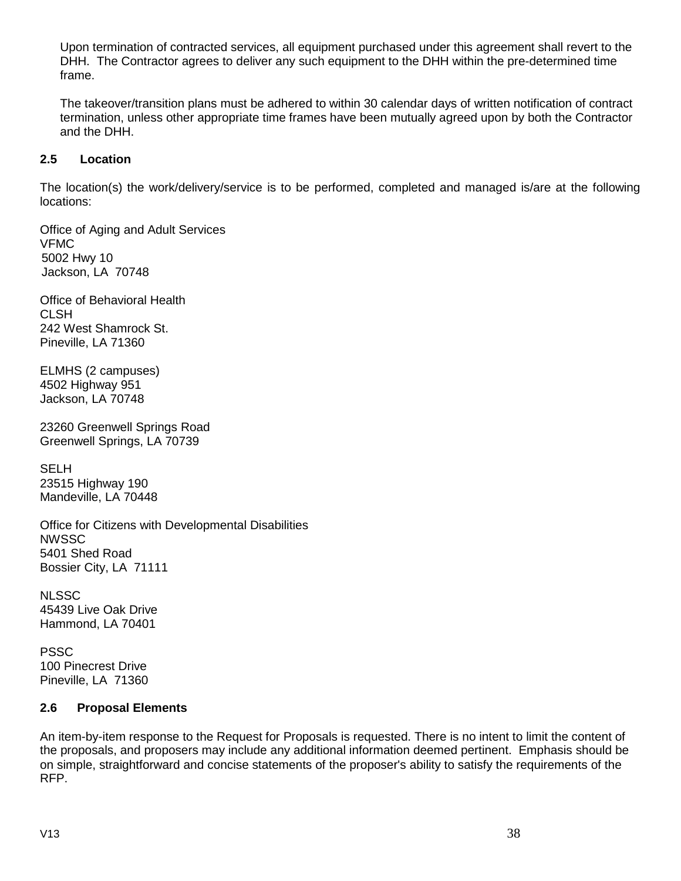Upon termination of contracted services, all equipment purchased under this agreement shall revert to the DHH. The Contractor agrees to deliver any such equipment to the DHH within the pre-determined time frame.

The takeover/transition plans must be adhered to within 30 calendar days of written notification of contract termination, unless other appropriate time frames have been mutually agreed upon by both the Contractor and the DHH.

### 2.5 Location

The location(s) the work/delivery/service is to be performed, completed and managed is/are at the following locations:

Office of Aging and Adult Services  
VFMC  
5002 Hwy 10  
Jackson, LA 70748

Office of Behavioral Health  
CLSH  
242 West Shamrock St.  
Pineville, LA 71360

ELMHS (2 campuses)  
4502 Highway 951  
Jackson, LA 70748

23260 Greenwell Springs Road  
Greenwell Springs, LA 70739

SELH  
23515 Highway 190  
Mandeville, LA 70448

Office for Citizens with Developmental Disabilities  
NWSSC  
5401 Shed Road  
Bossier City, LA 71111

NLSSC  
45439 Live Oak Drive  
Hammond, LA 70401

PSSC  
100 Pinecrest Drive  
Pineville, LA 71360

### 2.6 Proposal Elements

An item-by-item response to the Request for Proposals is requested. There is no intent to limit the content of the proposals, and proposers may include any additional information deemed pertinent. Emphasis should be on simple, straightforward and concise statements of the proposer's ability to satisfy the requirements of the RFP.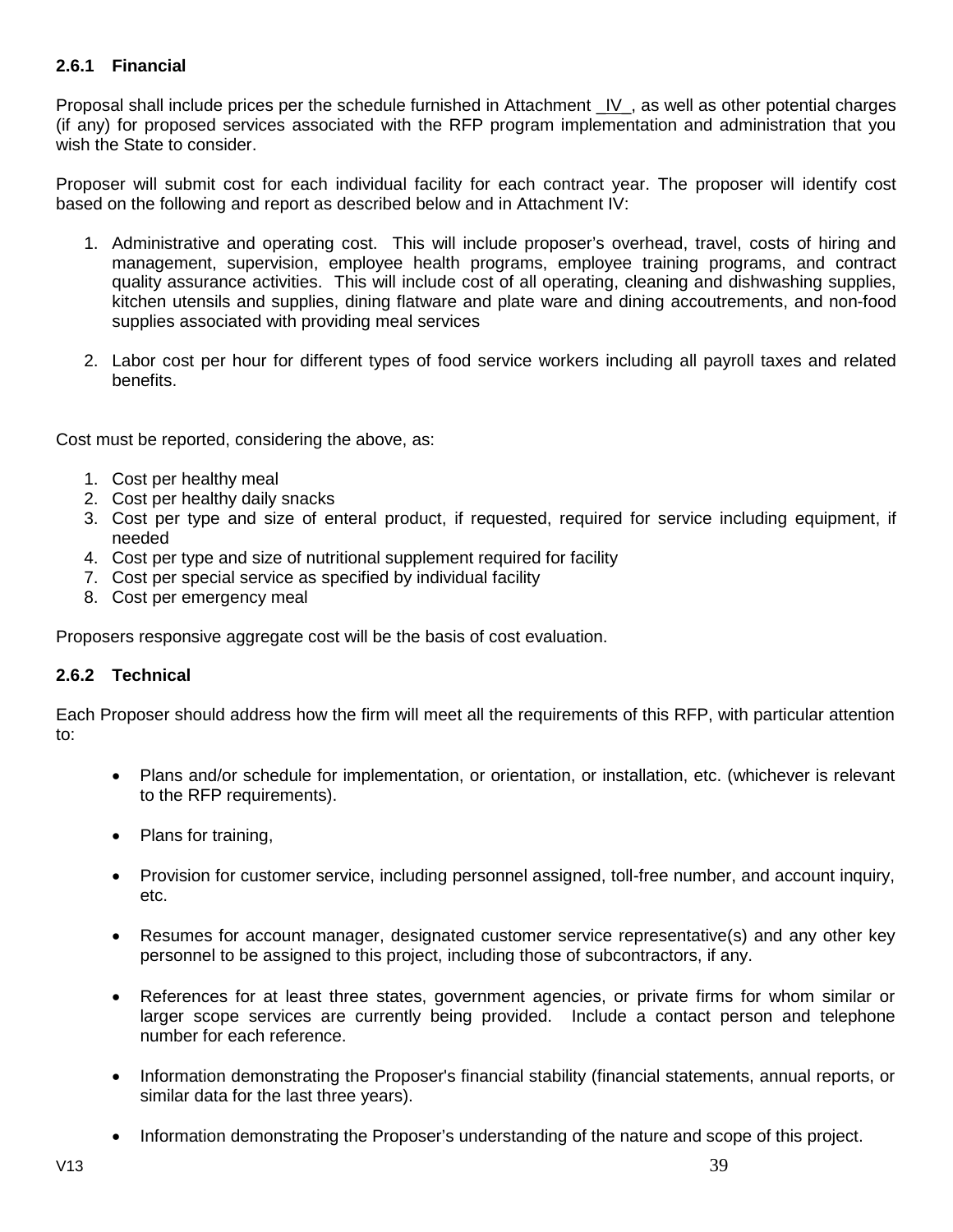### 2.6.1 Financial

Proposal shall include prices per the schedule furnished in Attachment _IV_, as well as other potential charges (if any) for proposed services associated with the RFP program implementation and administration that you wish the State to consider.

Proposer will submit cost for each individual facility for each contract year. The proposer will identify cost based on the following and report as described below and in Attachment IV:

1. Administrative and operating cost. This will include proposer's overhead, travel, costs of hiring and management, supervision, employee health programs, employee training programs, and contract quality assurance activities. This will include cost of all operating, cleaning and dishwashing supplies, kitchen utensils and supplies, dining flatware and plate ware and dining accoutrements, and non-food supplies associated with providing meal services
2. Labor cost per hour for different types of food service workers including all payroll taxes and related benefits.

Cost must be reported, considering the above, as:

1. Cost per healthy meal
2. Cost per healthy daily snacks
3. Cost per type and size of enteral product, if requested, required for service including equipment, if needed
4. Cost per type and size of nutritional supplement required for facility

7. Cost per special service as specified by individual facility
8. Cost per emergency meal

Proposers responsive aggregate cost will be the basis of cost evaluation.

### 2.6.2 Technical

Each Proposer should address how the firm will meet all the requirements of this RFP, with particular attention to:

- Plans and/or schedule for implementation, or orientation, or installation, etc. (whichever is relevant to the RFP requirements).
- Plans for training,
- Provision for customer service, including personnel assigned, toll-free number, and account inquiry, etc.
- Resumes for account manager, designated customer service representative(s) and any other key personnel to be assigned to this project, including those of subcontractors, if any.
- References for at least three states, government agencies, or private firms for whom similar or larger scope services are currently being provided. Include a contact person and telephone number for each reference.
- Information demonstrating the Proposer's financial stability (financial statements, annual reports, or similar data for the last three years).
- Information demonstrating the Proposer's understanding of the nature and scope of this project.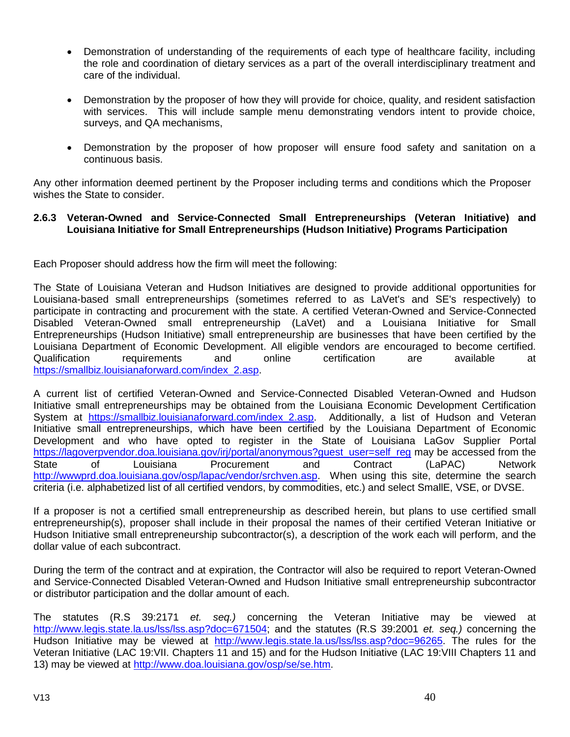- Demonstration of understanding of the requirements of each type of healthcare facility, including the role and coordination of dietary services as a part of the overall interdisciplinary treatment and care of the individual.

- Demonstration by the proposer of how they will provide for choice, quality, and resident satisfaction with services. This will include sample menu demonstrating vendors intent to provide choice, surveys, and QA mechanisms,

- Demonstration by the proposer of how proposer will ensure food safety and sanitation on a continuous basis.

Any other information deemed pertinent by the Proposer including terms and conditions which the Proposer wishes the State to consider.

### 2.6.3 Veteran-Owned and Service-Connected Small Entrepreneurships (Veteran Initiative) and Louisiana Initiative for Small Entrepreneurships (Hudson Initiative) Programs Participation

Each Proposer should address how the firm will meet the following:

The State of Louisiana Veteran and Hudson Initiatives are designed to provide additional opportunities for Louisiana-based small entrepreneurships (sometimes referred to as LaVet's and SE's respectively) to participate in contracting and procurement with the state. A certified Veteran-Owned and Service-Connected Disabled Veteran-Owned small entrepreneurship (LaVet) and a Louisiana Initiative for Small Entrepreneurships (Hudson Initiative) small entrepreneurship are businesses that have been certified by the Louisiana Department of Economic Development. All eligible vendors are encouraged to become certified. Qualification requirements and online certification are available at https://smallbiz.louisianaforward.com/index_2.asp.

A current list of certified Veteran-Owned and Service-Connected Disabled Veteran-Owned and Hudson Initiative small entrepreneurships may be obtained from the Louisiana Economic Development Certification System at https://smallbiz.louisianaforward.com/index_2.asp. Additionally, a list of Hudson and Veteran Initiative small entrepreneurships, which have been certified by the Louisiana Department of Economic Development and who have opted to register in the State of Louisiana LaGov Supplier Portal https://lagoverpvendor.doa.louisiana.gov/irj/portal/anonymous?guest_user=self_reg may be accessed from the State of Louisiana Procurement and Contract (LaPAC) Network http://wwwprd.doa.louisiana.gov/osp/lapac/vendor/srchven.asp. When using this site, determine the search criteria (i.e. alphabetized list of all certified vendors, by commodities, etc.) and select SmallE, VSE, or DVSE.

If a proposer is not a certified small entrepreneurship as described herein, but plans to use certified small entrepreneurship(s), proposer shall include in their proposal the names of their certified Veteran Initiative or Hudson Initiative small entrepreneurship subcontractor(s), a description of the work each will perform, and the dollar value of each subcontract.

During the term of the contract and at expiration, the Contractor will also be required to report Veteran-Owned and Service-Connected Disabled Veteran-Owned and Hudson Initiative small entrepreneurship subcontractor or distributor participation and the dollar amount of each.

The statutes (R.S 39:2171 *et. seq.)* concerning the Veteran Initiative may be viewed at http://www.legis.state.la.us/lss/lss.asp?doc=671504; and the statutes (R.S 39:2001 *et. seq.)* concerning the Hudson Initiative may be viewed at http://www.legis.state.la.us/lss/lss.asp?doc=96265. The rules for the Veteran Initiative (LAC 19:VII. Chapters 11 and 15) and for the Hudson Initiative (LAC 19:VIII Chapters 11 and 13) may be viewed at http://www.doa.louisiana.gov/osp/se/se.htm.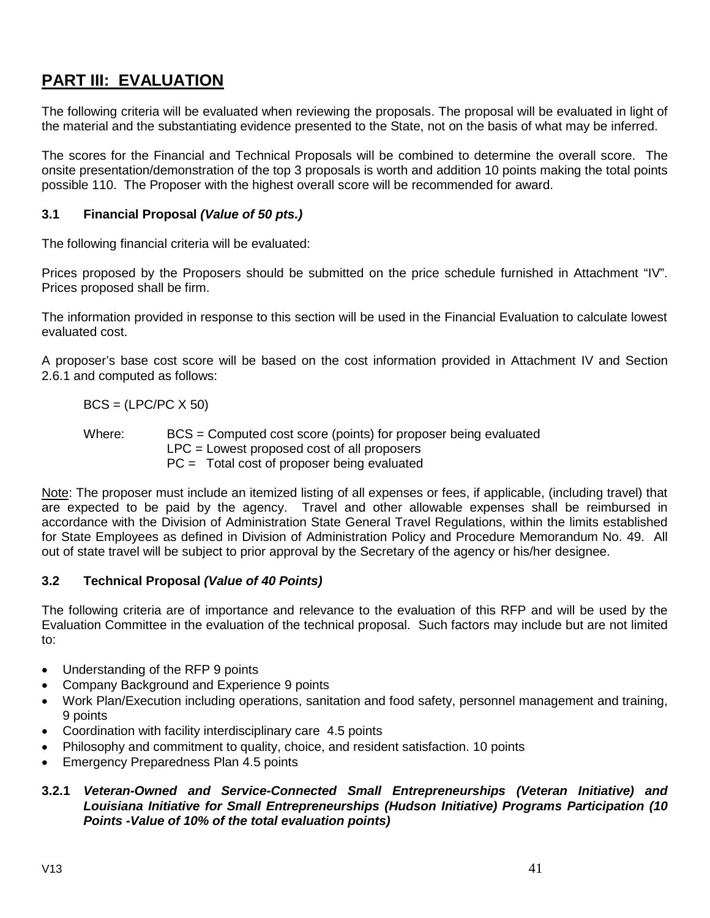## PART III: EVALUATION

The following criteria will be evaluated when reviewing the proposals. The proposal will be evaluated in light of the material and the substantiating evidence presented to the State, not on the basis of what may be inferred.

The scores for the Financial and Technical Proposals will be combined to determine the overall score. The onsite presentation/demonstration of the top 3 proposals is worth and addition 10 points making the total points possible 110. The Proposer with the highest overall score will be recommended for award.

### 3.1 Financial Proposal *(Value of 50 pts.)*

The following financial criteria will be evaluated:

Prices proposed by the Proposers should be submitted on the price schedule furnished in Attachment "IV". Prices proposed shall be firm.

The information provided in response to this section will be used in the Financial Evaluation to calculate lowest evaluated cost.

A proposer's base cost score will be based on the cost information provided in Attachment IV and Section 2.6.1 and computed as follows:

BCS = (LPC/PC X 50)

Where:
BCS = Computed cost score (points) for proposer being evaluated
LPC = Lowest proposed cost of all proposers
PC = Total cost of proposer being evaluated

Note: The proposer must include an itemized listing of all expenses or fees, if applicable, (including travel) that are expected to be paid by the agency. Travel and other allowable expenses shall be reimbursed in accordance with the Division of Administration State General Travel Regulations, within the limits established for State Employees as defined in Division of Administration Policy and Procedure Memorandum No. 49. All out of state travel will be subject to prior approval by the Secretary of the agency or his/her designee.

### 3.2 Technical Proposal *(Value of 40 Points)*

The following criteria are of importance and relevance to the evaluation of this RFP and will be used by the Evaluation Committee in the evaluation of the technical proposal. Such factors may include but are not limited to:

- Understanding of the RFP 9 points
- Company Background and Experience 9 points
- Work Plan/Execution including operations, sanitation and food safety, personnel management and training, 9 points
- Coordination with facility interdisciplinary care 4.5 points
- Philosophy and commitment to quality, choice, and resident satisfaction. 10 points
- Emergency Preparedness Plan 4.5 points

#### 3.2.1 *Veteran-Owned and Service-Connected Small Entrepreneurships (Veteran Initiative) and Louisiana Initiative for Small Entrepreneurships (Hudson Initiative) Programs Participation (10 Points -Value of 10% of the total evaluation points)*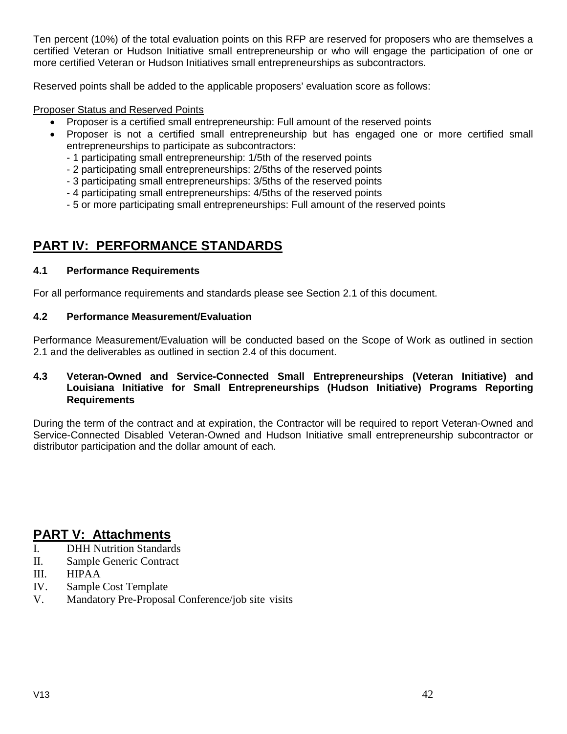Ten percent (10%) of the total evaluation points on this RFP are reserved for proposers who are themselves a certified Veteran or Hudson Initiative small entrepreneurship or who will engage the participation of one or more certified Veteran or Hudson Initiatives small entrepreneurships as subcontractors.

Reserved points shall be added to the applicable proposers' evaluation score as follows:

Proposer Status and Reserved Points

- Proposer is a certified small entrepreneurship: Full amount of the reserved points
- Proposer is not a certified small entrepreneurship but has engaged one or more certified small entrepreneurships to participate as subcontractors:
  - 1 participating small entrepreneurship: 1/5th of the reserved points
  - 2 participating small entrepreneurships: 2/5ths of the reserved points
  - 3 participating small entrepreneurships: 3/5ths of the reserved points
  - 4 participating small entrepreneurships: 4/5ths of the reserved points
  - 5 or more participating small entrepreneurships: Full amount of the reserved points

# PART IV: PERFORMANCE STANDARDS

### 4.1 Performance Requirements

For all performance requirements and standards please see Section 2.1 of this document.

### 4.2 Performance Measurement/Evaluation

Performance Measurement/Evaluation will be conducted based on the Scope of Work as outlined in section 2.1 and the deliverables as outlined in section 2.4 of this document.

### 4.3 Veteran-Owned and Service-Connected Small Entrepreneurships (Veteran Initiative) and Louisiana Initiative for Small Entrepreneurships (Hudson Initiative) Programs Reporting Requirements

During the term of the contract and at expiration, the Contractor will be required to report Veteran-Owned and Service-Connected Disabled Veteran-Owned and Hudson Initiative small entrepreneurship subcontractor or distributor participation and the dollar amount of each.

# PART V: Attachments

I. DHH Nutrition Standards
II. Sample Generic Contract
III. HIPAA
IV. Sample Cost Template
V. Mandatory Pre-Proposal Conference/job site visits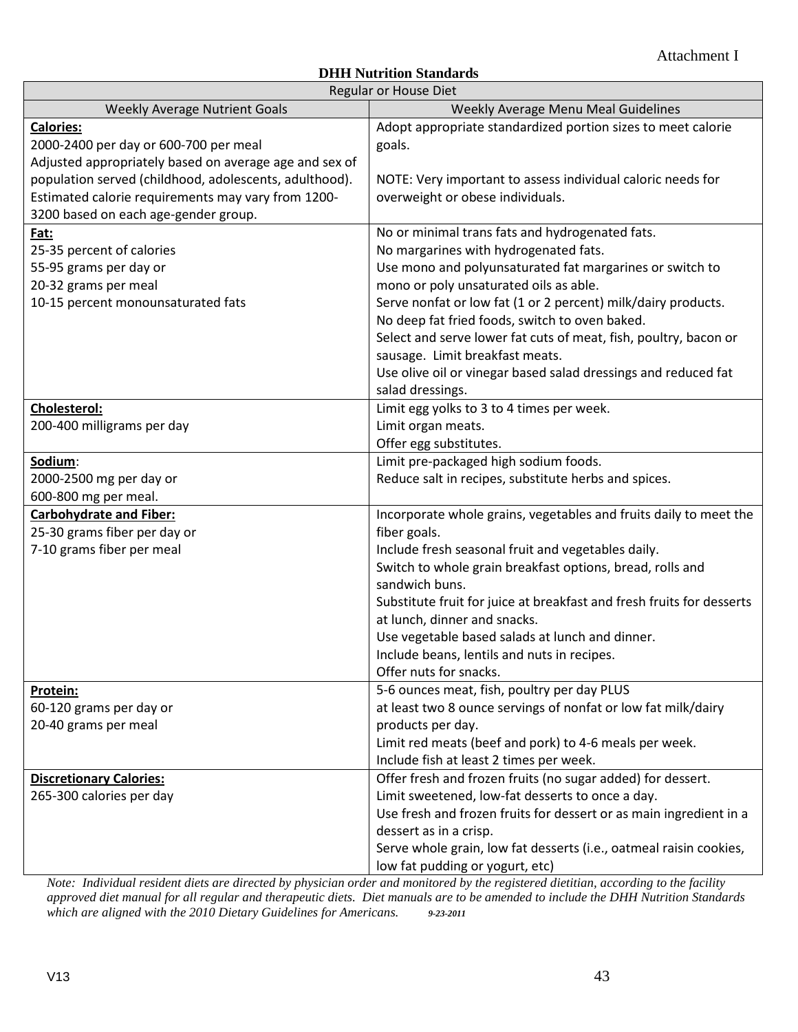Attachment I

**DHH Nutrition Standards**

| Regular or House Diet | |
|---|---|
| Weekly Average Nutrient Goals | Weekly Average Menu Meal Guidelines |
| **Calories:**<br>2000-2400 per day or 600-700 per meal<br>Adjusted appropriately based on average age and sex of population served (childhood, adolescents, adulthood). Estimated calorie requirements may vary from 1200-3200 based on each age-gender group. | Adopt appropriate standardized portion sizes to meet calorie goals.<br><br>NOTE: Very important to assess individual caloric needs for overweight or obese individuals. |
| **Fat:**<br>25-35 percent of calories<br>55-95 grams per day or<br>20-32 grams per meal<br>10-15 percent monounsaturated fats | No or minimal trans fats and hydrogenated fats.<br>No margarines with hydrogenated fats.<br>Use mono and polyunsaturated fat margarines or switch to mono or poly unsaturated oils as able.<br>Serve nonfat or low fat (1 or 2 percent) milk/dairy products.<br>No deep fat fried foods, switch to oven baked.<br>Select and serve lower fat cuts of meat, fish, poultry, bacon or sausage. Limit breakfast meats.<br>Use olive oil or vinegar based salad dressings and reduced fat salad dressings. |
| **Cholesterol:**<br>200-400 milligrams per day | Limit egg yolks to 3 to 4 times per week.<br>Limit organ meats.<br>Offer egg substitutes. |
| **Sodium**:<br>2000-2500 mg per day or<br>600-800 mg per meal. | Limit pre-packaged high sodium foods.<br>Reduce salt in recipes, substitute herbs and spices. |
| **Carbohydrate and Fiber:**<br>25-30 grams fiber per day or<br>7-10 grams fiber per meal | Incorporate whole grains, vegetables and fruits daily to meet the fiber goals.<br>Include fresh seasonal fruit and vegetables daily.<br>Switch to whole grain breakfast options, bread, rolls and sandwich buns.<br>Substitute fruit for juice at breakfast and fresh fruits for desserts at lunch, dinner and snacks.<br>Use vegetable based salads at lunch and dinner.<br>Include beans, lentils and nuts in recipes.<br>Offer nuts for snacks. |
| **Protein:**<br>60-120 grams per day or<br>20-40 grams per meal | 5-6 ounces meat, fish, poultry per day PLUS<br>at least two 8 ounce servings of nonfat or low fat milk/dairy products per day.<br>Limit red meats (beef and pork) to 4-6 meals per week.<br>Include fish at least 2 times per week. |
| **Discretionary Calories:**<br>265-300 calories per day | Offer fresh and frozen fruits (no sugar added) for dessert.<br>Limit sweetened, low-fat desserts to once a day.<br>Use fresh and frozen fruits for dessert or as main ingredient in a dessert as in a crisp.<br>Serve whole grain, low fat desserts (i.e., oatmeal raisin cookies, low fat pudding or yogurt, etc) |

*Note: Individual resident diets are directed by physician order and monitored by the registered dietitian, according to the facility approved diet manual for all regular and therapeutic diets. Diet manuals are to be amended to include the DHH Nutrition Standards which are aligned with the 2010 Dietary Guidelines for Americans.* ***9-23-2011***

V13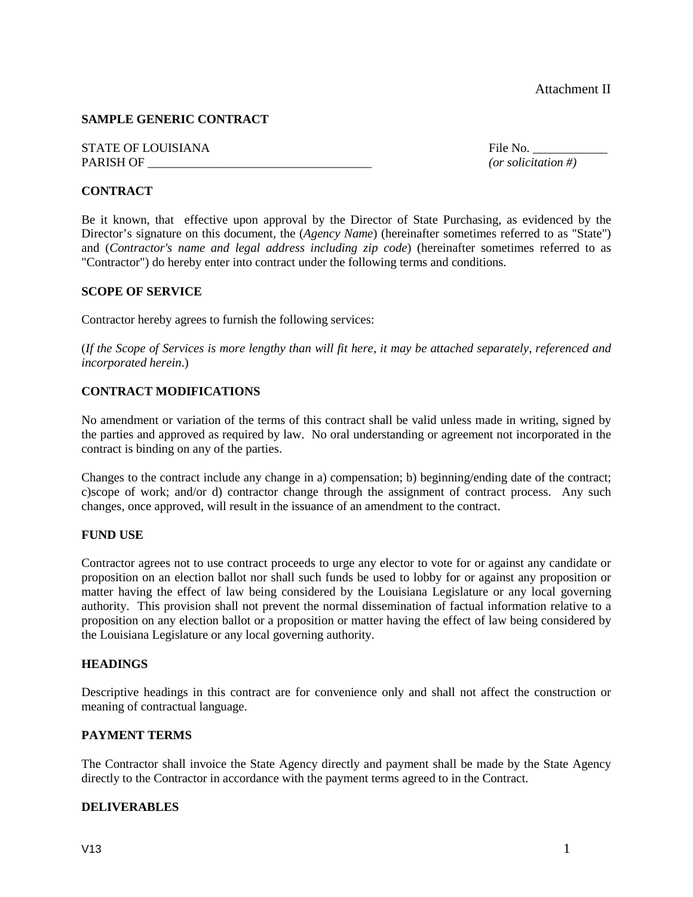Attachment II

**SAMPLE GENERIC CONTRACT**

STATE OF LOUISIANA File No. ____________

PARISH OF ____________________________________ *(or solicitation #)*

**CONTRACT**

Be it known, that effective upon approval by the Director of State Purchasing, as evidenced by the Director's signature on this document, the (*Agency Name*) (hereinafter sometimes referred to as "State") and (*Contractor's name and legal address including zip code*) (hereinafter sometimes referred to as "Contractor") do hereby enter into contract under the following terms and conditions.

**SCOPE OF SERVICE**

Contractor hereby agrees to furnish the following services:

(*If the Scope of Services is more lengthy than will fit here, it may be attached separately, referenced and incorporated herein*.)

**CONTRACT MODIFICATIONS**

No amendment or variation of the terms of this contract shall be valid unless made in writing, signed by the parties and approved as required by law. No oral understanding or agreement not incorporated in the contract is binding on any of the parties.

Changes to the contract include any change in a) compensation; b) beginning/ending date of the contract; c)scope of work; and/or d) contractor change through the assignment of contract process. Any such changes, once approved, will result in the issuance of an amendment to the contract.

**FUND USE**

Contractor agrees not to use contract proceeds to urge any elector to vote for or against any candidate or proposition on an election ballot nor shall such funds be used to lobby for or against any proposition or matter having the effect of law being considered by the Louisiana Legislature or any local governing authority. This provision shall not prevent the normal dissemination of factual information relative to a proposition on any election ballot or a proposition or matter having the effect of law being considered by the Louisiana Legislature or any local governing authority.

**HEADINGS**

Descriptive headings in this contract are for convenience only and shall not affect the construction or meaning of contractual language.

**PAYMENT TERMS**

The Contractor shall invoice the State Agency directly and payment shall be made by the State Agency directly to the Contractor in accordance with the payment terms agreed to in the Contract.

**DELIVERABLES**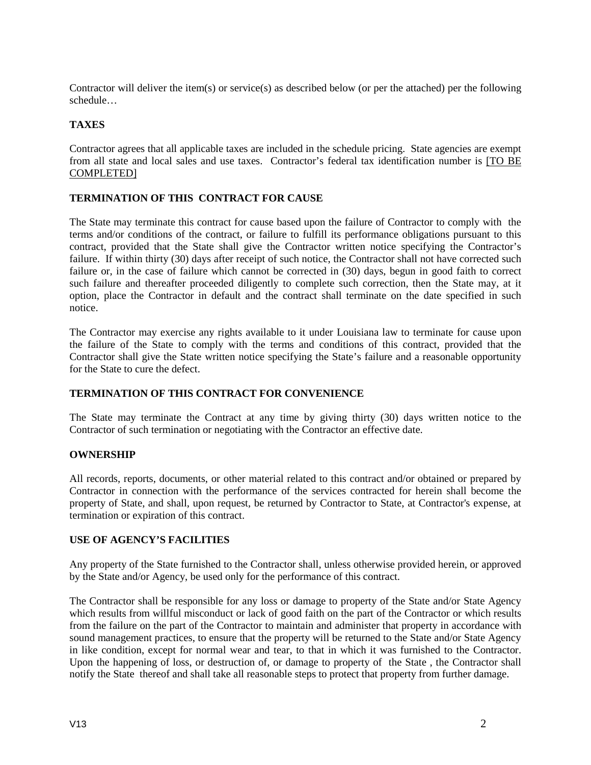Contractor will deliver the item(s) or service(s) as described below (or per the attached) per the following schedule…

**TAXES**

Contractor agrees that all applicable taxes are included in the schedule pricing. State agencies are exempt from all state and local sales and use taxes. Contractor's federal tax identification number is [TO BE COMPLETED]

**TERMINATION OF THIS CONTRACT FOR CAUSE**

The State may terminate this contract for cause based upon the failure of Contractor to comply with the terms and/or conditions of the contract, or failure to fulfill its performance obligations pursuant to this contract, provided that the State shall give the Contractor written notice specifying the Contractor's failure. If within thirty (30) days after receipt of such notice, the Contractor shall not have corrected such failure or, in the case of failure which cannot be corrected in (30) days, begun in good faith to correct such failure and thereafter proceeded diligently to complete such correction, then the State may, at it option, place the Contractor in default and the contract shall terminate on the date specified in such notice.

The Contractor may exercise any rights available to it under Louisiana law to terminate for cause upon the failure of the State to comply with the terms and conditions of this contract, provided that the Contractor shall give the State written notice specifying the State's failure and a reasonable opportunity for the State to cure the defect.

**TERMINATION OF THIS CONTRACT FOR CONVENIENCE**

The State may terminate the Contract at any time by giving thirty (30) days written notice to the Contractor of such termination or negotiating with the Contractor an effective date.

**OWNERSHIP**

All records, reports, documents, or other material related to this contract and/or obtained or prepared by Contractor in connection with the performance of the services contracted for herein shall become the property of State, and shall, upon request, be returned by Contractor to State, at Contractor's expense, at termination or expiration of this contract.

**USE OF AGENCY'S FACILITIES**

Any property of the State furnished to the Contractor shall, unless otherwise provided herein, or approved by the State and/or Agency, be used only for the performance of this contract.

The Contractor shall be responsible for any loss or damage to property of the State and/or State Agency which results from willful misconduct or lack of good faith on the part of the Contractor or which results from the failure on the part of the Contractor to maintain and administer that property in accordance with sound management practices, to ensure that the property will be returned to the State and/or State Agency in like condition, except for normal wear and tear, to that in which it was furnished to the Contractor. Upon the happening of loss, or destruction of, or damage to property of the State , the Contractor shall notify the State thereof and shall take all reasonable steps to protect that property from further damage.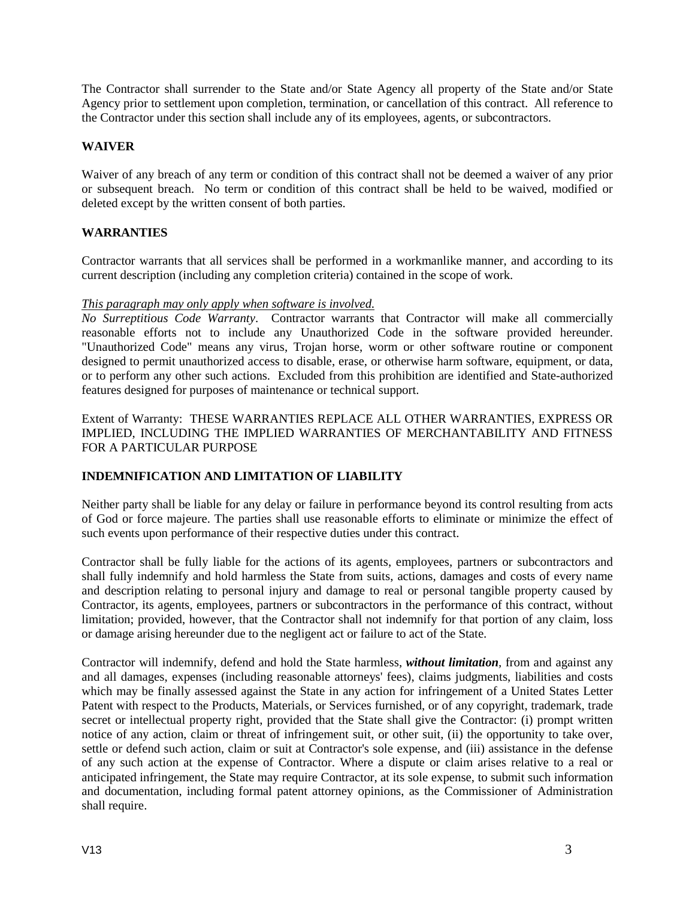The Contractor shall surrender to the State and/or State Agency all property of the State and/or State Agency prior to settlement upon completion, termination, or cancellation of this contract. All reference to the Contractor under this section shall include any of its employees, agents, or subcontractors.

**WAIVER**

Waiver of any breach of any term or condition of this contract shall not be deemed a waiver of any prior or subsequent breach. No term or condition of this contract shall be held to be waived, modified or deleted except by the written consent of both parties.

**WARRANTIES**

Contractor warrants that all services shall be performed in a workmanlike manner, and according to its current description (including any completion criteria) contained in the scope of work.

*This paragraph may only apply when software is involved.*
*No Surreptitious Code Warranty*. Contractor warrants that Contractor will make all commercially reasonable efforts not to include any Unauthorized Code in the software provided hereunder. "Unauthorized Code" means any virus, Trojan horse, worm or other software routine or component designed to permit unauthorized access to disable, erase, or otherwise harm software, equipment, or data, or to perform any other such actions. Excluded from this prohibition are identified and State-authorized features designed for purposes of maintenance or technical support.

Extent of Warranty: THESE WARRANTIES REPLACE ALL OTHER WARRANTIES, EXPRESS OR IMPLIED, INCLUDING THE IMPLIED WARRANTIES OF MERCHANTABILITY AND FITNESS FOR A PARTICULAR PURPOSE

**INDEMNIFICATION AND LIMITATION OF LIABILITY**

Neither party shall be liable for any delay or failure in performance beyond its control resulting from acts of God or force majeure. The parties shall use reasonable efforts to eliminate or minimize the effect of such events upon performance of their respective duties under this contract.

Contractor shall be fully liable for the actions of its agents, employees, partners or subcontractors and shall fully indemnify and hold harmless the State from suits, actions, damages and costs of every name and description relating to personal injury and damage to real or personal tangible property caused by Contractor, its agents, employees, partners or subcontractors in the performance of this contract, without limitation; provided, however, that the Contractor shall not indemnify for that portion of any claim, loss or damage arising hereunder due to the negligent act or failure to act of the State.

Contractor will indemnify, defend and hold the State harmless, ***without limitation***, from and against any and all damages, expenses (including reasonable attorneys' fees), claims judgments, liabilities and costs which may be finally assessed against the State in any action for infringement of a United States Letter Patent with respect to the Products, Materials, or Services furnished, or of any copyright, trademark, trade secret or intellectual property right, provided that the State shall give the Contractor: (i) prompt written notice of any action, claim or threat of infringement suit, or other suit, (ii) the opportunity to take over, settle or defend such action, claim or suit at Contractor's sole expense, and (iii) assistance in the defense of any such action at the expense of Contractor. Where a dispute or claim arises relative to a real or anticipated infringement, the State may require Contractor, at its sole expense, to submit such information and documentation, including formal patent attorney opinions, as the Commissioner of Administration shall require.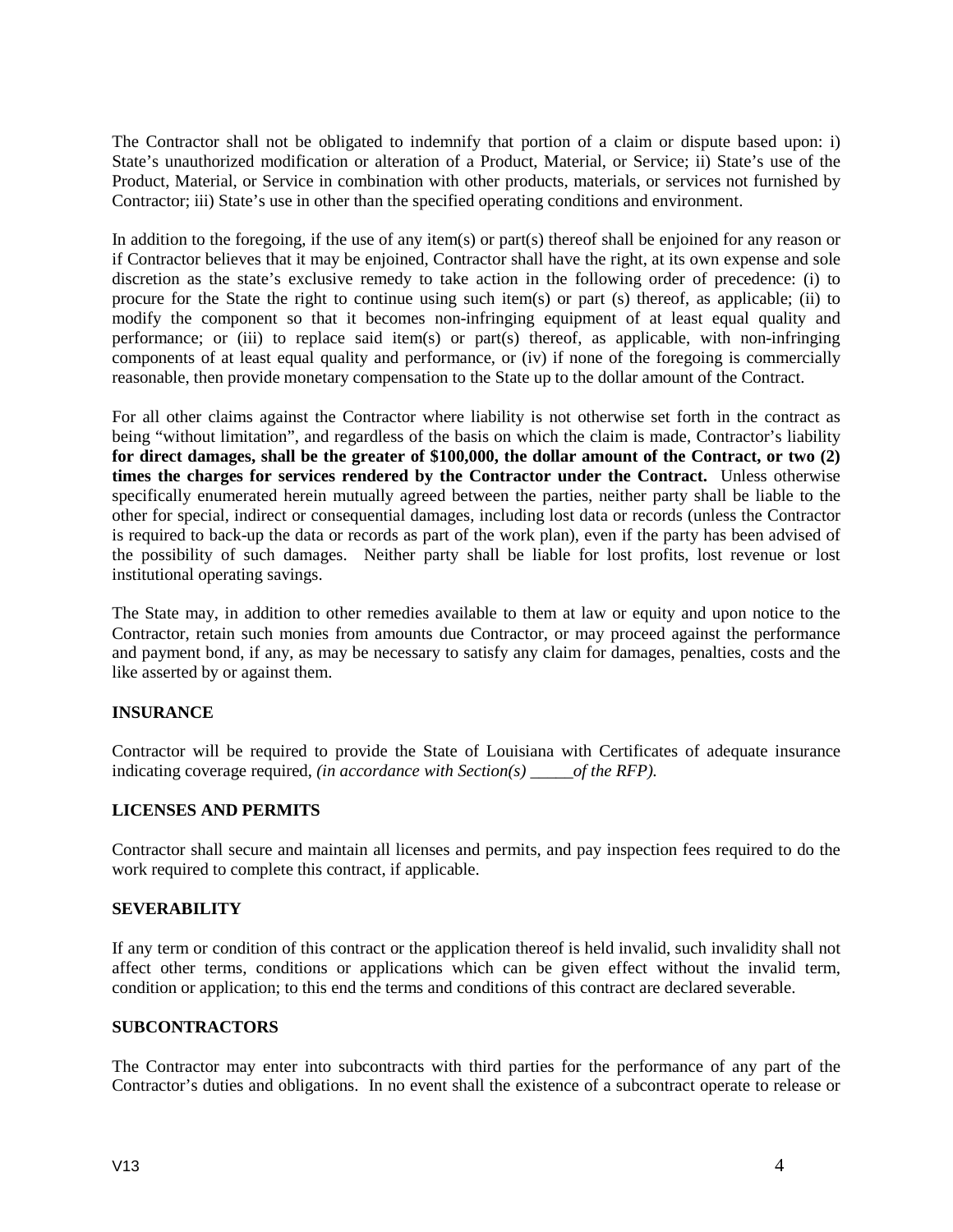The Contractor shall not be obligated to indemnify that portion of a claim or dispute based upon: i) State's unauthorized modification or alteration of a Product, Material, or Service; ii) State's use of the Product, Material, or Service in combination with other products, materials, or services not furnished by Contractor; iii) State's use in other than the specified operating conditions and environment.

In addition to the foregoing, if the use of any item(s) or part(s) thereof shall be enjoined for any reason or if Contractor believes that it may be enjoined, Contractor shall have the right, at its own expense and sole discretion as the state's exclusive remedy to take action in the following order of precedence: (i) to procure for the State the right to continue using such item(s) or part (s) thereof, as applicable; (ii) to modify the component so that it becomes non-infringing equipment of at least equal quality and performance; or (iii) to replace said item(s) or part(s) thereof, as applicable, with non-infringing components of at least equal quality and performance, or (iv) if none of the foregoing is commercially reasonable, then provide monetary compensation to the State up to the dollar amount of the Contract.

For all other claims against the Contractor where liability is not otherwise set forth in the contract as being "without limitation", and regardless of the basis on which the claim is made, Contractor's liability **for direct damages, shall be the greater of $100,000, the dollar amount of the Contract, or two (2) times the charges for services rendered by the Contractor under the Contract.** Unless otherwise specifically enumerated herein mutually agreed between the parties, neither party shall be liable to the other for special, indirect or consequential damages, including lost data or records (unless the Contractor is required to back-up the data or records as part of the work plan), even if the party has been advised of the possibility of such damages. Neither party shall be liable for lost profits, lost revenue or lost institutional operating savings.

The State may, in addition to other remedies available to them at law or equity and upon notice to the Contractor, retain such monies from amounts due Contractor, or may proceed against the performance and payment bond, if any, as may be necessary to satisfy any claim for damages, penalties, costs and the like asserted by or against them.

**INSURANCE**

Contractor will be required to provide the State of Louisiana with Certificates of adequate insurance indicating coverage required, *(in accordance with Section(s) _____of the RFP).*

**LICENSES AND PERMITS**

Contractor shall secure and maintain all licenses and permits, and pay inspection fees required to do the work required to complete this contract, if applicable.

**SEVERABILITY**

If any term or condition of this contract or the application thereof is held invalid, such invalidity shall not affect other terms, conditions or applications which can be given effect without the invalid term, condition or application; to this end the terms and conditions of this contract are declared severable.

**SUBCONTRACTORS**

The Contractor may enter into subcontracts with third parties for the performance of any part of the Contractor's duties and obligations. In no event shall the existence of a subcontract operate to release or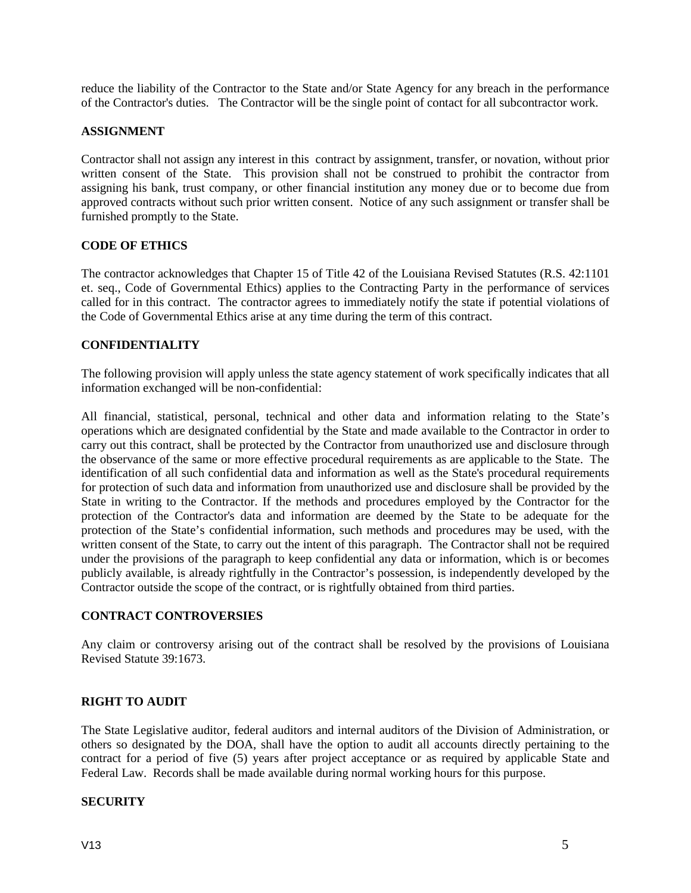reduce the liability of the Contractor to the State and/or State Agency for any breach in the performance of the Contractor's duties. The Contractor will be the single point of contact for all subcontractor work.

**ASSIGNMENT**

Contractor shall not assign any interest in this contract by assignment, transfer, or novation, without prior written consent of the State. This provision shall not be construed to prohibit the contractor from assigning his bank, trust company, or other financial institution any money due or to become due from approved contracts without such prior written consent. Notice of any such assignment or transfer shall be furnished promptly to the State.

**CODE OF ETHICS**

The contractor acknowledges that Chapter 15 of Title 42 of the Louisiana Revised Statutes (R.S. 42:1101 et. seq., Code of Governmental Ethics) applies to the Contracting Party in the performance of services called for in this contract. The contractor agrees to immediately notify the state if potential violations of the Code of Governmental Ethics arise at any time during the term of this contract.

**CONFIDENTIALITY**

The following provision will apply unless the state agency statement of work specifically indicates that all information exchanged will be non-confidential:

All financial, statistical, personal, technical and other data and information relating to the State's operations which are designated confidential by the State and made available to the Contractor in order to carry out this contract, shall be protected by the Contractor from unauthorized use and disclosure through the observance of the same or more effective procedural requirements as are applicable to the State. The identification of all such confidential data and information as well as the State's procedural requirements for protection of such data and information from unauthorized use and disclosure shall be provided by the State in writing to the Contractor. If the methods and procedures employed by the Contractor for the protection of the Contractor's data and information are deemed by the State to be adequate for the protection of the State's confidential information, such methods and procedures may be used, with the written consent of the State, to carry out the intent of this paragraph. The Contractor shall not be required under the provisions of the paragraph to keep confidential any data or information, which is or becomes publicly available, is already rightfully in the Contractor's possession, is independently developed by the Contractor outside the scope of the contract, or is rightfully obtained from third parties.

**CONTRACT CONTROVERSIES**

Any claim or controversy arising out of the contract shall be resolved by the provisions of Louisiana Revised Statute 39:1673.

**RIGHT TO AUDIT**

The State Legislative auditor, federal auditors and internal auditors of the Division of Administration, or others so designated by the DOA, shall have the option to audit all accounts directly pertaining to the contract for a period of five (5) years after project acceptance or as required by applicable State and Federal Law. Records shall be made available during normal working hours for this purpose.

**SECURITY**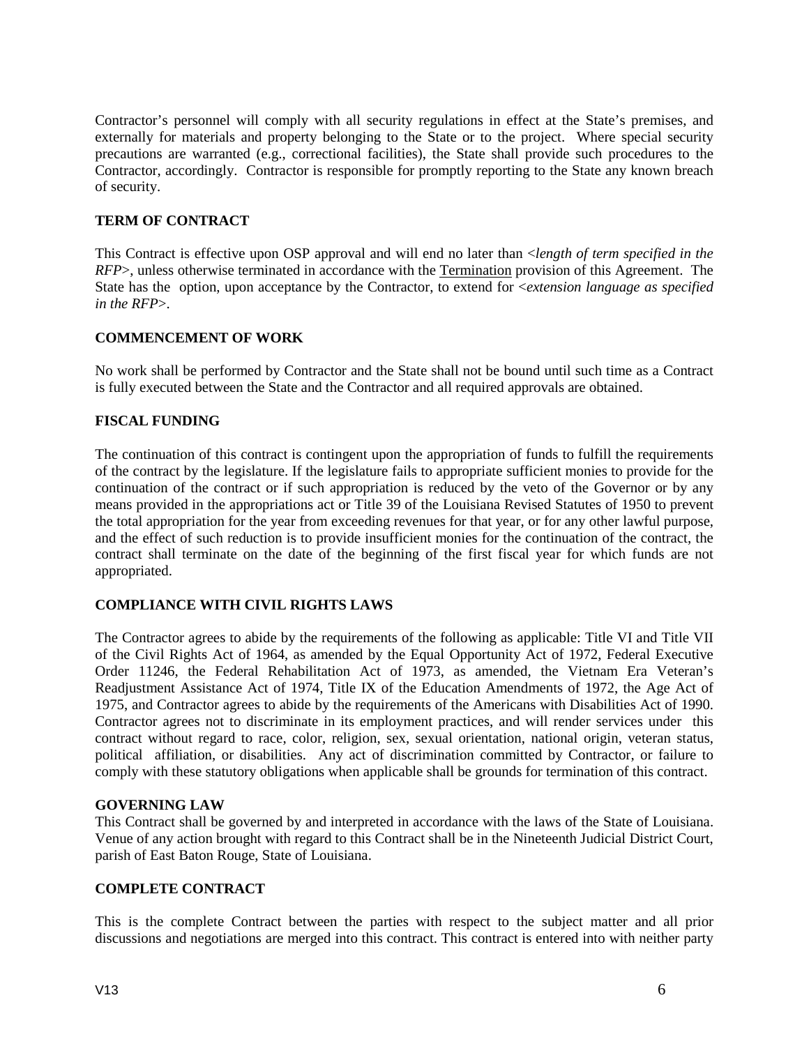Contractor's personnel will comply with all security regulations in effect at the State's premises, and externally for materials and property belonging to the State or to the project. Where special security precautions are warranted (e.g., correctional facilities), the State shall provide such procedures to the Contractor, accordingly. Contractor is responsible for promptly reporting to the State any known breach of security.

**TERM OF CONTRACT**

This Contract is effective upon OSP approval and will end no later than <*length of term specified in the RFP*>, unless otherwise terminated in accordance with the Termination provision of this Agreement. The State has the option, upon acceptance by the Contractor, to extend for <*extension language as specified in the RFP*>.

**COMMENCEMENT OF WORK**

No work shall be performed by Contractor and the State shall not be bound until such time as a Contract is fully executed between the State and the Contractor and all required approvals are obtained.

**FISCAL FUNDING**

The continuation of this contract is contingent upon the appropriation of funds to fulfill the requirements of the contract by the legislature. If the legislature fails to appropriate sufficient monies to provide for the continuation of the contract or if such appropriation is reduced by the veto of the Governor or by any means provided in the appropriations act or Title 39 of the Louisiana Revised Statutes of 1950 to prevent the total appropriation for the year from exceeding revenues for that year, or for any other lawful purpose, and the effect of such reduction is to provide insufficient monies for the continuation of the contract, the contract shall terminate on the date of the beginning of the first fiscal year for which funds are not appropriated.

**COMPLIANCE WITH CIVIL RIGHTS LAWS**

The Contractor agrees to abide by the requirements of the following as applicable: Title VI and Title VII of the Civil Rights Act of 1964, as amended by the Equal Opportunity Act of 1972, Federal Executive Order 11246, the Federal Rehabilitation Act of 1973, as amended, the Vietnam Era Veteran's Readjustment Assistance Act of 1974, Title IX of the Education Amendments of 1972, the Age Act of 1975, and Contractor agrees to abide by the requirements of the Americans with Disabilities Act of 1990. Contractor agrees not to discriminate in its employment practices, and will render services under this contract without regard to race, color, religion, sex, sexual orientation, national origin, veteran status, political affiliation, or disabilities. Any act of discrimination committed by Contractor, or failure to comply with these statutory obligations when applicable shall be grounds for termination of this contract.

**GOVERNING LAW**

This Contract shall be governed by and interpreted in accordance with the laws of the State of Louisiana. Venue of any action brought with regard to this Contract shall be in the Nineteenth Judicial District Court, parish of East Baton Rouge, State of Louisiana.

**COMPLETE CONTRACT**

This is the complete Contract between the parties with respect to the subject matter and all prior discussions and negotiations are merged into this contract. This contract is entered into with neither party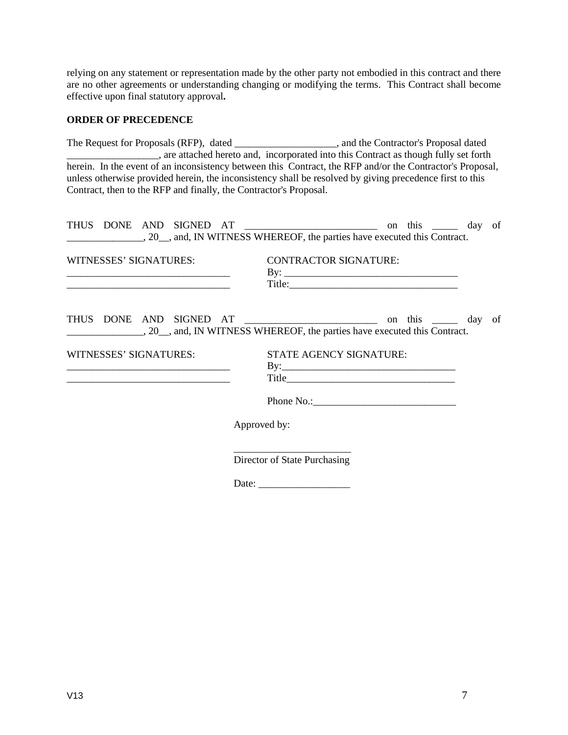relying on any statement or representation made by the other party not embodied in this contract and there are no other agreements or understanding changing or modifying the terms. This Contract shall become effective upon final statutory approval**.**

**ORDER OF PRECEDENCE**

The Request for Proposals (RFP), dated ____________________, and the Contractor's Proposal dated __________________, are attached hereto and, incorporated into this Contract as though fully set forth herein. In the event of an inconsistency between this Contract, the RFP and/or the Contractor's Proposal, unless otherwise provided herein, the inconsistency shall be resolved by giving precedence first to this Contract, then to the RFP and finally, the Contractor's Proposal.

THUS DONE AND SIGNED AT __________________________ on this _____ day of _______________, 20__, and, IN WITNESS WHEREOF, the parties have executed this Contract.

WITNESSES' SIGNATURES:

________________________________

________________________________

CONTRACTOR SIGNATURE:

By: __________________________________

Title:_________________________________

THUS DONE AND SIGNED AT __________________________ on this _____ day of _______________, 20__, and, IN WITNESS WHEREOF, the parties have executed this Contract.

WITNESSES' SIGNATURES:

________________________________

________________________________

STATE AGENCY SIGNATURE:

By:__________________________________

Title_________________________________

Phone No.:____________________________

Approved by:

_______________________

Director of State Purchasing

Date: __________________

V13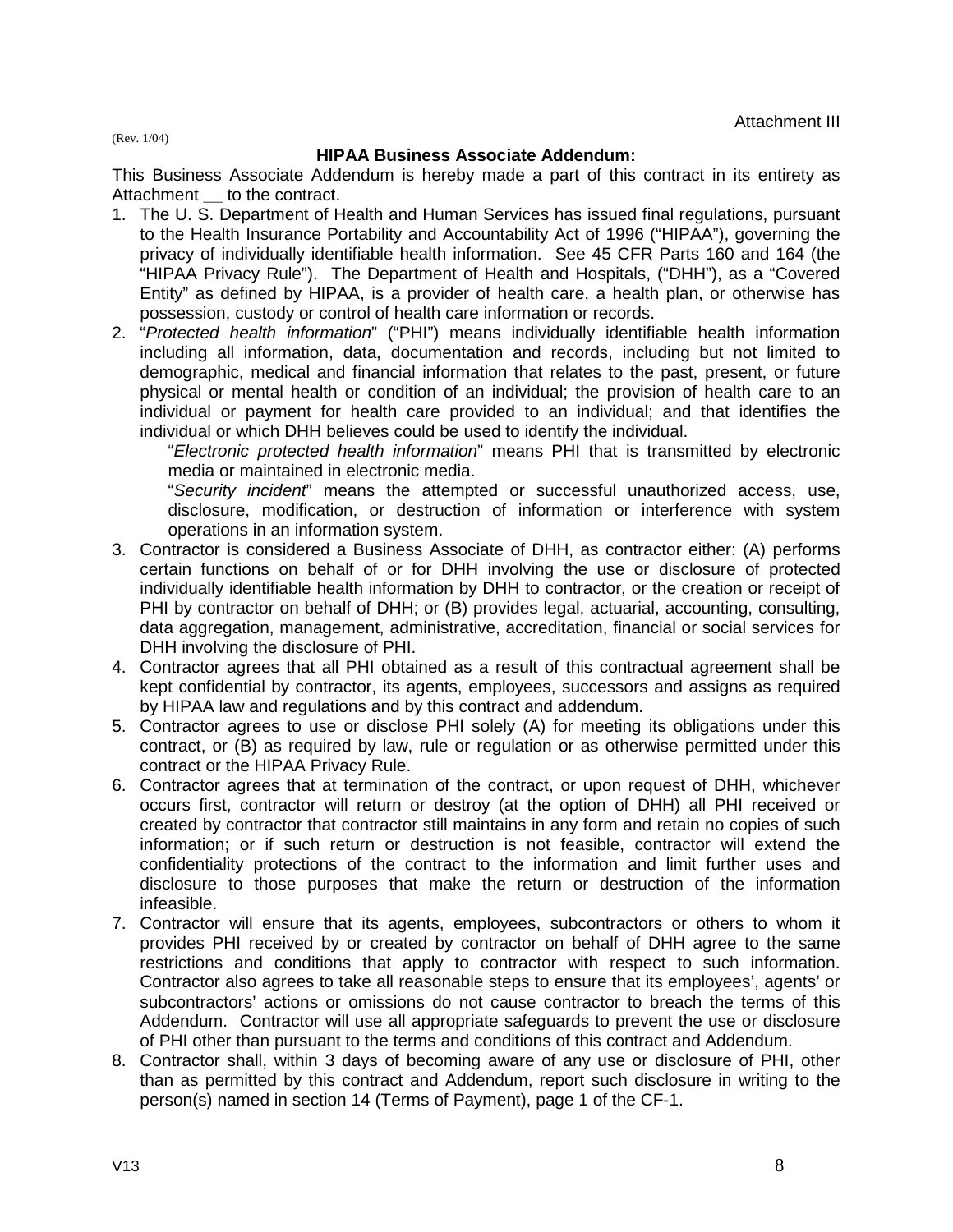Attachment III

(Rev. 1/04)

**HIPAA Business Associate Addendum:**

This Business Associate Addendum is hereby made a part of this contract in its entirety as Attachment __ to the contract.

1. The U. S. Department of Health and Human Services has issued final regulations, pursuant to the Health Insurance Portability and Accountability Act of 1996 ("HIPAA"), governing the privacy of individually identifiable health information. See 45 CFR Parts 160 and 164 (the "HIPAA Privacy Rule"). The Department of Health and Hospitals, ("DHH"), as a "Covered Entity" as defined by HIPAA, is a provider of health care, a health plan, or otherwise has possession, custody or control of health care information or records.
2. "*Protected health information*" ("PHI") means individually identifiable health information including all information, data, documentation and records, including but not limited to demographic, medical and financial information that relates to the past, present, or future physical or mental health or condition of an individual; the provision of health care to an individual or payment for health care provided to an individual; and that identifies the individual or which DHH believes could be used to identify the individual.

   "*Electronic protected health information*" means PHI that is transmitted by electronic media or maintained in electronic media.

   "*Security incident*" means the attempted or successful unauthorized access, use, disclosure, modification, or destruction of information or interference with system operations in an information system.
3. Contractor is considered a Business Associate of DHH, as contractor either: (A) performs certain functions on behalf of or for DHH involving the use or disclosure of protected individually identifiable health information by DHH to contractor, or the creation or receipt of PHI by contractor on behalf of DHH; or (B) provides legal, actuarial, accounting, consulting, data aggregation, management, administrative, accreditation, financial or social services for DHH involving the disclosure of PHI.
4. Contractor agrees that all PHI obtained as a result of this contractual agreement shall be kept confidential by contractor, its agents, employees, successors and assigns as required by HIPAA law and regulations and by this contract and addendum.
5. Contractor agrees to use or disclose PHI solely (A) for meeting its obligations under this contract, or (B) as required by law, rule or regulation or as otherwise permitted under this contract or the HIPAA Privacy Rule.
6. Contractor agrees that at termination of the contract, or upon request of DHH, whichever occurs first, contractor will return or destroy (at the option of DHH) all PHI received or created by contractor that contractor still maintains in any form and retain no copies of such information; or if such return or destruction is not feasible, contractor will extend the confidentiality protections of the contract to the information and limit further uses and disclosure to those purposes that make the return or destruction of the information infeasible.
7. Contractor will ensure that its agents, employees, subcontractors or others to whom it provides PHI received by or created by contractor on behalf of DHH agree to the same restrictions and conditions that apply to contractor with respect to such information. Contractor also agrees to take all reasonable steps to ensure that its employees', agents' or subcontractors' actions or omissions do not cause contractor to breach the terms of this Addendum. Contractor will use all appropriate safeguards to prevent the use or disclosure of PHI other than pursuant to the terms and conditions of this contract and Addendum.
8. Contractor shall, within 3 days of becoming aware of any use or disclosure of PHI, other than as permitted by this contract and Addendum, report such disclosure in writing to the person(s) named in section 14 (Terms of Payment), page 1 of the CF-1.

V13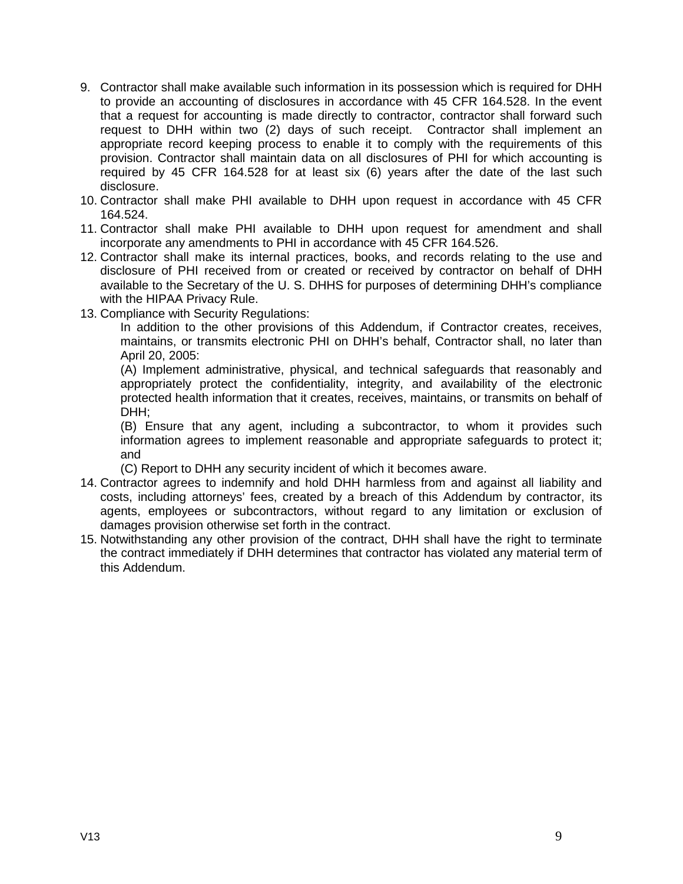9. Contractor shall make available such information in its possession which is required for DHH to provide an accounting of disclosures in accordance with 45 CFR 164.528. In the event that a request for accounting is made directly to contractor, contractor shall forward such request to DHH within two (2) days of such receipt. Contractor shall implement an appropriate record keeping process to enable it to comply with the requirements of this provision. Contractor shall maintain data on all disclosures of PHI for which accounting is required by 45 CFR 164.528 for at least six (6) years after the date of the last such disclosure.
10. Contractor shall make PHI available to DHH upon request in accordance with 45 CFR 164.524.
11. Contractor shall make PHI available to DHH upon request for amendment and shall incorporate any amendments to PHI in accordance with 45 CFR 164.526.
12. Contractor shall make its internal practices, books, and records relating to the use and disclosure of PHI received from or created or received by contractor on behalf of DHH available to the Secretary of the U. S. DHHS for purposes of determining DHH's compliance with the HIPAA Privacy Rule.
13. Compliance with Security Regulations:

    In addition to the other provisions of this Addendum, if Contractor creates, receives, maintains, or transmits electronic PHI on DHH's behalf, Contractor shall, no later than April 20, 2005:

    (A) Implement administrative, physical, and technical safeguards that reasonably and appropriately protect the confidentiality, integrity, and availability of the electronic protected health information that it creates, receives, maintains, or transmits on behalf of DHH;

    (B) Ensure that any agent, including a subcontractor, to whom it provides such information agrees to implement reasonable and appropriate safeguards to protect it; and

    (C) Report to DHH any security incident of which it becomes aware.
14. Contractor agrees to indemnify and hold DHH harmless from and against all liability and costs, including attorneys' fees, created by a breach of this Addendum by contractor, its agents, employees or subcontractors, without regard to any limitation or exclusion of damages provision otherwise set forth in the contract.
15. Notwithstanding any other provision of the contract, DHH shall have the right to terminate the contract immediately if DHH determines that contractor has violated any material term of this Addendum.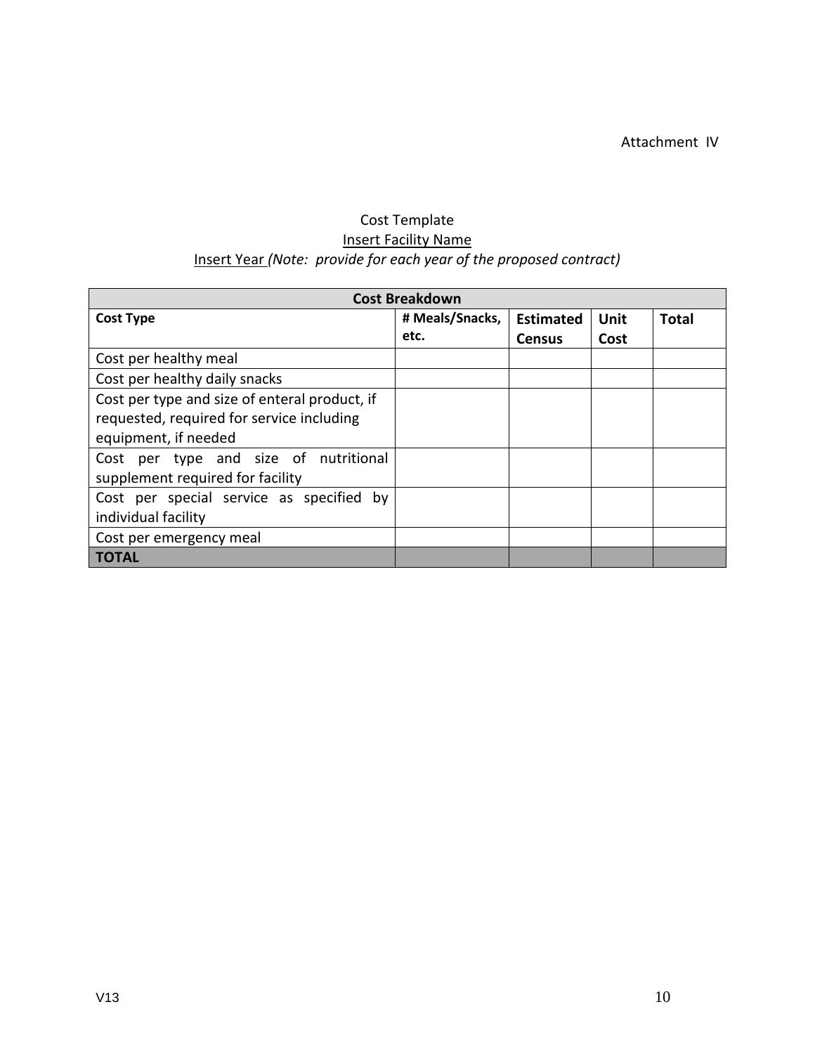Attachment IV

Cost Template

Insert Facility Name

Insert Year *(Note: provide for each year of the proposed contract)*

| Cost Breakdown | | | | |
|---|---|---|---|---|
| **Cost Type** | **# Meals/Snacks, etc.** | **Estimated Census** | **Unit Cost** | **Total** |
| Cost per healthy meal | | | | |
| Cost per healthy daily snacks | | | | |
| Cost per type and size of enteral product, if requested, required for service including equipment, if needed | | | | |
| Cost per type and size of nutritional supplement required for facility | | | | |
| Cost per special service as specified by individual facility | | | | |
| Cost per emergency meal | | | | |
| **TOTAL** | | | | |

V13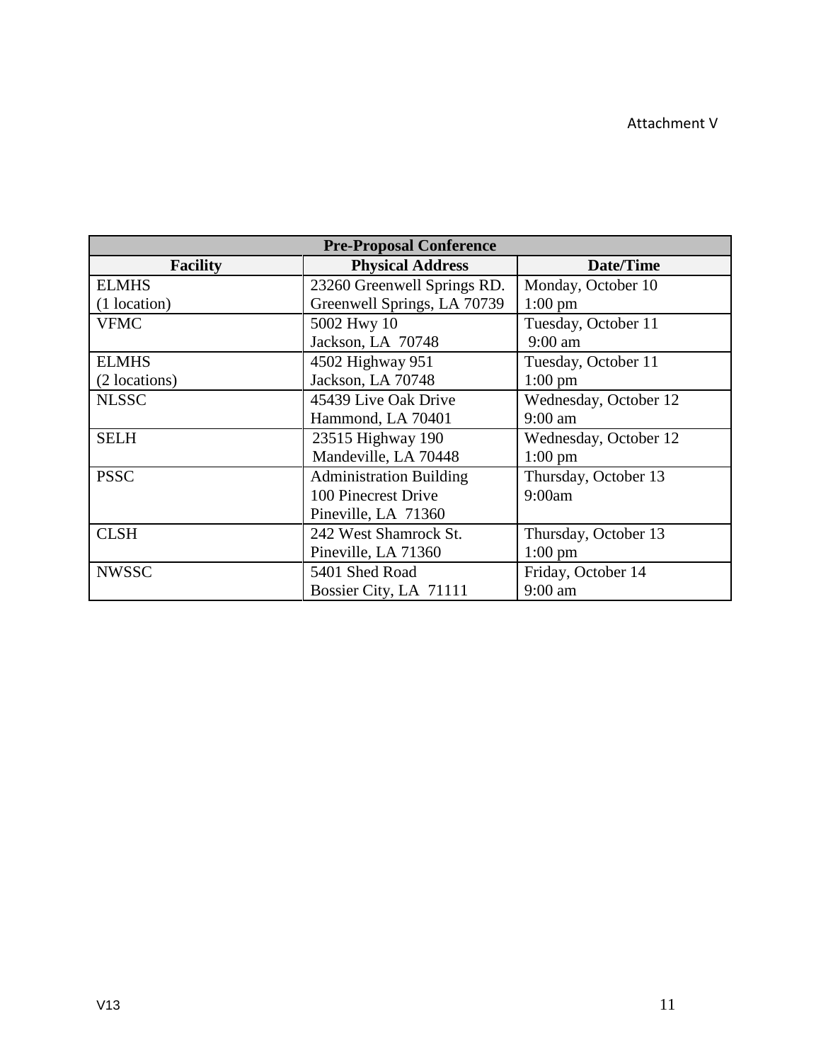Attachment V

| Pre-Proposal Conference | | |
|---|---|---|
| **Facility** | **Physical Address** | **Date/Time** |
| ELMHS (1 location) | 23260 Greenwell Springs RD. Greenwell Springs, LA 70739 | Monday, October 10 1:00 pm |
| VFMC | 5002 Hwy 10 Jackson, LA 70748 | Tuesday, October 11 9:00 am |
| ELMHS (2 locations) | 4502 Highway 951 Jackson, LA 70748 | Tuesday, October 11 1:00 pm |
| NLSSC | 45439 Live Oak Drive Hammond, LA 70401 | Wednesday, October 12 9:00 am |
| SELH | 23515 Highway 190 Mandeville, LA 70448 | Wednesday, October 12 1:00 pm |
| PSSC | Administration Building 100 Pinecrest Drive Pineville, LA 71360 | Thursday, October 13 9:00am |
| CLSH | 242 West Shamrock St. Pineville, LA 71360 | Thursday, October 13 1:00 pm |
| NWSSC | 5401 Shed Road Bossier City, LA 71111 | Friday, October 14 9:00 am |

V13